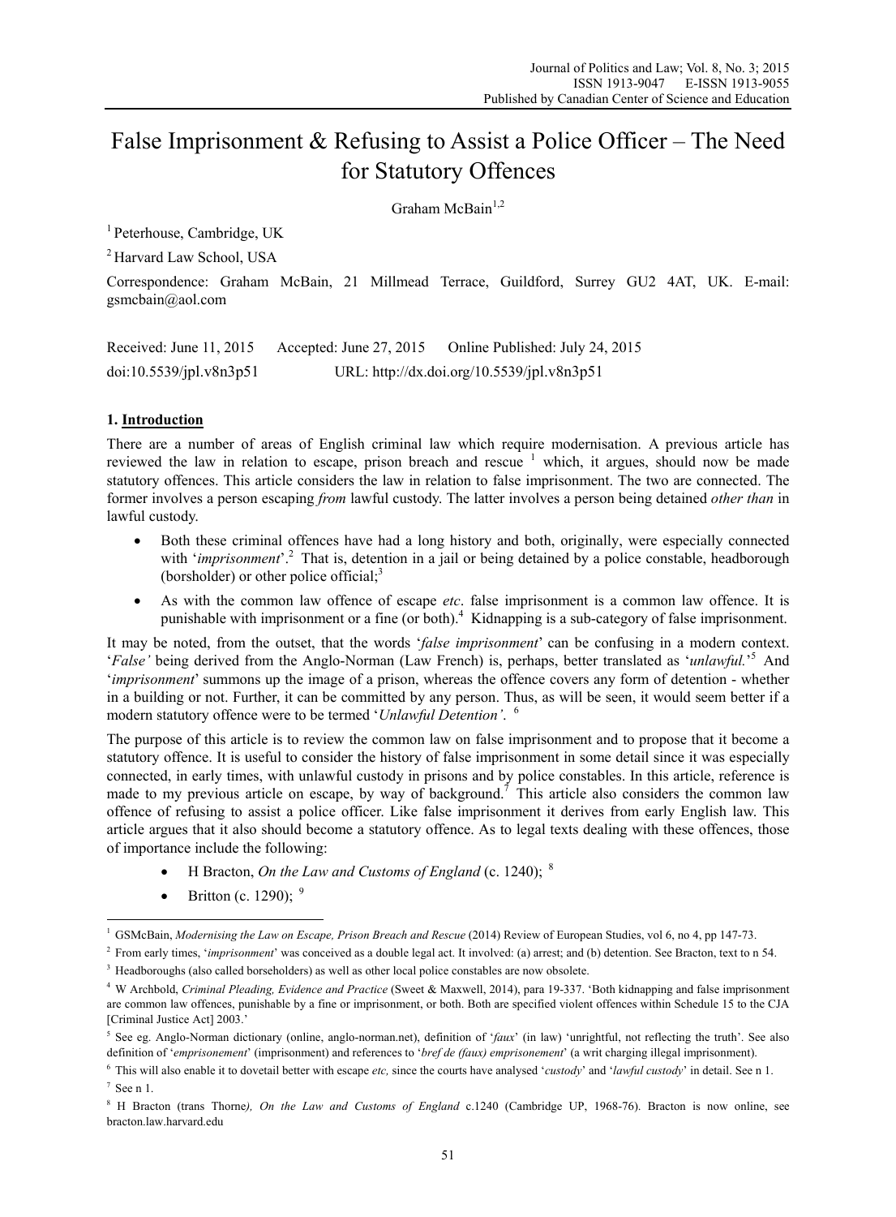# False Imprisonment & Refusing to Assist a Police Officer – The Need for Statutory Offences

Graham McBain[1,2]

[1] Peterhouse, Cambridge, UK

[2] Harvard Law School, USA

Correspondence: Graham McBain, 21 Millmead Terrace, Guildford, Surrey GU2 4AT, UK. E-mail: gsmcbain@aol.com

Received: June 11, 2015 Accepted: June 27, 2015 Online Published: July 24, 2015

doi:10.5539/jpl.v8n3p51 URL: http://dx.doi.org/10.5539/jpl.v8n3p51

## 1. Introduction

There are a number of areas of English criminal law which require modernisation. A previous article has reviewed the law in relation to escape, prison breach and rescue [1] which, it argues, should now be made statutory offences. This article considers the law in relation to false imprisonment. The two are connected. The former involves a person escaping *from* lawful custody. The latter involves a person being detained *other than* in lawful custody.

- Both these criminal offences have had a long history and both, originally, were especially connected with '*imprisonment*'.[2] That is, detention in a jail or being detained by a police constable, headborough (borsholder) or other police official;[3]
- As with the common law offence of escape *etc*. false imprisonment is a common law offence. It is punishable with imprisonment or a fine (or both).[4] Kidnapping is a sub-category of false imprisonment.

It may be noted, from the outset, that the words '*false imprisonment*' can be confusing in a modern context. '*False'* being derived from the Anglo-Norman (Law French) is, perhaps, better translated as '*unlawful*.'[5] And '*imprisonment*' summons up the image of a prison, whereas the offence covers any form of detention - whether in a building or not. Further, it can be committed by any person. Thus, as will be seen, it would seem better if a modern statutory offence were to be termed '*Unlawful Detention'*. [6]

The purpose of this article is to review the common law on false imprisonment and to propose that it become a statutory offence. It is useful to consider the history of false imprisonment in some detail since it was especially connected, in early times, with unlawful custody in prisons and by police constables. In this article, reference is made to my previous article on escape, by way of background.[7] This article also considers the common law offence of refusing to assist a police officer. Like false imprisonment it derives from early English law. This article argues that it also should become a statutory offence. As to legal texts dealing with these offences, those of importance include the following:

- H Bracton, *On the Law and Customs of England* (c. 1240); [8]
- Britton (c. 1290); [9]

---

[1] GSMcBain, *Modernising the Law on Escape, Prison Breach and Rescue* (2014) Review of European Studies, vol 6, no 4, pp 147-73.

[2] From early times, '*imprisonment*' was conceived as a double legal act. It involved: (a) arrest; and (b) detention. See Bracton, text to n 54.

[3] Headboroughs (also called borseholders) as well as other local police constables are now obsolete.

[4] W Archbold, *Criminal Pleading, Evidence and Practice* (Sweet & Maxwell, 2014), para 19-337. 'Both kidnapping and false imprisonment are common law offences, punishable by a fine or imprisonment, or both. Both are specified violent offences within Schedule 15 to the CJA [Criminal Justice Act] 2003.'

[5] See eg. Anglo-Norman dictionary (online, anglo-norman.net), definition of '*faux*' (in law) 'unrightful, not reflecting the truth'. See also definition of '*emprisonement*' (imprisonment) and references to '*bref de (faux) emprisonement*' (a writ charging illegal imprisonment).

[6] This will also enable it to dovetail better with escape *etc,* since the courts have analysed '*custody*' and '*lawful custody*' in detail. See n 1.

[7] See n 1.

[8] H Bracton (trans Thorne*), On the Law and Customs of England* c.1240 (Cambridge UP, 1968-76). Bracton is now online, see bracton.law.harvard.edu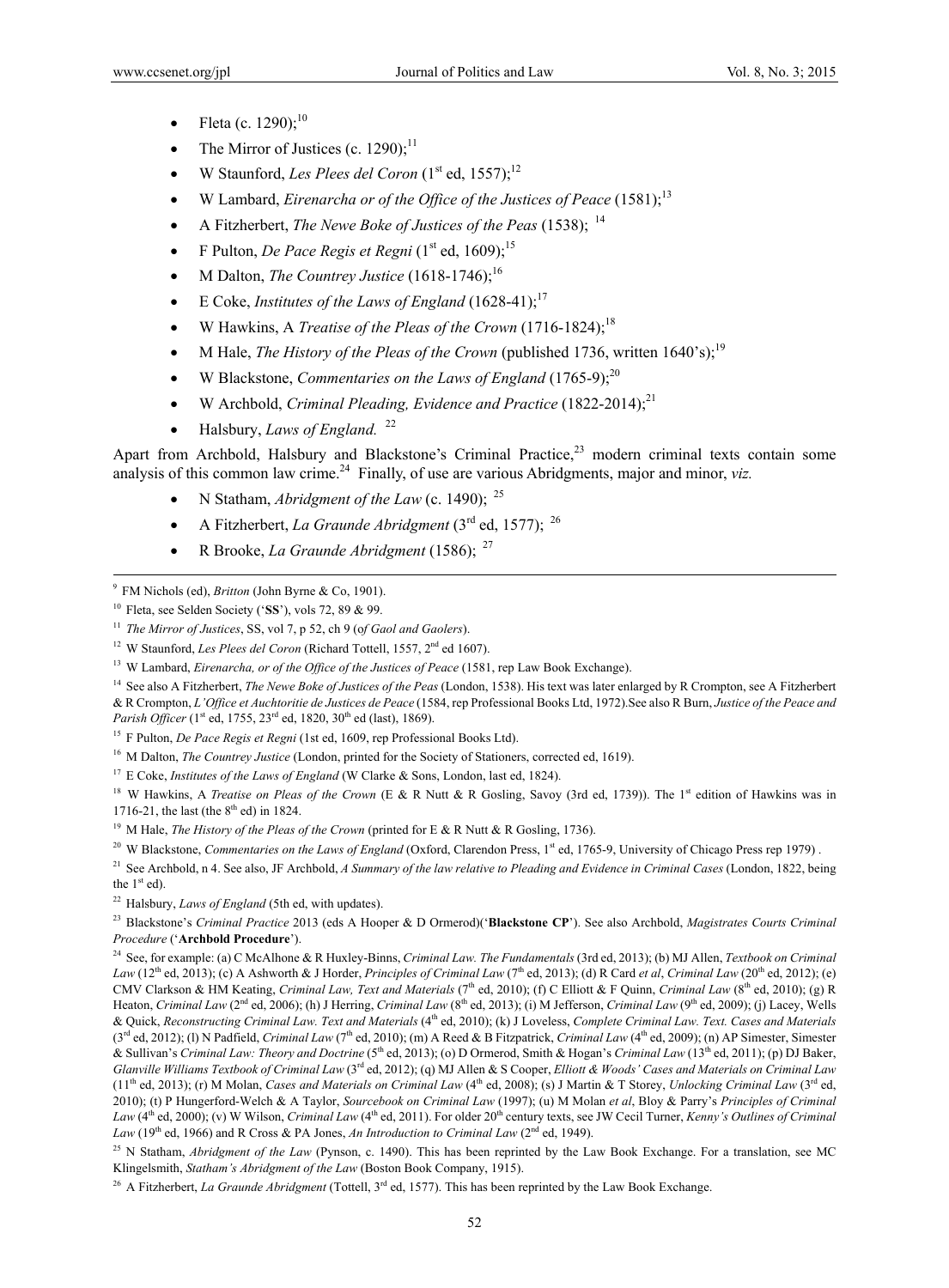- Fleta (c. 1290);[10]
- The Mirror of Justices (c. 1290);[11]
- W Staunford, *Les Plees del Coron* (1[st] ed, 1557);[12]
- W Lambard, *Eirenarcha or of the Office of the Justices of Peace* (1581);[13]
- A Fitzherbert, *The Newe Boke of Justices of the Peas* (1538); [14]
- F Pulton, *De Pace Regis et Regni* (1[st] ed, 1609);[15]
- M Dalton, *The Countrey Justice* (1618-1746);[16]
- E Coke, *Institutes of the Laws of England* (1628-41);[17]
- W Hawkins, A *Treatise of the Pleas of the Crown* (1716-1824);[18]
- M Hale, *The History of the Pleas of the Crown* (published 1736, written 1640's);[19]
- W Blackstone, *Commentaries on the Laws of England* (1765-9);[20]
- W Archbold, *Criminal Pleading, Evidence and Practice* (1822-2014);[21]
- Halsbury, *Laws of England.* [22]

Apart from Archbold, Halsbury and Blackstone's Criminal Practice,[23] modern criminal texts contain some analysis of this common law crime.[24] Finally, of use are various Abridgments, major and minor, *viz.*

- N Statham, *Abridgment of the Law* (c. 1490); [25]
- A Fitzherbert, *La Graunde Abridgment* (3[rd] ed, 1577); [26]
- R Brooke, *La Graunde Abridgment* (1586); [27]

---

[9] FM Nichols (ed), *Britton* (John Byrne & Co, 1901).

[10] Fleta, see Selden Society ('**SS**'), vols 72, 89 & 99.

[11] *The Mirror of Justices*, SS, vol 7, p 52, ch 9 (o*f Gaol and Gaolers*).

[12] W Staunford, *Les Plees del Coron* (Richard Tottell, 1557, 2[nd] ed 1607).

[13] W Lambard, *Eirenarcha, or of the Office of the Justices of Peace* (1581, rep Law Book Exchange).

[14] See also A Fitzherbert, *The Newe Boke of Justices of the Peas* (London, 1538). His text was later enlarged by R Crompton, see A Fitzherbert & R Crompton, *L'Office et Auchtoritie de Justices de Peace* (1584, rep Professional Books Ltd, 1972).See also R Burn, *Justice of the Peace and Parish Officer* (1[st] ed, 1755, 23[rd] ed, 1820, 30[th] ed (last), 1869).

[15] F Pulton, *De Pace Regis et Regni* (1st ed, 1609, rep Professional Books Ltd).

[16] M Dalton, *The Countrey Justice* (London, printed for the Society of Stationers, corrected ed, 1619).

[17] E Coke, *Institutes of the Laws of England* (W Clarke & Sons, London, last ed, 1824).

[18] W Hawkins, A *Treatise on Pleas of the Crown* (E & R Nutt & R Gosling, Savoy (3rd ed, 1739)). The 1[st] edition of Hawkins was in 1716-21, the last (the 8[th] ed) in 1824.

[19] M Hale, *The History of the Pleas of the Crown* (printed for E & R Nutt & R Gosling, 1736).

[20] W Blackstone, *Commentaries on the Laws of England* (Oxford, Clarendon Press, 1[st] ed, 1765-9, University of Chicago Press rep 1979) .

[21] See Archbold, n 4. See also, JF Archbold, *A Summary of the law relative to Pleading and Evidence in Criminal Cases* (London, 1822, being the 1[st] ed).

[22] Halsbury, *Laws of England* (5th ed, with updates).

[23] Blackstone's *Criminal Practice* 2013 (eds A Hooper & D Ormerod)('**Blackstone CP**'). See also Archbold, *Magistrates Courts Criminal Procedure* ('**Archbold Procedure**').

[24] See, for example: (a) C McAlhone & R Huxley-Binns, *Criminal Law. The Fundamentals* (3rd ed, 2013); (b) MJ Allen, *Textbook on Criminal Law* (12[th] ed, 2013); (c) A Ashworth & J Horder, *Principles of Criminal Law* (7[th] ed, 2013); (d) R Card *et al*, *Criminal Law* (20[th] ed, 2012); (e) CMV Clarkson & HM Keating, *Criminal Law, Text and Materials* (7[th] ed, 2010); (f) C Elliott & F Quinn, *Criminal Law* (8[th] ed, 2010); (g) R Heaton, *Criminal Law* (2[nd] ed, 2006); (h) J Herring, *Criminal Law* (8[th] ed, 2013); (i) M Jefferson, *Criminal Law* (9[th] ed, 2009); (j) Lacey, Wells & Quick, *Reconstructing Criminal Law. Text and Materials* (4[th] ed, 2010); (k) J Loveless, *Complete Criminal Law. Text. Cases and Materials* (3[rd] ed, 2012); (l) N Padfield, *Criminal Law* (7[th] ed, 2010); (m) A Reed & B Fitzpatrick, *Criminal Law* (4[th] ed, 2009); (n) AP Simester, Simester & Sullivan's *Criminal Law: Theory and Doctrine* (5[th] ed, 2013); (o) D Ormerod, Smith & Hogan's *Criminal Law* (13[th] ed, 2011); (p) DJ Baker, *Glanville Williams Textbook of Criminal Law* (3[rd] ed, 2012); (q) MJ Allen & S Cooper, *Elliott & Woods' Cases and Materials on Criminal Law* (11[th] ed, 2013); (r) M Molan, *Cases and Materials on Criminal Law* (4[th] ed, 2008); (s) J Martin & T Storey, *Unlocking Criminal Law* (3[rd] ed, 2010); (t) P Hungerford-Welch & A Taylor, *Sourcebook on Criminal Law* (1997); (u) M Molan *et al*, Bloy & Parry's *Principles of Criminal Law* (4[th] ed, 2000); (v) W Wilson, *Criminal Law* (4[th] ed, 2011). For older 20[th] century texts, see JW Cecil Turner, *Kenny's Outlines of Criminal Law* (19[th] ed, 1966) and R Cross & PA Jones, *An Introduction to Criminal Law* (2[nd] ed, 1949).

[25] N Statham, *Abridgment of the Law* (Pynson, c. 1490). This has been reprinted by the Law Book Exchange. For a translation, see MC Klingelsmith, *Statham's Abridgment of the Law* (Boston Book Company, 1915).

[26] A Fitzherbert, *La Graunde Abridgment* (Tottell, 3[rd] ed, 1577). This has been reprinted by the Law Book Exchange.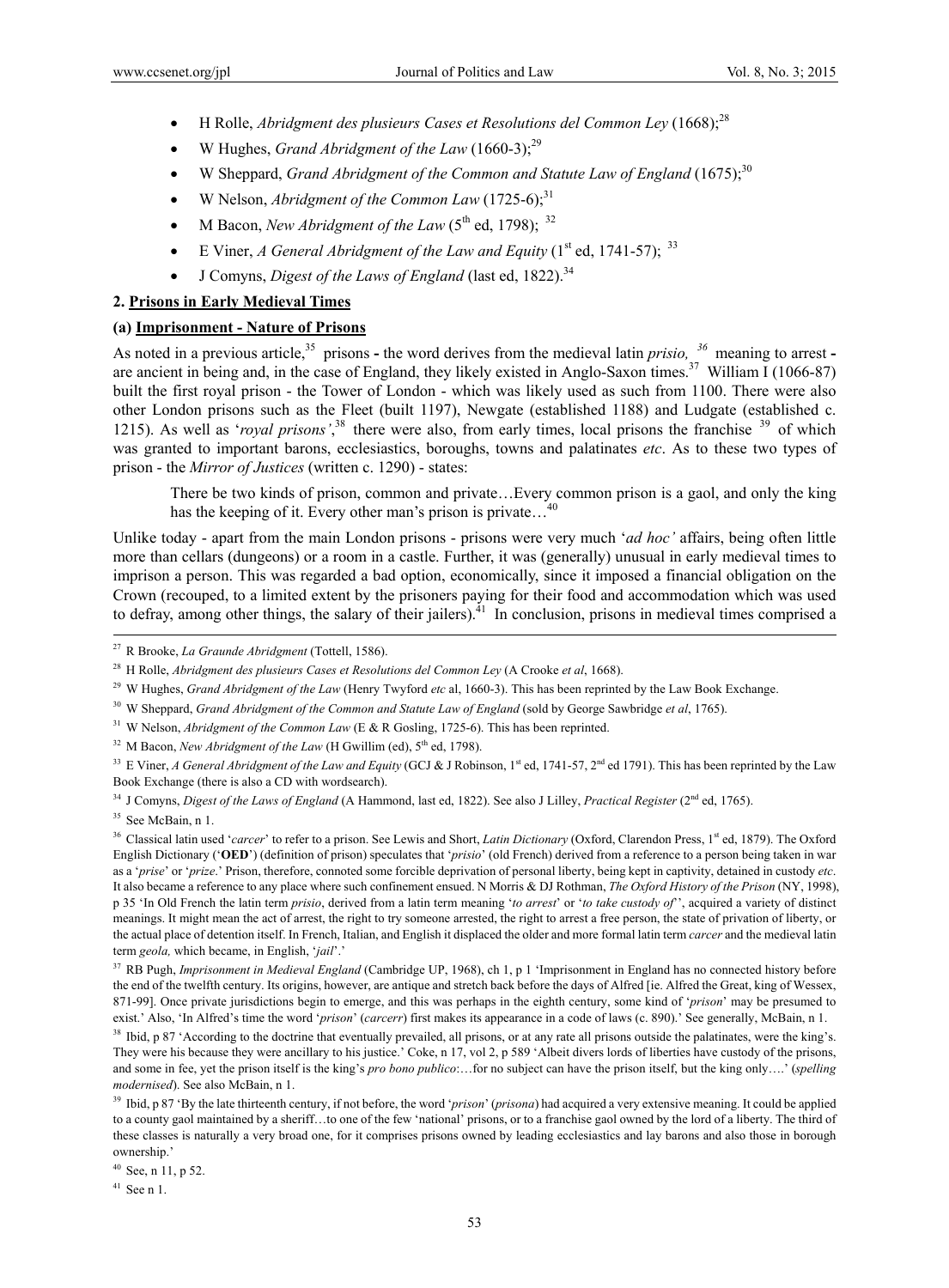- H Rolle, *Abridgment des plusieurs Cases et Resolutions del Common Ley* (1668);[28]
- W Hughes, *Grand Abridgment of the Law* (1660-3);[29]
- W Sheppard, *Grand Abridgment of the Common and Statute Law of England* (1675);[30]
- W Nelson, *Abridgment of the Common Law* (1725-6);[31]
- M Bacon, *New Abridgment of the Law* (5th ed, 1798); [32]
- E Viner, *A General Abridgment of the Law and Equity* (1st ed, 1741-57); [33]
- J Comyns, *Digest of the Laws of England* (last ed, 1822).[34]

## 2. Prisons in Early Medieval Times

### (a) Imprisonment - Nature of Prisons

As noted in a previous article,[35] prisons **-** the word derives from the medieval latin *prisio,* [36] meaning to arrest **-** are ancient in being and, in the case of England, they likely existed in Anglo-Saxon times.[37] William I (1066-87) built the first royal prison - the Tower of London - which was likely used as such from 1100. There were also other London prisons such as the Fleet (built 1197), Newgate (established 1188) and Ludgate (established c. 1215). As well as '*royal prisons'*,[38] there were also, from early times, local prisons the franchise [39] of which was granted to important barons, ecclesiastics, boroughs, towns and palatinates *etc*. As to these two types of prison - the *Mirror of Justices* (written c. 1290) - states:

> There be two kinds of prison, common and private…Every common prison is a gaol, and only the king has the keeping of it. Every other man's prison is private…[40]

Unlike today - apart from the main London prisons - prisons were very much '*ad hoc'* affairs, being often little more than cellars (dungeons) or a room in a castle. Further, it was (generally) unusual in early medieval times to imprison a person. This was regarded a bad option, economically, since it imposed a financial obligation on the Crown (recouped, to a limited extent by the prisoners paying for their food and accommodation which was used to defray, among other things, the salary of their jailers).[41] In conclusion, prisons in medieval times comprised a

---

[27] R Brooke, *La Graunde Abridgment* (Tottell, 1586).

[28] H Rolle, *Abridgment des plusieurs Cases et Resolutions del Common Ley* (A Crooke *et al*, 1668).

[29] W Hughes, *Grand Abridgment of the Law* (Henry Twyford *etc* al, 1660-3). This has been reprinted by the Law Book Exchange.

[30] W Sheppard, *Grand Abridgment of the Common and Statute Law of England* (sold by George Sawbridge *et al*, 1765).

[31] W Nelson, *Abridgment of the Common Law* (E & R Gosling, 1725-6). This has been reprinted.

[32] M Bacon, *New Abridgment of the Law* (H Gwillim (ed), 5th ed, 1798).

[33] E Viner, *A General Abridgment of the Law and Equity* (GCJ & J Robinson, 1st ed, 1741-57, 2nd ed 1791). This has been reprinted by the Law Book Exchange (there is also a CD with wordsearch).

[34] J Comyns, *Digest of the Laws of England* (A Hammond, last ed, 1822). See also J Lilley, *Practical Register* (2nd ed, 1765).

[35] See McBain, n 1.

[36] Classical latin used '*carcer*' to refer to a prison. See Lewis and Short, *Latin Dictionary* (Oxford, Clarendon Press, 1st ed, 1879). The Oxford English Dictionary ('**OED**') (definition of prison) speculates that '*prisio*' (old French) derived from a reference to a person being taken in war as a '*prise*' or '*prize*.' Prison, therefore, connoted some forcible deprivation of personal liberty, being kept in captivity, detained in custody *etc*. It also became a reference to any place where such confinement ensued. N Morris & DJ Rothman, *The Oxford History of the Prison* (NY, 1998), p 35 'In Old French the latin term *prisio*, derived from a latin term meaning '*to arrest*' or '*to take custody of*', acquired a variety of distinct meanings. It might mean the act of arrest, the right to try someone arrested, the right to arrest a free person, the state of privation of liberty, or the actual place of detention itself. In French, Italian, and English it displaced the older and more formal latin term *carcer* and the medieval latin term *geola,* which became, in English, '*jail*'.'

[37] RB Pugh, *Imprisonment in Medieval England* (Cambridge UP, 1968), ch 1, p 1 'Imprisonment in England has no connected history before the end of the twelfth century. Its origins, however, are antique and stretch back before the days of Alfred [ie. Alfred the Great, king of Wessex, 871-99]. Once private jurisdictions begin to emerge, and this was perhaps in the eighth century, some kind of '*prison*' may be presumed to exist.' Also, 'In Alfred's time the word '*prison*' (*carcerr*) first makes its appearance in a code of laws (c. 890).' See generally, McBain, n 1.

[38] Ibid, p 87 'According to the doctrine that eventually prevailed, all prisons, or at any rate all prisons outside the palatinates, were the king's. They were his because they were ancillary to his justice.' Coke, n 17, vol 2, p 589 'Albeit divers lords of liberties have custody of the prisons, and some in fee, yet the prison itself is the king's *pro bono publico*:…for no subject can have the prison itself, but the king only….' (*spelling modernised*). See also McBain, n 1.

[39] Ibid, p 87 'By the late thirteenth century, if not before, the word '*prison*' (*prisona*) had acquired a very extensive meaning. It could be applied to a county gaol maintained by a sheriff…to one of the few 'national' prisons, or to a franchise gaol owned by the lord of a liberty. The third of these classes is naturally a very broad one, for it comprises prisons owned by leading ecclesiastics and lay barons and also those in borough ownership.'

[40] See, n 11, p 52.

[41] See n 1.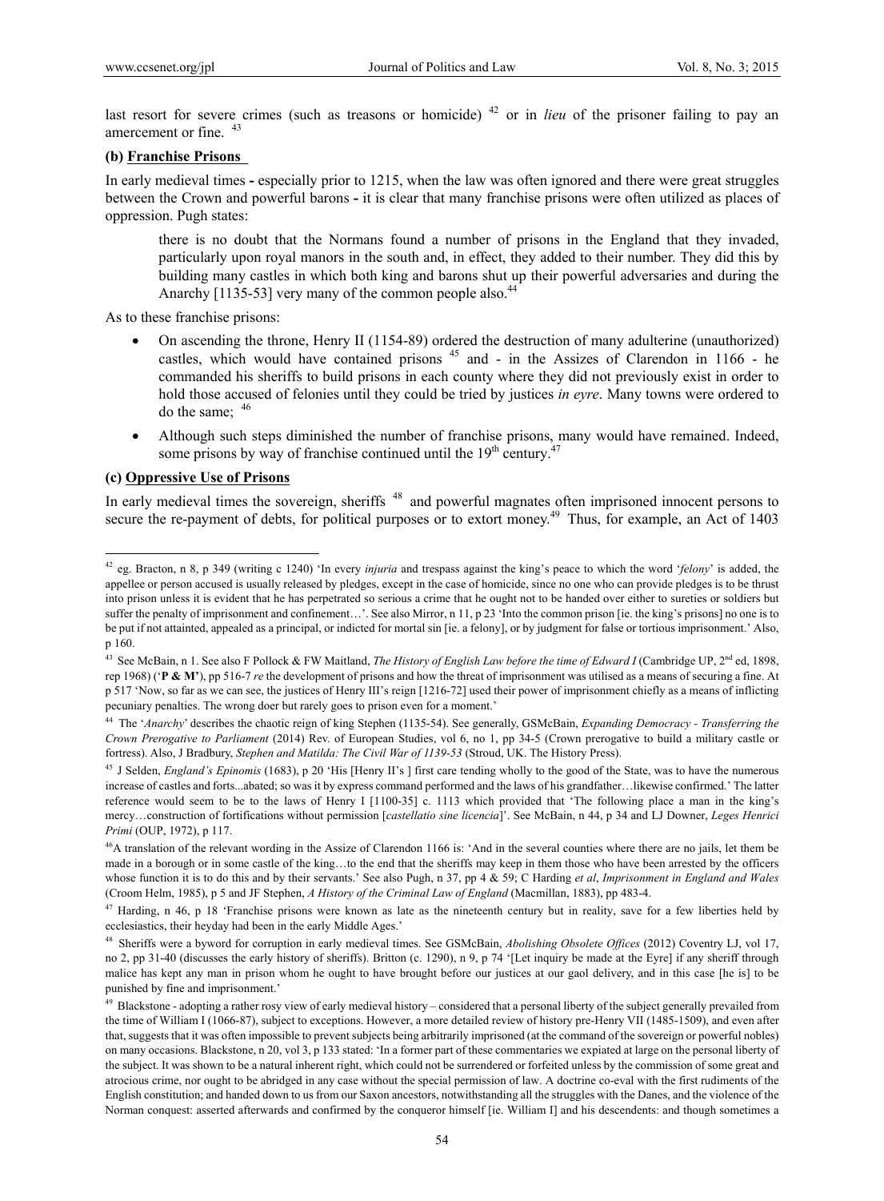last resort for severe crimes (such as treasons or homicide) [42] or in *lieu* of the prisoner failing to pay an amercement or fine. [43]

**(b) Franchise Prisons**

In early medieval times **-** especially prior to 1215, when the law was often ignored and there were great struggles between the Crown and powerful barons **-** it is clear that many franchise prisons were often utilized as places of oppression. Pugh states:

> there is no doubt that the Normans found a number of prisons in the England that they invaded, particularly upon royal manors in the south and, in effect, they added to their number. They did this by building many castles in which both king and barons shut up their powerful adversaries and during the Anarchy [1135-53] very many of the common people also.[44]

As to these franchise prisons:

- On ascending the throne, Henry II (1154-89) ordered the destruction of many adulterine (unauthorized) castles, which would have contained prisons [45] and - in the Assizes of Clarendon in 1166 - he commanded his sheriffs to build prisons in each county where they did not previously exist in order to hold those accused of felonies until they could be tried by justices *in eyre*. Many towns were ordered to do the same; [46]
- Although such steps diminished the number of franchise prisons, many would have remained. Indeed, some prisons by way of franchise continued until the 19th century.[47]

**(c) Oppressive Use of Prisons**

In early medieval times the sovereign, sheriffs [48] and powerful magnates often imprisoned innocent persons to secure the re-payment of debts, for political purposes or to extort money.[49] Thus, for example, an Act of 1403

---

[42] eg. Bracton, n 8, p 349 (writing c 1240) 'In every *injuria* and trespass against the king's peace to which the word '*felony*' is added, the appellee or person accused is usually released by pledges, except in the case of homicide, since no one who can provide pledges is to be thrust into prison unless it is evident that he has perpetrated so serious a crime that he ought not to be handed over either to sureties or soldiers but suffer the penalty of imprisonment and confinement…'. See also Mirror, n 11, p 23 'Into the common prison [ie. the king's prisons] no one is to be put if not attainted, appealed as a principal, or indicted for mortal sin [ie. a felony], or by judgment for false or tortious imprisonment.' Also, p 160.

[43] See McBain, n 1. See also F Pollock & FW Maitland, *The History of English Law before the time of Edward I* (Cambridge UP, 2nd ed, 1898, rep 1968) ('**P & M'**), pp 516-7 *re* the development of prisons and how the threat of imprisonment was utilised as a means of securing a fine. At p 517 'Now, so far as we can see, the justices of Henry III's reign [1216-72] used their power of imprisonment chiefly as a means of inflicting pecuniary penalties. The wrong doer but rarely goes to prison even for a moment.'

[44] The '*Anarchy*' describes the chaotic reign of king Stephen (1135-54). See generally, GSMcBain, *Expanding Democracy - Transferring the Crown Prerogative to Parliament* (2014) Rev. of European Studies, vol 6, no 1, pp 34-5 (Crown prerogative to build a military castle or fortress). Also, J Bradbury, *Stephen and Matilda: The Civil War of 1139-53* (Stroud, UK. The History Press).

[45] J Selden, *England's Epinomis* (1683), p 20 'His [Henry II's ] first care tending wholly to the good of the State, was to have the numerous increase of castles and forts...abated; so was it by express command performed and the laws of his grandfather…likewise confirmed.' The latter reference would seem to be to the laws of Henry I [1100-35] c. 1113 which provided that 'The following place a man in the king's mercy…construction of fortifications without permission [*castellatio sine licencia*]'. See McBain, n 44, p 34 and LJ Downer, *Leges Henrici Primi* (OUP, 1972), p 117.

[46] A translation of the relevant wording in the Assize of Clarendon 1166 is: 'And in the several counties where there are no jails, let them be made in a borough or in some castle of the king…to the end that the sheriffs may keep in them those who have been arrested by the officers whose function it is to do this and by their servants.' See also Pugh, n 37, pp 4 & 59; C Harding *et al*, *Imprisonment in England and Wales* (Croom Helm, 1985), p 5 and JF Stephen, *A History of the Criminal Law of England* (Macmillan, 1883), pp 483-4.

[47] Harding, n 46, p 18 'Franchise prisons were known as late as the nineteenth century but in reality, save for a few liberties held by ecclesiastics, their heyday had been in the early Middle Ages.'

[48] Sheriffs were a byword for corruption in early medieval times. See GSMcBain, *Abolishing Obsolete Offices* (2012) Coventry LJ, vol 17, no 2, pp 31-40 (discusses the early history of sheriffs). Britton (c. 1290), n 9, p 74 '[Let inquiry be made at the Eyre] if any sheriff through malice has kept any man in prison whom he ought to have brought before our justices at our gaol delivery, and in this case [he is] to be punished by fine and imprisonment.'

[49] Blackstone - adopting a rather rosy view of early medieval history – considered that a personal liberty of the subject generally prevailed from the time of William I (1066-87), subject to exceptions. However, a more detailed review of history pre-Henry VII (1485-1509), and even after that, suggests that it was often impossible to prevent subjects being arbitrarily imprisoned (at the command of the sovereign or powerful nobles) on many occasions. Blackstone, n 20, vol 3, p 133 stated: 'In a former part of these commentaries we expiated at large on the personal liberty of the subject. It was shown to be a natural inherent right, which could not be surrendered or forfeited unless by the commission of some great and atrocious crime, nor ought to be abridged in any case without the special permission of law. A doctrine co-eval with the first rudiments of the English constitution; and handed down to us from our Saxon ancestors, notwithstanding all the struggles with the Danes, and the violence of the Norman conquest: asserted afterwards and confirmed by the conqueror himself [ie. William I] and his descendents: and though sometimes a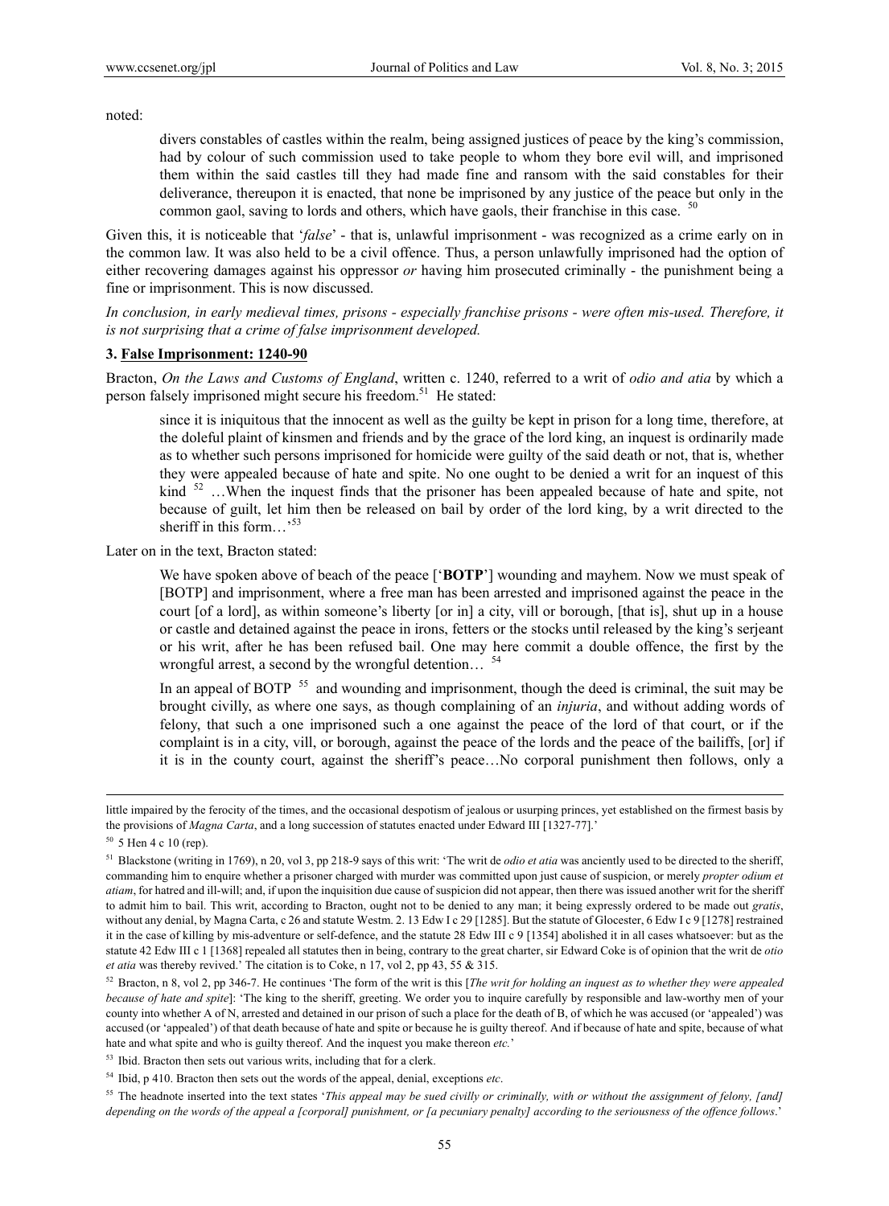noted:

> divers constables of castles within the realm, being assigned justices of peace by the king's commission, had by colour of such commission used to take people to whom they bore evil will, and imprisoned them within the said castles till they had made fine and ransom with the said constables for their deliverance, thereupon it is enacted, that none be imprisoned by any justice of the peace but only in the common gaol, saving to lords and others, which have gaols, their franchise in this case. [50]

Given this, it is noticeable that '*false*' - that is, unlawful imprisonment - was recognized as a crime early on in the common law. It was also held to be a civil offence. Thus, a person unlawfully imprisoned had the option of either recovering damages against his oppressor *or* having him prosecuted criminally - the punishment being a fine or imprisonment. This is now discussed.

*In conclusion, in early medieval times, prisons - especially franchise prisons - were often mis-used. Therefore, it is not surprising that a crime of false imprisonment developed.*

### 3. False Imprisonment: 1240-90

Bracton, *On the Laws and Customs of England*, written c. 1240, referred to a writ of *odio and atia* by which a person falsely imprisoned might secure his freedom.[51] He stated:

> since it is iniquitous that the innocent as well as the guilty be kept in prison for a long time, therefore, at the doleful plaint of kinsmen and friends and by the grace of the lord king, an inquest is ordinarily made as to whether such persons imprisoned for homicide were guilty of the said death or not, that is, whether they were appealed because of hate and spite. No one ought to be denied a writ for an inquest of this kind [52] …When the inquest finds that the prisoner has been appealed because of hate and spite, not because of guilt, let him then be released on bail by order of the lord king, by a writ directed to the sheriff in this form…'[53]

Later on in the text, Bracton stated:

> We have spoken above of beach of the peace ['**BOTP**'] wounding and mayhem. Now we must speak of [BOTP] and imprisonment, where a free man has been arrested and imprisoned against the peace in the court [of a lord], as within someone's liberty [or in] a city, vill or borough, [that is], shut up in a house or castle and detained against the peace in irons, fetters or the stocks until released by the king's serjeant or his writ, after he has been refused bail. One may here commit a double offence, the first by the wrongful arrest, a second by the wrongful detention… [54]
>
> In an appeal of BOTP [55] and wounding and imprisonment, though the deed is criminal, the suit may be brought civilly, as where one says, as though complaining of an *injuria*, and without adding words of felony, that such a one imprisoned such a one against the peace of the lord of that court, or if the complaint is in a city, vill, or borough, against the peace of the lords and the peace of the bailiffs, [or] if it is in the county court, against the sheriff's peace…No corporal punishment then follows, only a

---

little impaired by the ferocity of the times, and the occasional despotism of jealous or usurping princes, yet established on the firmest basis by the provisions of *Magna Carta*, and a long succession of statutes enacted under Edward III [1327-77].'

[50] 5 Hen 4 c 10 (rep).

[51] Blackstone (writing in 1769), n 20, vol 3, pp 218-9 says of this writ: 'The writ de *odio et atia* was anciently used to be directed to the sheriff, commanding him to enquire whether a prisoner charged with murder was committed upon just cause of suspicion, or merely *propter odium et atiam*, for hatred and ill-will; and, if upon the inquisition due cause of suspicion did not appear, then there was issued another writ for the sheriff to admit him to bail. This writ, according to Bracton, ought not to be denied to any man; it being expressly ordered to be made out *gratis*, without any denial, by Magna Carta, c 26 and statute Westm. 2. 13 Edw I c 29 [1285]. But the statute of Glocester, 6 Edw I c 9 [1278] restrained it in the case of killing by mis-adventure or self-defence, and the statute 28 Edw III c 9 [1354] abolished it in all cases whatsoever: but as the statute 42 Edw III c 1 [1368] repealed all statutes then in being, contrary to the great charter, sir Edward Coke is of opinion that the writ de *otio et atia* was thereby revived.' The citation is to Coke, n 17, vol 2, pp 43, 55 & 315.

[52] Bracton, n 8, vol 2, pp 346-7. He continues 'The form of the writ is this [*The writ for holding an inquest as to whether they were appealed because of hate and spite*]: 'The king to the sheriff, greeting. We order you to inquire carefully by responsible and law-worthy men of your county into whether A of N, arrested and detained in our prison of such a place for the death of B, of which he was accused (or 'appealed') was accused (or 'appealed') of that death because of hate and spite or because he is guilty thereof. And if because of hate and spite, because of what hate and what spite and who is guilty thereof. And the inquest you make thereon *etc.*'

[53] Ibid. Bracton then sets out various writs, including that for a clerk.

[54] Ibid, p 410. Bracton then sets out the words of the appeal, denial, exceptions *etc*.

[55] The headnote inserted into the text states '*This appeal may be sued civilly or criminally, with or without the assignment of felony, [and] depending on the words of the appeal a [corporal] punishment, or [a pecuniary penalty] according to the seriousness of the offence follows*.'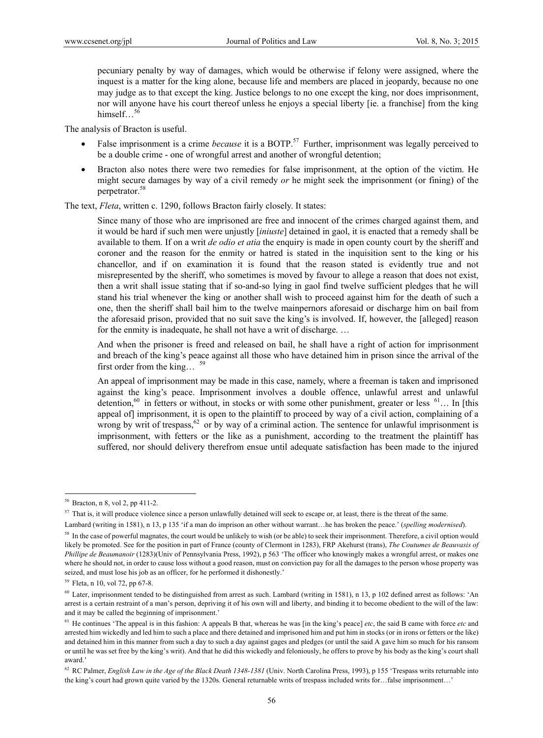> pecuniary penalty by way of damages, which would be otherwise if felony were assigned, where the inquest is a matter for the king alone, because life and members are placed in jeopardy, because no one may judge as to that except the king. Justice belongs to no one except the king, nor does imprisonment, nor will anyone have his court thereof unless he enjoys a special liberty [ie. a franchise] from the king himself…[56]

The analysis of Bracton is useful.

- False imprisonment is a crime *because* it is a BOTP.[57] Further, imprisonment was legally perceived to be a double crime - one of wrongful arrest and another of wrongful detention;
- Bracton also notes there were two remedies for false imprisonment, at the option of the victim. He might secure damages by way of a civil remedy *or* he might seek the imprisonment (or fining) of the perpetrator.[58]

The text, *Fleta*, written c. 1290, follows Bracton fairly closely. It states:

> Since many of those who are imprisoned are free and innocent of the crimes charged against them, and it would be hard if such men were unjustly [*iniuste*] detained in gaol, it is enacted that a remedy shall be available to them. If on a writ *de odio et atia* the enquiry is made in open county court by the sheriff and coroner and the reason for the enmity or hatred is stated in the inquisition sent to the king or his chancellor, and if on examination it is found that the reason stated is evidently true and not misrepresented by the sheriff, who sometimes is moved by favour to allege a reason that does not exist, then a writ shall issue stating that if so-and-so lying in gaol find twelve sufficient pledges that he will stand his trial whenever the king or another shall wish to proceed against him for the death of such a one, then the sheriff shall bail him to the twelve mainpernors aforesaid or discharge him on bail from the aforesaid prison, provided that no suit save the king's is involved. If, however, the [alleged] reason for the enmity is inadequate, he shall not have a writ of discharge. …
>
> And when the prisoner is freed and released on bail, he shall have a right of action for imprisonment and breach of the king's peace against all those who have detained him in prison since the arrival of the first order from the king… [59]
>
> An appeal of imprisonment may be made in this case, namely, where a freeman is taken and imprisoned against the king's peace. Imprisonment involves a double offence, unlawful arrest and unlawful detention,[60] in fetters or without, in stocks or with some other punishment, greater or less [61]… In [this appeal of] imprisonment, it is open to the plaintiff to proceed by way of a civil action, complaining of a wrong by writ of trespass,[62] or by way of a criminal action. The sentence for unlawful imprisonment is imprisonment, with fetters or the like as a punishment, according to the treatment the plaintiff has suffered, nor should delivery therefrom ensue until adequate satisfaction has been made to the injured

---

[56] Bracton, n 8, vol 2, pp 411-2.

[57] That is, it will produce violence since a person unlawfully detained will seek to escape or, at least, there is the threat of the same.

Lambard (writing in 1581), n 13, p 135 'if a man do imprison an other without warrant…he has broken the peace.' (*spelling modernised*).

[58] In the case of powerful magnates, the court would be unlikely to wish (or be able) to seek their imprisonment. Therefore, a civil option would likely be promoted. See for the position in part of France (county of Clermont in 1283), FRP Akehurst (trans), *The Coutumes de Beauvasis of Phillipe de Beaumanoir* (1283)(Univ of Pennsylvania Press, 1992), p 563 'The officer who knowingly makes a wrongful arrest, or makes one where he should not, in order to cause loss without a good reason, must on conviction pay for all the damages to the person whose property was seized, and must lose his job as an officer, for he performed it dishonestly.'

[59] Fleta, n 10, vol 72, pp 67-8.

[60] Later, imprisonment tended to be distinguished from arrest as such. Lambard (writing in 1581), n 13, p 102 defined arrest as follows: 'An arrest is a certain restraint of a man's person, depriving it of his own will and liberty, and binding it to become obedient to the will of the law: and it may be called the beginning of imprisonment.'

[61] He continues 'The appeal is in this fashion: A appeals B that, whereas he was [in the king's peace] *etc*, the said B came with force *etc* and arrested him wickedly and led him to such a place and there detained and imprisoned him and put him in stocks (or in irons or fetters or the like) and detained him in this manner from such a day to such a day against gages and pledges (or until the said A gave him so much for his ransom or until he was set free by the king's writ). And that he did this wickedly and feloniously, he offers to prove by his body as the king's court shall award.'

[62] RC Palmer, *English Law in the Age of the Black Death 1348-1381* (Univ. North Carolina Press, 1993), p 155 'Trespass writs returnable into the king's court had grown quite varied by the 1320s. General returnable writs of trespass included writs for…false imprisonment…'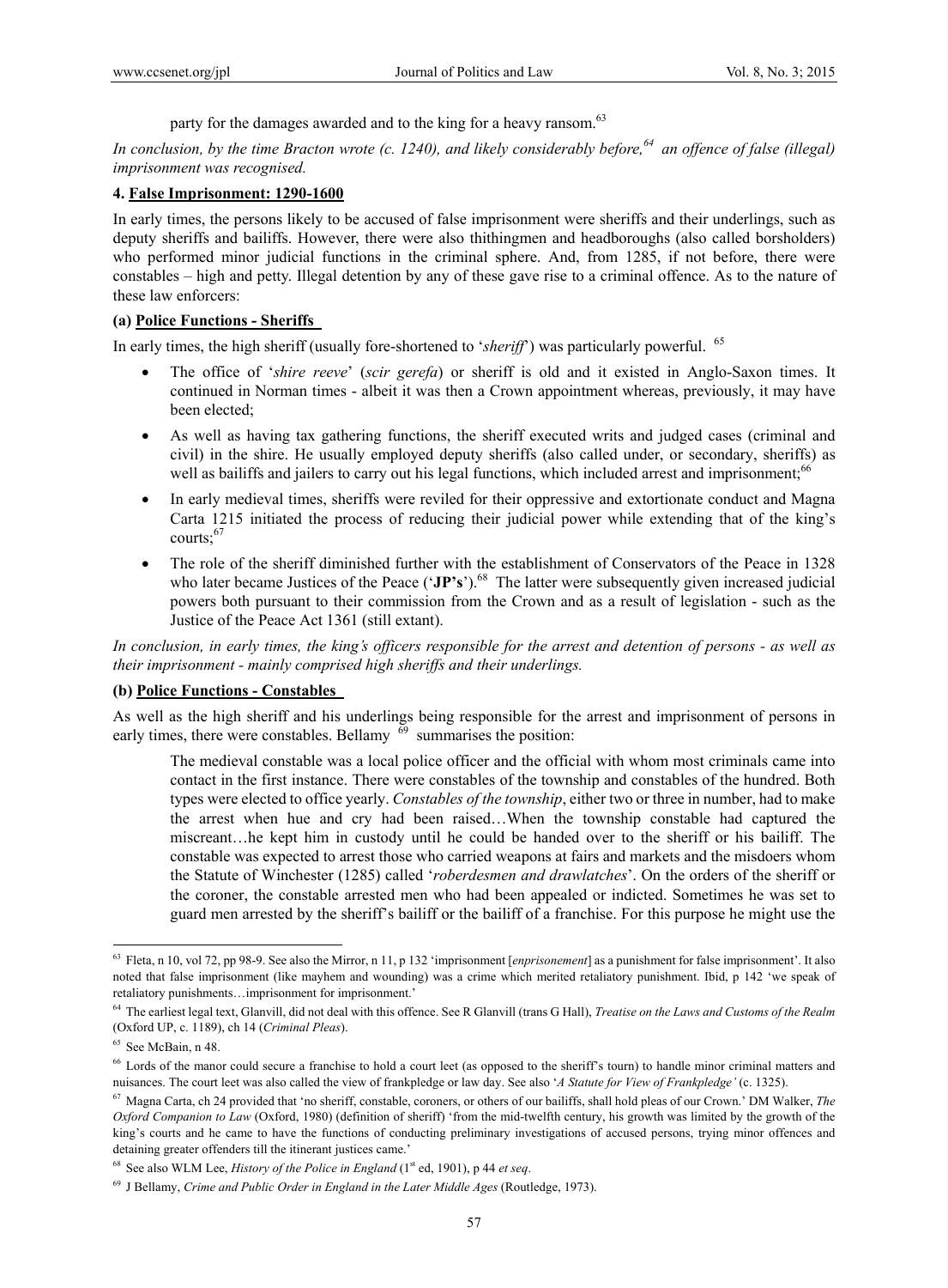party for the damages awarded and to the king for a heavy ransom.[63]

*In conclusion, by the time Bracton wrote (c. 1240), and likely considerably before,[64] an offence of false (illegal) imprisonment was recognised.*

## 4. False Imprisonment: 1290-1600

In early times, the persons likely to be accused of false imprisonment were sheriffs and their underlings, such as deputy sheriffs and bailiffs. However, there were also thithingmen and headboroughs (also called borsholders) who performed minor judicial functions in the criminal sphere. And, from 1285, if not before, there were constables – high and petty. Illegal detention by any of these gave rise to a criminal offence. As to the nature of these law enforcers:

### (a) Police Functions - Sheriffs

In early times, the high sheriff (usually fore-shortened to '*sheriff*') was particularly powerful. [65]

- The office of '*shire reeve*' (*scir gerefa*) or sheriff is old and it existed in Anglo-Saxon times. It continued in Norman times - albeit it was then a Crown appointment whereas, previously, it may have been elected;
- As well as having tax gathering functions, the sheriff executed writs and judged cases (criminal and civil) in the shire. He usually employed deputy sheriffs (also called under, or secondary, sheriffs) as well as bailiffs and jailers to carry out his legal functions, which included arrest and imprisonment;[66]
- In early medieval times, sheriffs were reviled for their oppressive and extortionate conduct and Magna Carta 1215 initiated the process of reducing their judicial power while extending that of the king's courts;[67]
- The role of the sheriff diminished further with the establishment of Conservators of the Peace in 1328 who later became Justices of the Peace ('**JP's**').[68] The latter were subsequently given increased judicial powers both pursuant to their commission from the Crown and as a result of legislation - such as the Justice of the Peace Act 1361 (still extant).

*In conclusion, in early times, the king's officers responsible for the arrest and detention of persons - as well as their imprisonment - mainly comprised high sheriffs and their underlings.*

### (b) Police Functions - Constables

As well as the high sheriff and his underlings being responsible for the arrest and imprisonment of persons in early times, there were constables. Bellamy [69] summarises the position:

> The medieval constable was a local police officer and the official with whom most criminals came into contact in the first instance. There were constables of the township and constables of the hundred. Both types were elected to office yearly. *Constables of the township*, either two or three in number, had to make the arrest when hue and cry had been raised…When the township constable had captured the miscreant…he kept him in custody until he could be handed over to the sheriff or his bailiff. The constable was expected to arrest those who carried weapons at fairs and markets and the misdoers whom the Statute of Winchester (1285) called '*roberdesmen and drawlatches*'. On the orders of the sheriff or the coroner, the constable arrested men who had been appealed or indicted. Sometimes he was set to guard men arrested by the sheriff's bailiff or the bailiff of a franchise. For this purpose he might use the

---

[63] Fleta, n 10, vol 72, pp 98-9. See also the Mirror, n 11, p 132 'imprisonment [*enprisonement*] as a punishment for false imprisonment'. It also noted that false imprisonment (like mayhem and wounding) was a crime which merited retaliatory punishment. Ibid, p 142 'we speak of retaliatory punishments…imprisonment for imprisonment.'

[64] The earliest legal text, Glanvill, did not deal with this offence. See R Glanvill (trans G Hall), *Treatise on the Laws and Customs of the Realm* (Oxford UP, c. 1189), ch 14 (*Criminal Pleas*).

[65] See McBain, n 48.

[66] Lords of the manor could secure a franchise to hold a court leet (as opposed to the sheriff's tourn) to handle minor criminal matters and nuisances. The court leet was also called the view of frankpledge or law day. See also '*A Statute for View of Frankpledge'* (c. 1325).

[67] Magna Carta, ch 24 provided that 'no sheriff, constable, coroners, or others of our bailiffs, shall hold pleas of our Crown.' DM Walker, *The Oxford Companion to Law* (Oxford, 1980) (definition of sheriff) 'from the mid-twelfth century, his growth was limited by the growth of the king's courts and he came to have the functions of conducting preliminary investigations of accused persons, trying minor offences and detaining greater offenders till the itinerant justices came.'

[68] See also WLM Lee, *History of the Police in England* (1st ed, 1901), p 44 *et seq*.

[69] J Bellamy, *Crime and Public Order in England in the Later Middle Ages* (Routledge, 1973).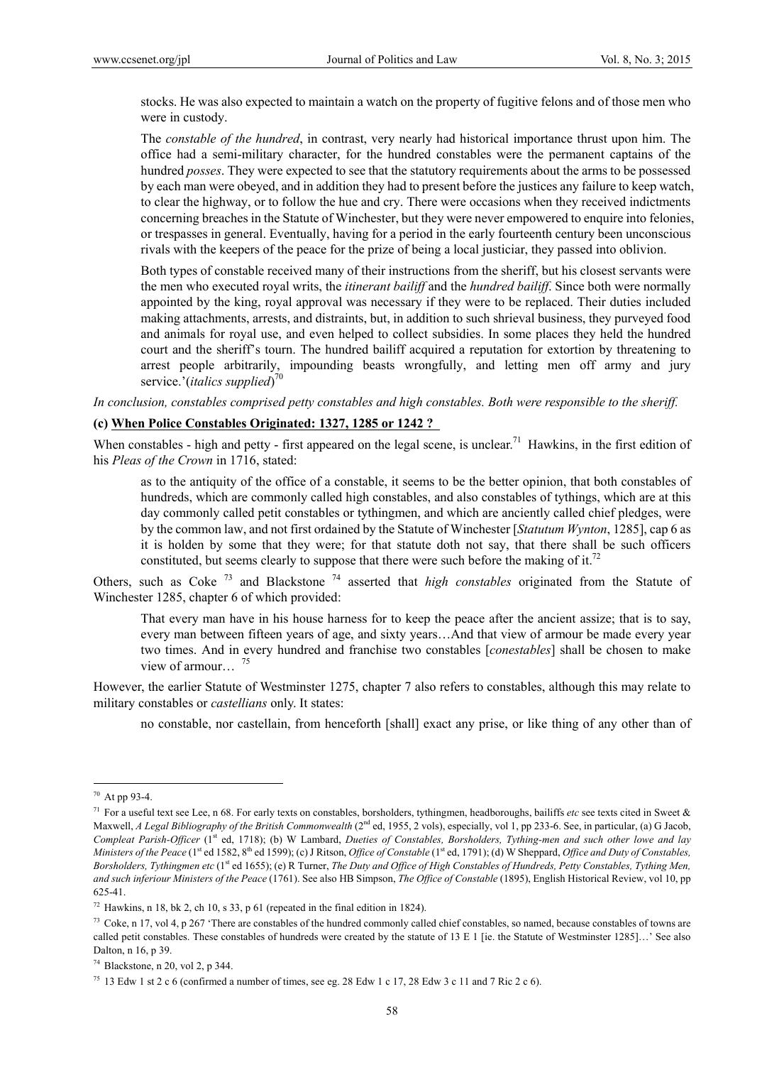> stocks. He was also expected to maintain a watch on the property of fugitive felons and of those men who were in custody.
>
> The *constable of the hundred*, in contrast, very nearly had historical importance thrust upon him. The office had a semi-military character, for the hundred constables were the permanent captains of the hundred *posses*. They were expected to see that the statutory requirements about the arms to be possessed by each man were obeyed, and in addition they had to present before the justices any failure to keep watch, to clear the highway, or to follow the hue and cry. There were occasions when they received indictments concerning breaches in the Statute of Winchester, but they were never empowered to enquire into felonies, or trespasses in general. Eventually, having for a period in the early fourteenth century been unconscious rivals with the keepers of the peace for the prize of being a local justiciar, they passed into oblivion.
>
> Both types of constable received many of their instructions from the sheriff, but his closest servants were the men who executed royal writs, the *itinerant bailiff* and the *hundred bailiff*. Since both were normally appointed by the king, royal approval was necessary if they were to be replaced. Their duties included making attachments, arrests, and distraints, but, in addition to such shrieval business, they purveyed food and animals for royal use, and even helped to collect subsidies. In some places they held the hundred court and the sheriff's tourn. The hundred bailiff acquired a reputation for extortion by threatening to arrest people arbitrarily, impounding beasts wrongfully, and letting men off army and jury service.'(*italics supplied*)[70]

*In conclusion, constables comprised petty constables and high constables. Both were responsible to the sheriff.*

### (c) When Police Constables Originated: 1327, 1285 or 1242 ?

When constables - high and petty - first appeared on the legal scene, is unclear.[71] Hawkins, in the first edition of his *Pleas of the Crown* in 1716, stated:

> as to the antiquity of the office of a constable, it seems to be the better opinion, that both constables of hundreds, which are commonly called high constables, and also constables of tythings, which are at this day commonly called petit constables or tythingmen, and which are anciently called chief pledges, were by the common law, and not first ordained by the Statute of Winchester [*Statutum Wynton*, 1285], cap 6 as it is holden by some that they were; for that statute doth not say, that there shall be such officers constituted, but seems clearly to suppose that there were such before the making of it.[72]

Others, such as Coke [73] and Blackstone [74] asserted that *high constables* originated from the Statute of Winchester 1285, chapter 6 of which provided:

> That every man have in his house harness for to keep the peace after the ancient assize; that is to say, every man between fifteen years of age, and sixty years…And that view of armour be made every year two times. And in every hundred and franchise two constables [*conestables*] shall be chosen to make view of armour… [75]

However, the earlier Statute of Westminster 1275, chapter 7 also refers to constables, although this may relate to military constables or *castellians* only. It states:

> no constable, nor castellain, from henceforth [shall] exact any prise, or like thing of any other than of

---

[70] At pp 93-4.

[71] For a useful text see Lee, n 68. For early texts on constables, borsholders, tythingmen, headboroughs, bailiffs *etc* see texts cited in Sweet & Maxwell, *A Legal Bibliography of the British Commonwealth* (2nd ed, 1955, 2 vols), especially, vol 1, pp 233-6. See, in particular, (a) G Jacob, *Compleat Parish-Officer* (1st ed, 1718); (b) W Lambard, *Dueties of Constables, Borsholders, Tything-men and such other lowe and lay Ministers of the Peace* (1st ed 1582, 8th ed 1599); (c) J Ritson, *Office of Constable* (1st ed, 1791); (d) W Sheppard, *Office and Duty of Constables, Borsholders, Tythingmen etc* (1st ed 1655); (e) R Turner, *The Duty and Office of High Constables of Hundreds, Petty Constables, Tything Men, and such inferiour Ministers of the Peace* (1761). See also HB Simpson, *The Office of Constable* (1895), English Historical Review, vol 10, pp 625-41.

[72] Hawkins, n 18, bk 2, ch 10, s 33, p 61 (repeated in the final edition in 1824).

[73] Coke, n 17, vol 4, p 267 'There are constables of the hundred commonly called chief constables, so named, because constables of towns are called petit constables. These constables of hundreds were created by the statute of 13 E 1 [ie. the Statute of Westminster 1285]…' See also Dalton, n 16, p 39.

[74] Blackstone, n 20, vol 2, p 344.

[75] 13 Edw 1 st 2 c 6 (confirmed a number of times, see eg. 28 Edw 1 c 17, 28 Edw 3 c 11 and 7 Ric 2 c 6).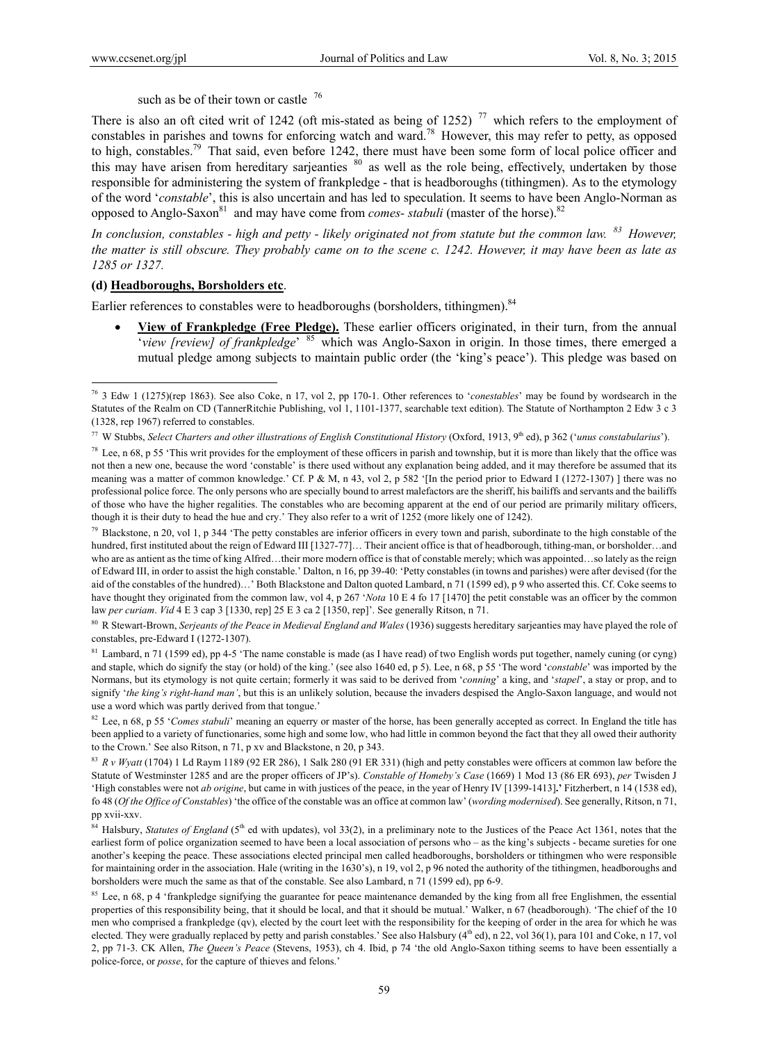such as be of their town or castle [76]

There is also an oft cited writ of 1242 (oft mis-stated as being of 1252) [77] which refers to the employment of constables in parishes and towns for enforcing watch and ward.[78] However, this may refer to petty, as opposed to high, constables.[79] That said, even before 1242, there must have been some form of local police officer and this may have arisen from hereditary sarjeanties [80] as well as the role being, effectively, undertaken by those responsible for administering the system of frankpledge - that is headboroughs (tithingmen). As to the etymology of the word '*constable*', this is also uncertain and has led to speculation. It seems to have been Anglo-Norman as opposed to Anglo-Saxon[81] and may have come from *comes- stabuli* (master of the horse).[82]

*In conclusion, constables - high and petty - likely originated not from statute but the common law.* [83] *However, the matter is still obscure. They probably came on to the scene c. 1242. However, it may have been as late as 1285 or 1327.*

**(d) Headboroughs, Borsholders etc**.

Earlier references to constables were to headboroughs (borsholders, tithingmen).[84]

- **View of Frankpledge (Free Pledge).** These earlier officers originated, in their turn, from the annual '*view [review] of frankpledge*' [85] which was Anglo-Saxon in origin. In those times, there emerged a mutual pledge among subjects to maintain public order (the 'king's peace'). This pledge was based on

---

[76] 3 Edw 1 (1275)(rep 1863). See also Coke, n 17, vol 2, pp 170-1. Other references to '*conestables*' may be found by wordsearch in the Statutes of the Realm on CD (TannerRitchie Publishing, vol 1, 1101-1377, searchable text edition). The Statute of Northampton 2 Edw 3 c 3 (1328, rep 1967) referred to constables.

[77] W Stubbs, *Select Charters and other illustrations of English Constitutional History* (Oxford, 1913, 9th ed), p 362 ('*unus constabularius*').

[78] Lee, n 68, p 55 'This writ provides for the employment of these officers in parish and township, but it is more than likely that the office was not then a new one, because the word 'constable' is there used without any explanation being added, and it may therefore be assumed that its meaning was a matter of common knowledge.' Cf. P & M, n 43, vol 2, p 582 '[In the period prior to Edward I (1272-1307) ] there was no professional police force. The only persons who are specially bound to arrest malefactors are the sheriff, his bailiffs and servants and the bailiffs of those who have the higher regalities. The constables who are becoming apparent at the end of our period are primarily military officers, though it is their duty to head the hue and cry.' They also refer to a writ of 1252 (more likely one of 1242).

[79] Blackstone, n 20, vol 1, p 344 'The petty constables are inferior officers in every town and parish, subordinate to the high constable of the hundred, first instituted about the reign of Edward III [1327-77]… Their ancient office is that of headborough, tithing-man, or borsholder…and who are as antient as the time of king Alfred…their more modern office is that of constable merely; which was appointed…so lately as the reign of Edward III, in order to assist the high constable.' Dalton, n 16, pp 39-40: 'Petty constables (in towns and parishes) were after devised (for the aid of the constables of the hundred)…' Both Blackstone and Dalton quoted Lambard, n 71 (1599 ed), p 9 who asserted this. Cf. Coke seems to have thought they originated from the common law, vol 4, p 267 '*Nota* 10 E 4 fo 17 [1470] the petit constable was an officer by the common law *per curiam*. *Vid* 4 E 3 cap 3 [1330, rep] 25 E 3 ca 2 [1350, rep]'. See generally Ritson, n 71.

[80] R Stewart-Brown, *Serjeants of the Peace in Medieval England and Wales* (1936) suggests hereditary sarjeanties may have played the role of constables, pre-Edward I (1272-1307).

[81] Lambard, n 71 (1599 ed), pp 4-5 'The name constable is made (as I have read) of two English words put together, namely cuning (or cyng) and staple, which do signify the stay (or hold) of the king.' (see also 1640 ed, p 5). Lee, n 68, p 55 'The word '*constable*' was imported by the Normans, but its etymology is not quite certain; formerly it was said to be derived from '*conning*' a king, and '*stapel*', a stay or prop, and to signify '*the king's right-hand man'*, but this is an unlikely solution, because the invaders despised the Anglo-Saxon language, and would not use a word which was partly derived from that tongue.'

[82] Lee, n 68, p 55 '*Comes stabuli*' meaning an equerry or master of the horse, has been generally accepted as correct. In England the title has been applied to a variety of functionaries, some high and some low, who had little in common beyond the fact that they all owed their authority to the Crown.' See also Ritson, n 71, p xv and Blackstone, n 20, p 343.

[83] *R v Wyatt* (1704) 1 Ld Raym 1189 (92 ER 286), 1 Salk 280 (91 ER 331) (high and petty constables were officers at common law before the Statute of Westminster 1285 and are the proper officers of JP's). *Constable of Homeby's Case* (1669) 1 Mod 13 (86 ER 693), *per* Twisden J 'High constables were not *ab origine*, but came in with justices of the peace, in the year of Henry IV [1399-1413]**.'** Fitzherbert, n 14 (1538 ed), fo 48 (*Of the Office of Constables*) 'the office of the constable was an office at common law' (*wording modernised*). See generally, Ritson, n 71, pp xvii-xxv.

[84] Halsbury, *Statutes of England* (5th ed with updates), vol 33(2), in a preliminary note to the Justices of the Peace Act 1361, notes that the earliest form of police organization seemed to have been a local association of persons who – as the king's subjects - became sureties for one another's keeping the peace. These associations elected principal men called headboroughs, borsholders or tithingmen who were responsible for maintaining order in the association. Hale (writing in the 1630's), n 19, vol 2, p 96 noted the authority of the tithingmen, headboroughs and borsholders were much the same as that of the constable. See also Lambard, n 71 (1599 ed), pp 6-9.

[85] Lee, n 68, p 4 'frankpledge signifying the guarantee for peace maintenance demanded by the king from all free Englishmen, the essential properties of this responsibility being, that it should be local, and that it should be mutual.' Walker, n 67 (headborough). 'The chief of the 10 men who comprised a frankpledge (qv), elected by the court leet with the responsibility for the keeping of order in the area for which he was elected. They were gradually replaced by petty and parish constables.' See also Halsbury (4th ed), n 22, vol 36(1), para 101 and Coke, n 17, vol 2, pp 71-3. CK Allen, *The Queen's Peace* (Stevens, 1953), ch 4. Ibid, p 74 'the old Anglo-Saxon tithing seems to have been essentially a police-force, or *posse*, for the capture of thieves and felons.'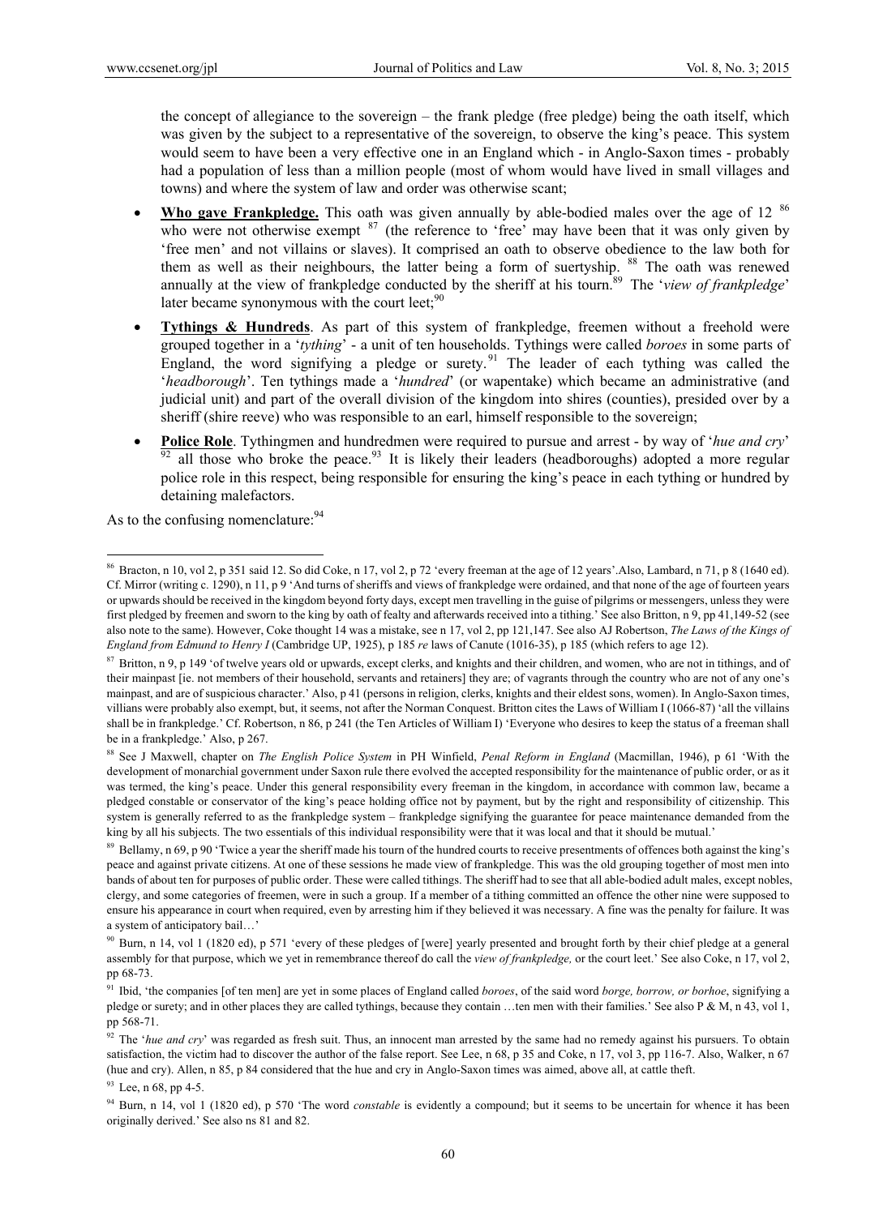the concept of allegiance to the sovereign – the frank pledge (free pledge) being the oath itself, which was given by the subject to a representative of the sovereign, to observe the king's peace. This system would seem to have been a very effective one in an England which - in Anglo-Saxon times - probably had a population of less than a million people (most of whom would have lived in small villages and towns) and where the system of law and order was otherwise scant;

- **Who gave Frankpledge.** This oath was given annually by able-bodied males over the age of 12 [86] who were not otherwise exempt [87] (the reference to 'free' may have been that it was only given by 'free men' and not villains or slaves). It comprised an oath to observe obedience to the law both for them as well as their neighbours, the latter being a form of suertyship. [88] The oath was renewed annually at the view of frankpledge conducted by the sheriff at his tourn.[89] The '*view of frankpledge*' later became synonymous with the court leet;[90]
- **Tythings & Hundreds**. As part of this system of frankpledge, freemen without a freehold were grouped together in a '*tything*' - a unit of ten households. Tythings were called *boroes* in some parts of England, the word signifying a pledge or surety.[91] The leader of each tything was called the '*headborough*'. Ten tythings made a '*hundred*' (or wapentake) which became an administrative (and judicial unit) and part of the overall division of the kingdom into shires (counties), presided over by a sheriff (shire reeve) who was responsible to an earl, himself responsible to the sovereign;
- **Police Role**. Tythingmen and hundredmen were required to pursue and arrest - by way of '*hue and cry*' [92] all those who broke the peace.[93] It is likely their leaders (headboroughs) adopted a more regular police role in this respect, being responsible for ensuring the king's peace in each tything or hundred by detaining malefactors.

As to the confusing nomenclature:[94]

---

[86] Bracton, n 10, vol 2, p 351 said 12. So did Coke, n 17, vol 2, p 72 'every freeman at the age of 12 years'.Also, Lambard, n 71, p 8 (1640 ed). Cf. Mirror (writing c. 1290), n 11, p 9 'And turns of sheriffs and views of frankpledge were ordained, and that none of the age of fourteen years or upwards should be received in the kingdom beyond forty days, except men travelling in the guise of pilgrims or messengers, unless they were first pledged by freemen and sworn to the king by oath of fealty and afterwards received into a tithing.' See also Britton, n 9, pp 41,149-52 (see also note to the same). However, Coke thought 14 was a mistake, see n 17, vol 2, pp 121,147. See also AJ Robertson, *The Laws of the Kings of England from Edmund to Henry I* (Cambridge UP, 1925), p 185 *re* laws of Canute (1016-35), p 185 (which refers to age 12).

[87] Britton, n 9, p 149 'of twelve years old or upwards, except clerks, and knights and their children, and women, who are not in tithings, and of their mainpast [ie. not members of their household, servants and retainers] they are; of vagrants through the country who are not of any one's mainpast, and are of suspicious character.' Also, p 41 (persons in religion, clerks, knights and their eldest sons, women). In Anglo-Saxon times, villians were probably also exempt, but, it seems, not after the Norman Conquest. Britton cites the Laws of William I (1066-87) 'all the villains shall be in frankpledge.' Cf. Robertson, n 86, p 241 (the Ten Articles of William I) 'Everyone who desires to keep the status of a freeman shall be in a frankpledge.' Also, p 267.

[88] See J Maxwell, chapter on *The English Police System* in PH Winfield, *Penal Reform in England* (Macmillan, 1946), p 61 'With the development of monarchial government under Saxon rule there evolved the accepted responsibility for the maintenance of public order, or as it was termed, the king's peace. Under this general responsibility every freeman in the kingdom, in accordance with common law, became a pledged constable or conservator of the king's peace holding office not by payment, but by the right and responsibility of citizenship. This system is generally referred to as the frankpledge system – frankpledge signifying the guarantee for peace maintenance demanded from the king by all his subjects. The two essentials of this individual responsibility were that it was local and that it should be mutual.'

[89] Bellamy, n 69, p 90 'Twice a year the sheriff made his tourn of the hundred courts to receive presentments of offences both against the king's peace and against private citizens. At one of these sessions he made view of frankpledge. This was the old grouping together of most men into bands of about ten for purposes of public order. These were called tithings. The sheriff had to see that all able-bodied adult males, except nobles, clergy, and some categories of freemen, were in such a group. If a member of a tithing committed an offence the other nine were supposed to ensure his appearance in court when required, even by arresting him if they believed it was necessary. A fine was the penalty for failure. It was a system of anticipatory bail…'

[90] Burn, n 14, vol 1 (1820 ed), p 571 'every of these pledges of [were] yearly presented and brought forth by their chief pledge at a general assembly for that purpose, which we yet in remembrance thereof do call the *view of frankpledge,* or the court leet.' See also Coke, n 17, vol 2, pp 68-73.

[91] Ibid, 'the companies [of ten men] are yet in some places of England called *boroes*, of the said word *borge, borrow, or borhoe*, signifying a pledge or surety; and in other places they are called tythings, because they contain …ten men with their families.' See also P & M, n 43, vol 1, pp 568-71.

[92] The '*hue and cry*' was regarded as fresh suit. Thus, an innocent man arrested by the same had no remedy against his pursuers. To obtain satisfaction, the victim had to discover the author of the false report. See Lee, n 68, p 35 and Coke, n 17, vol 3, pp 116-7. Also, Walker, n 67 (hue and cry). Allen, n 85, p 84 considered that the hue and cry in Anglo-Saxon times was aimed, above all, at cattle theft.

[93] Lee, n 68, pp 4-5.

[94] Burn, n 14, vol 1 (1820 ed), p 570 'The word *constable* is evidently a compound; but it seems to be uncertain for whence it has been originally derived.' See also ns 81 and 82.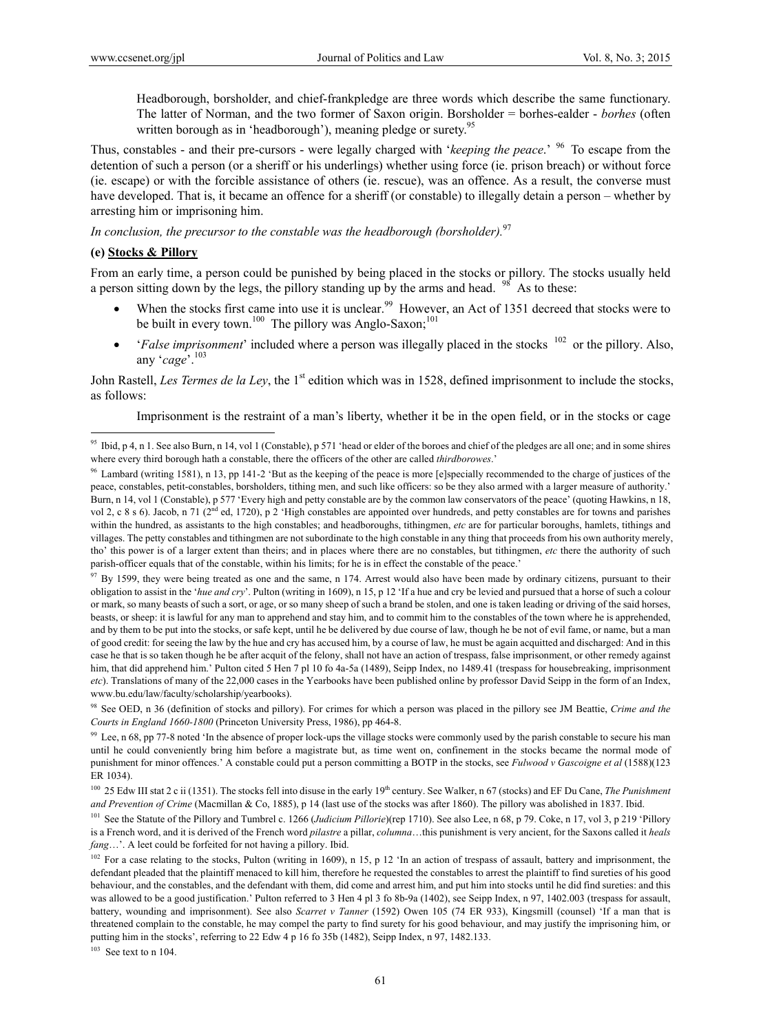> Headborough, borsholder, and chief-frankpledge are three words which describe the same functionary. The latter of Norman, and the two former of Saxon origin. Borsholder = borhes-ealder - *borhes* (often written borough as in 'headborough'), meaning pledge or surety.[95]

Thus, constables - and their pre-cursors - were legally charged with '*keeping the peace*.' [96] To escape from the detention of such a person (or a sheriff or his underlings) whether using force (ie. prison breach) or without force (ie. escape) or with the forcible assistance of others (ie. rescue), was an offence. As a result, the converse must have developed. That is, it became an offence for a sheriff (or constable) to illegally detain a person – whether by arresting him or imprisoning him.

*In conclusion, the precursor to the constable was the headborough (borsholder).*[97]

**(e) Stocks & Pillory**

From an early time, a person could be punished by being placed in the stocks or pillory. The stocks usually held a person sitting down by the legs, the pillory standing up by the arms and head. [98] As to these:

- When the stocks first came into use it is unclear.[99] However, an Act of 1351 decreed that stocks were to be built in every town.[100] The pillory was Anglo-Saxon;[101]
- '*False imprisonment*' included where a person was illegally placed in the stocks [102] or the pillory. Also, any '*cage*'.[103]

John Rastell, *Les Termes de la Ley*, the 1st edition which was in 1528, defined imprisonment to include the stocks, as follows:

> Imprisonment is the restraint of a man's liberty, whether it be in the open field, or in the stocks or cage

---

[95] Ibid, p 4, n 1. See also Burn, n 14, vol 1 (Constable), p 571 'head or elder of the boroes and chief of the pledges are all one; and in some shires where every third borough hath a constable, there the officers of the other are called *thirdborowes*.'

[96] Lambard (writing 1581), n 13, pp 141-2 'But as the keeping of the peace is more [e]specially recommended to the charge of justices of the peace, constables, petit-constables, borsholders, tithing men, and such like officers: so be they also armed with a larger measure of authority.' Burn, n 14, vol 1 (Constable), p 577 'Every high and petty constable are by the common law conservators of the peace' (quoting Hawkins, n 18, vol 2, c 8 s 6). Jacob, n 71 (2nd ed, 1720), p 2 'High constables are appointed over hundreds, and petty constables are for towns and parishes within the hundred, as assistants to the high constables; and headboroughs, tithingmen, *etc* are for particular boroughs, hamlets, tithings and villages. The petty constables and tithingmen are not subordinate to the high constable in any thing that proceeds from his own authority merely, tho' this power is of a larger extent than theirs; and in places where there are no constables, but tithingmen, *etc* there the authority of such parish-officer equals that of the constable, within his limits; for he is in effect the constable of the peace.'

[97] By 1599, they were being treated as one and the same, n 174. Arrest would also have been made by ordinary citizens, pursuant to their obligation to assist in the '*hue and cry*'. Pulton (writing in 1609), n 15, p 12 'If a hue and cry be levied and pursued that a horse of such a colour or mark, so many beasts of such a sort, or age, or so many sheep of such a brand be stolen, and one is taken leading or driving of the said horses, beasts, or sheep: it is lawful for any man to apprehend and stay him, and to commit him to the constables of the town where he is apprehended, and by them to be put into the stocks, or safe kept, until he be delivered by due course of law, though he be not of evil fame, or name, but a man of good credit: for seeing the law by the hue and cry has accused him, by a course of law, he must be again acquitted and discharged: And in this case he that is so taken though he be after acquit of the felony, shall not have an action of trespass, false imprisonment, or other remedy against him, that did apprehend him.' Pulton cited 5 Hen 7 pl 10 fo 4a-5a (1489), Seipp Index, no 1489.41 (trespass for housebreaking, imprisonment *etc*). Translations of many of the 22,000 cases in the Yearbooks have been published online by professor David Seipp in the form of an Index, www.bu.edu/law/faculty/scholarship/yearbooks).

[98] See OED, n 36 (definition of stocks and pillory). For crimes for which a person was placed in the pillory see JM Beattie, *Crime and the Courts in England 1660-1800* (Princeton University Press, 1986), pp 464-8.

[99] Lee, n 68, pp 77-8 noted 'In the absence of proper lock-ups the village stocks were commonly used by the parish constable to secure his man until he could conveniently bring him before a magistrate but, as time went on, confinement in the stocks became the normal mode of punishment for minor offences.' A constable could put a person committing a BOTP in the stocks, see *Fulwood v Gascoigne et al* (1588)(123 ER 1034).

[100] 25 Edw III stat 2 c ii (1351). The stocks fell into disuse in the early 19th century. See Walker, n 67 (stocks) and EF Du Cane, *The Punishment and Prevention of Crime* (Macmillan & Co, 1885), p 14 (last use of the stocks was after 1860). The pillory was abolished in 1837. Ibid.

[101] See the Statute of the Pillory and Tumbrel c. 1266 (*Judicium Pillorie*)(rep 1710). See also Lee, n 68, p 79. Coke, n 17, vol 3, p 219 'Pillory is a French word, and it is derived of the French word *pilastre* a pillar, *columna*…this punishment is very ancient, for the Saxons called it *heals fang*…'. A leet could be forfeited for not having a pillory. Ibid.

[102] For a case relating to the stocks, Pulton (writing in 1609), n 15, p 12 'In an action of trespass of assault, battery and imprisonment, the defendant pleaded that the plaintiff menaced to kill him, therefore he requested the constables to arrest the plaintiff to find sureties of his good behaviour, and the constables, and the defendant with them, did come and arrest him, and put him into stocks until he did find sureties: and this was allowed to be a good justification.' Pulton referred to 3 Hen 4 pl 3 fo 8b-9a (1402), see Seipp Index, n 97, 1402.003 (trespass for assault, battery, wounding and imprisonment). See also *Scarret v Tanner* (1592) Owen 105 (74 ER 933), Kingsmill (counsel) 'If a man that is threatened complain to the constable, he may compel the party to find surety for his good behaviour, and may justify the imprisoning him, or putting him in the stocks', referring to 22 Edw 4 p 16 fo 35b (1482), Seipp Index, n 97, 1482.133.

[103] See text to n 104.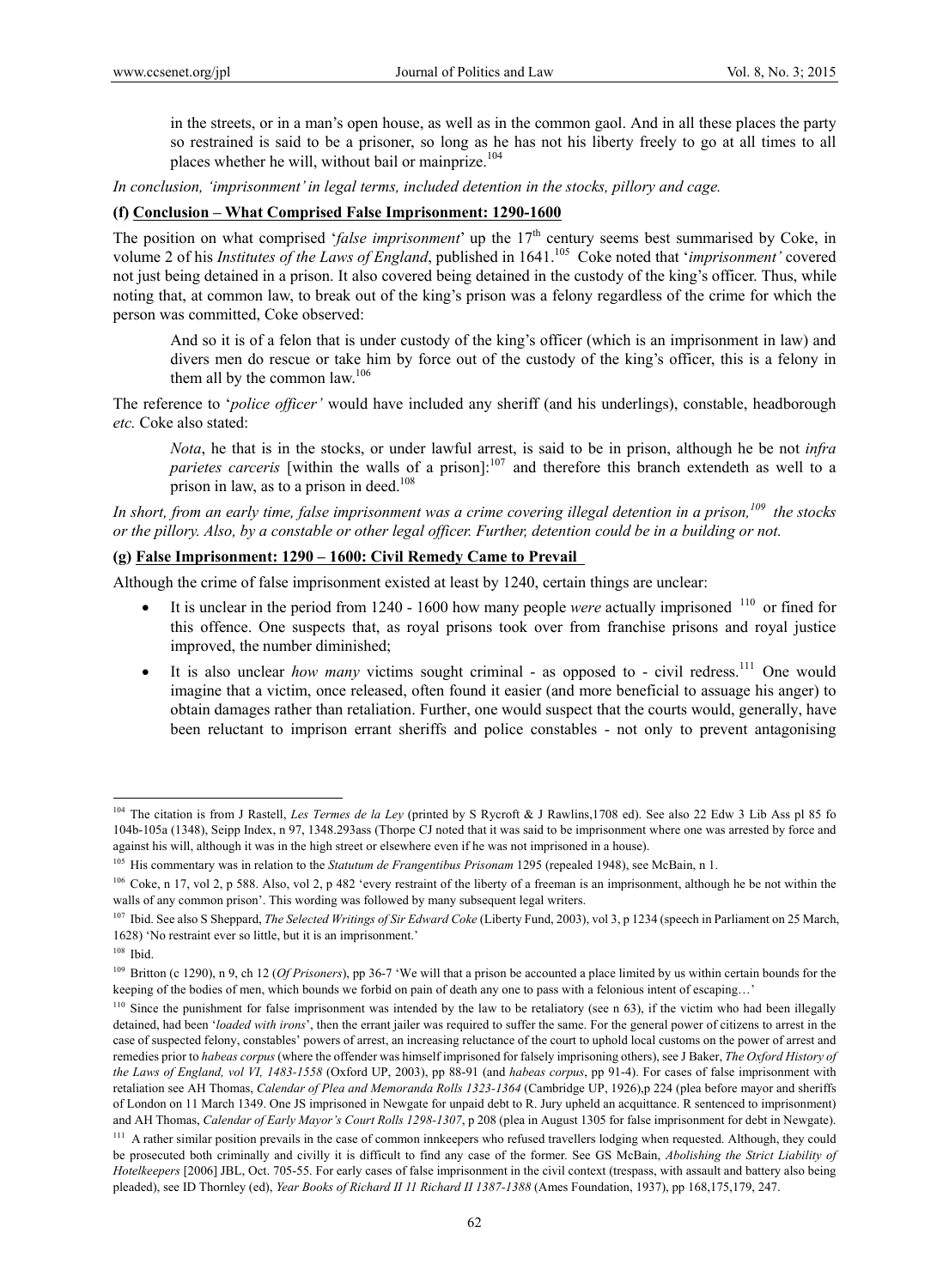in the streets, or in a man's open house, as well as in the common gaol. And in all these places the party so restrained is said to be a prisoner, so long as he has not his liberty freely to go at all times to all places whether he will, without bail or mainprize.[104]

*In conclusion, 'imprisonment' in legal terms, included detention in the stocks, pillory and cage.*

**(f) Conclusion – What Comprised False Imprisonment: 1290-1600**

The position on what comprised '*false imprisonment*' up the 17[th] century seems best summarised by Coke, in volume 2 of his *Institutes of the Laws of England*, published in 1641.[105] Coke noted that '*imprisonment'* covered not just being detained in a prison. It also covered being detained in the custody of the king's officer. Thus, while noting that, at common law, to break out of the king's prison was a felony regardless of the crime for which the person was committed, Coke observed:

> And so it is of a felon that is under custody of the king's officer (which is an imprisonment in law) and divers men do rescue or take him by force out of the custody of the king's officer, this is a felony in them all by the common law.[106]

The reference to '*police officer'* would have included any sheriff (and his underlings), constable, headborough *etc.* Coke also stated:

> *Nota*, he that is in the stocks, or under lawful arrest, is said to be in prison, although he be not *infra parietes carceris* [within the walls of a prison]:[107] and therefore this branch extendeth as well to a prison in law, as to a prison in deed.[108]

*In short, from an early time, false imprisonment was a crime covering illegal detention in a prison,[109] the stocks or the pillory. Also, by a constable or other legal officer. Further, detention could be in a building or not.*

**(g) False Imprisonment: 1290 – 1600: Civil Remedy Came to Prevail**

Although the crime of false imprisonment existed at least by 1240, certain things are unclear:

- It is unclear in the period from 1240 - 1600 how many people *were* actually imprisoned [110] or fined for this offence. One suspects that, as royal prisons took over from franchise prisons and royal justice improved, the number diminished;
- It is also unclear *how many* victims sought criminal - as opposed to - civil redress.[111] One would imagine that a victim, once released, often found it easier (and more beneficial to assuage his anger) to obtain damages rather than retaliation. Further, one would suspect that the courts would, generally, have been reluctant to imprison errant sheriffs and police constables - not only to prevent antagonising

---

[104] The citation is from J Rastell, *Les Termes de la Ley* (printed by S Rycroft & J Rawlins,1708 ed). See also 22 Edw 3 Lib Ass pl 85 fo 104b-105a (1348), Seipp Index, n 97, 1348.293ass (Thorpe CJ noted that it was said to be imprisonment where one was arrested by force and against his will, although it was in the high street or elsewhere even if he was not imprisoned in a house).

[105] His commentary was in relation to the *Statutum de Frangentibus Prisonam* 1295 (repealed 1948), see McBain, n 1.

[106] Coke, n 17, vol 2, p 588. Also, vol 2, p 482 'every restraint of the liberty of a freeman is an imprisonment, although he be not within the walls of any common prison'. This wording was followed by many subsequent legal writers.

[107] Ibid. See also S Sheppard, *The Selected Writings of Sir Edward Coke* (Liberty Fund, 2003), vol 3, p 1234 (speech in Parliament on 25 March, 1628) 'No restraint ever so little, but it is an imprisonment.'

[108] Ibid.

[109] Britton (c 1290), n 9, ch 12 (*Of Prisoners*), pp 36-7 'We will that a prison be accounted a place limited by us within certain bounds for the keeping of the bodies of men, which bounds we forbid on pain of death any one to pass with a felonious intent of escaping…'

[110] Since the punishment for false imprisonment was intended by the law to be retaliatory (see n 63), if the victim who had been illegally detained, had been '*loaded with irons*', then the errant jailer was required to suffer the same. For the general power of citizens to arrest in the case of suspected felony, constables' powers of arrest, an increasing reluctance of the court to uphold local customs on the power of arrest and remedies prior to *habeas corpus* (where the offender was himself imprisoned for falsely imprisoning others), see J Baker, *The Oxford History of the Laws of England, vol VI, 1483-1558* (Oxford UP, 2003), pp 88-91 (and *habeas corpus*, pp 91-4). For cases of false imprisonment with retaliation see AH Thomas, *Calendar of Plea and Memoranda Rolls 1323-1364* (Cambridge UP, 1926),p 224 (plea before mayor and sheriffs of London on 11 March 1349. One JS imprisoned in Newgate for unpaid debt to R. Jury upheld an acquittance. R sentenced to imprisonment) and AH Thomas, *Calendar of Early Mayor's Court Rolls 1298-1307*, p 208 (plea in August 1305 for false imprisonment for debt in Newgate).

[111] A rather similar position prevails in the case of common innkeepers who refused travellers lodging when requested. Although, they could be prosecuted both criminally and civilly it is difficult to find any case of the former. See GS McBain, *Abolishing the Strict Liability of Hotelkeepers* [2006] JBL, Oct. 705-55. For early cases of false imprisonment in the civil context (trespass, with assault and battery also being pleaded), see ID Thornley (ed), *Year Books of Richard II 11 Richard II 1387-1388* (Ames Foundation, 1937), pp 168,175,179, 247.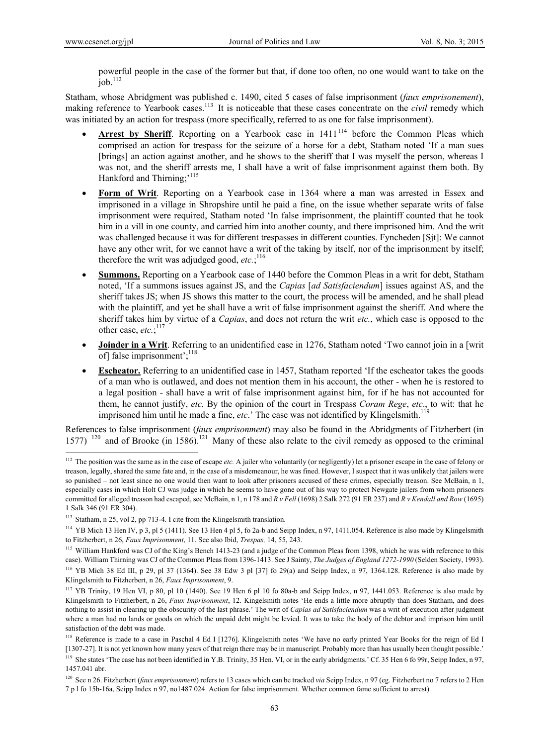powerful people in the case of the former but that, if done too often, no one would want to take on the job.[112]

Statham, whose Abridgment was published c. 1490, cited 5 cases of false imprisonment (*faux emprisonement*), making reference to Yearbook cases.[113] It is noticeable that these cases concentrate on the *civil* remedy which was initiated by an action for trespass (more specifically, referred to as one for false imprisonment).

- **Arrest by Sheriff**. Reporting on a Yearbook case in 1411[114] before the Common Pleas which comprised an action for trespass for the seizure of a horse for a debt, Statham noted 'If a man sues [brings] an action against another, and he shows to the sheriff that I was myself the person, whereas I was not, and the sheriff arrests me, I shall have a writ of false imprisonment against them both. By Hankford and Thirning;'[115]
- **Form of Writ**. Reporting on a Yearbook case in 1364 where a man was arrested in Essex and imprisoned in a village in Shropshire until he paid a fine, on the issue whether separate writs of false imprisonment were required, Statham noted 'In false imprisonment, the plaintiff counted that he took him in a vill in one county, and carried him into another county, and there imprisoned him. And the writ was challenged because it was for different trespasses in different counties. Fyncheden [Sjt]: We cannot have any other writ, for we cannot have a writ of the taking by itself, nor of the imprisonment by itself; therefore the writ was adjudged good, *etc.*;[116]
- **Summons.** Reporting on a Yearbook case of 1440 before the Common Pleas in a writ for debt, Statham noted, 'If a summons issues against JS, and the *Capias* [*ad Satisfaciendum*] issues against AS, and the sheriff takes JS; when JS shows this matter to the court, the process will be amended, and he shall plead with the plaintiff, and yet he shall have a writ of false imprisonment against the sheriff. And where the sheriff takes him by virtue of a *Capias*, and does not return the writ *etc.*, which case is opposed to the other case, *etc.*;[117]
- **Joinder in a Writ**. Referring to an unidentified case in 1276, Statham noted 'Two cannot join in a [writ of] false imprisonment';[118]
- **Escheator.** Referring to an unidentified case in 1457, Statham reported 'If the escheator takes the goods of a man who is outlawed, and does not mention them in his account, the other - when he is restored to a legal position - shall have a writ of false imprisonment against him, for if he has not accounted for them, he cannot justify, *etc.* By the opinion of the court in Trespass *Coram Rege*, *etc*., to wit: that he imprisoned him until he made a fine, *etc*.' The case was not identified by Klingelsmith.[119]

References to false imprisonment (*faux emprisonment*) may also be found in the Abridgments of Fitzherbert (in 1577)[120] and of Brooke (in 1586).[121] Many of these also relate to the civil remedy as opposed to the criminal

---

[112] The position was the same as in the case of escape *etc.* A jailer who voluntarily (or negligently) let a prisoner escape in the case of felony or treason, legally, shared the same fate and, in the case of a misdemeanour, he was fined. However, I suspect that it was unlikely that jailers were so punished – not least since no one would then want to look after prisoners accused of these crimes, especially treason. See McBain, n 1, especially cases in which Holt CJ was judge in which he seems to have gone out of his way to protect Newgate jailers from whom prisoners committed for alleged treason had escaped, see McBain, n 1, n 178 and *R v Fell* (1698) 2 Salk 272 (91 ER 237) and *R v Kendall and Row* (1695) 1 Salk 346 (91 ER 304).

[113] Statham, n 25, vol 2, pp 713-4. I cite from the Klingelsmith translation.

[114] YB Mich 13 Hen IV, p 3, pl 5 (1411). See 13 Hen 4 pl 5, fo 2a-b and Seipp Index, n 97, 1411.054. Reference is also made by Klingelsmith to Fitzherbert, n 26, *Faux Imprisonment*, 11. See also Ibid, *Trespas,* 14, 55, 243.

[115] William Hankford was CJ of the King's Bench 1413-23 (and a judge of the Common Pleas from 1398, which he was with reference to this case). William Thirning was CJ of the Common Pleas from 1396-1413. See J Sainty, *The Judges of England 1272-1990* (Selden Society, 1993).

[116] YB Mich 38 Ed III, p 29, pl 37 (1364). See 38 Edw 3 pl [37] fo 29(a) and Seipp Index, n 97, 1364.128. Reference is also made by Klingelsmith to Fitzherbert, n 26, *Faux Imprisonment*, 9.

[117] YB Trinity, 19 Hen VI, p 80, pl 10 (1440). See 19 Hen 6 pl 10 fo 80a-b and Seipp Index, n 97, 1441.053. Reference is also made by Klingelsmith to Fitzherbert, n 26, *Faux Imprisonment*, 12. Kingelsmith notes 'He ends a little more abruptly than does Statham, and does nothing to assist in clearing up the obscurity of the last phrase.' The writ of *Capias ad Satisfaciendum* was a writ of execution after judgment where a man had no lands or goods on which the unpaid debt might be levied. It was to take the body of the debtor and imprison him until satisfaction of the debt was made.

[118] Reference is made to a case in Paschal 4 Ed I [1276]. Klingelsmith notes 'We have no early printed Year Books for the reign of Ed I [1307-27]. It is not yet known how many years of that reign there may be in manuscript. Probably more than has usually been thought possible.'

[119] She states 'The case has not been identified in Y.B. Trinity, 35 Hen. VI, or in the early abridgments.' Cf. 35 Hen 6 fo 99r, Seipp Index, n 97, 1457.041 abr.

[120] See n 26. Fitzherbert (*faux emprisonment*) refers to 13 cases which can be tracked *via* Seipp Index, n 97 (eg. Fitzherbert no 7 refers to 2 Hen 7 p l fo 15b-16a, Seipp Index n 97, no1487.024. Action for false imprisonment. Whether common fame sufficient to arrest).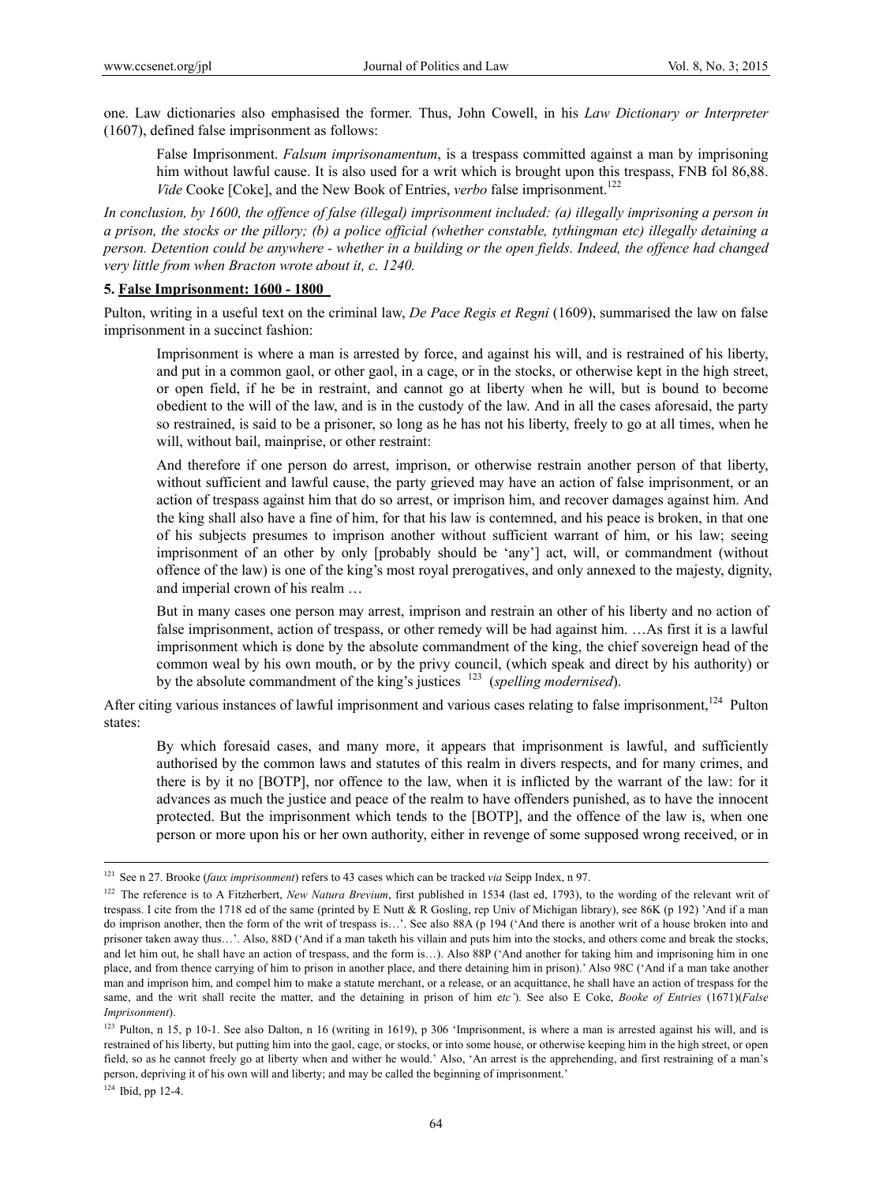one. Law dictionaries also emphasised the former. Thus, John Cowell, in his *Law Dictionary or Interpreter* (1607), defined false imprisonment as follows:

> False Imprisonment. *Falsum imprisonamentum*, is a trespass committed against a man by imprisoning him without lawful cause. It is also used for a writ which is brought upon this trespass, FNB fol 86,88. *Vide* Cooke [Coke], and the New Book of Entries, *verbo* false imprisonment.[122]

*In conclusion, by 1600, the offence of false (illegal) imprisonment included: (a) illegally imprisoning a person in a prison, the stocks or the pillory; (b) a police official (whether constable, tythingman etc) illegally detaining a person. Detention could be anywhere - whether in a building or the open fields. Indeed, the offence had changed very little from when Bracton wrote about it, c. 1240.*

## 5. False Imprisonment: 1600 - 1800

Pulton, writing in a useful text on the criminal law, *De Pace Regis et Regni* (1609), summarised the law on false imprisonment in a succinct fashion:

> Imprisonment is where a man is arrested by force, and against his will, and is restrained of his liberty, and put in a common gaol, or other gaol, in a cage, or in the stocks, or otherwise kept in the high street, or open field, if he be in restraint, and cannot go at liberty when he will, but is bound to become obedient to the will of the law, and is in the custody of the law. And in all the cases aforesaid, the party so restrained, is said to be a prisoner, so long as he has not his liberty, freely to go at all times, when he will, without bail, mainprise, or other restraint:
>
> And therefore if one person do arrest, imprison, or otherwise restrain another person of that liberty, without sufficient and lawful cause, the party grieved may have an action of false imprisonment, or an action of trespass against him that do so arrest, or imprison him, and recover damages against him. And the king shall also have a fine of him, for that his law is contemned, and his peace is broken, in that one of his subjects presumes to imprison another without sufficient warrant of him, or his law; seeing imprisonment of an other by only [probably should be 'any'] act, will, or commandment (without offence of the law) is one of the king's most royal prerogatives, and only annexed to the majesty, dignity, and imperial crown of his realm …
>
> But in many cases one person may arrest, imprison and restrain an other of his liberty and no action of false imprisonment, action of trespass, or other remedy will be had against him. …As first it is a lawful imprisonment which is done by the absolute commandment of the king, the chief sovereign head of the common weal by his own mouth, or by the privy council, (which speak and direct by his authority) or by the absolute commandment of the king's justices [123] (*spelling modernised*).

After citing various instances of lawful imprisonment and various cases relating to false imprisonment,[124] Pulton states:

> By which foresaid cases, and many more, it appears that imprisonment is lawful, and sufficiently authorised by the common laws and statutes of this realm in divers respects, and for many crimes, and there is by it no [BOTP], nor offence to the law, when it is inflicted by the warrant of the law: for it advances as much the justice and peace of the realm to have offenders punished, as to have the innocent protected. But the imprisonment which tends to the [BOTP], and the offence of the law is, when one person or more upon his or her own authority, either in revenge of some supposed wrong received, or in

---

[121] See n 27. Brooke (*faux imprisonment*) refers to 43 cases which can be tracked *via* Seipp Index, n 97.

[122] The reference is to A Fitzherbert, *New Natura Brevium*, first published in 1534 (last ed, 1793), to the wording of the relevant writ of trespass. I cite from the 1718 ed of the same (printed by E Nutt & R Gosling, rep Univ of Michigan library), see 86K (p 192) 'And if a man do imprison another, then the form of the writ of trespass is…'. See also 88A (p 194 ('And there is another writ of a house broken into and prisoner taken away thus…'. Also, 88D ('And if a man taketh his villain and puts him into the stocks, and others come and break the stocks, and let him out, he shall have an action of trespass, and the form is…). Also 88P ('And another for taking him and imprisoning him in one place, and from thence carrying of him to prison in another place, and there detaining him in prison).' Also 98C ('And if a man take another man and imprison him, and compel him to make a statute merchant, or a release, or an acquittance, he shall have an action of trespass for the same, and the writ shall recite the matter, and the detaining in prison of him e*tc'*). See also E Coke, *Booke of Entries* (1671)(*False Imprisonment*).

[123] Pulton, n 15, p 10-1. See also Dalton, n 16 (writing in 1619), p 306 'Imprisonment, is where a man is arrested against his will, and is restrained of his liberty, but putting him into the gaol, cage, or stocks, or into some house, or otherwise keeping him in the high street, or open field, so as he cannot freely go at liberty when and wither he would.' Also, 'An arrest is the apprehending, and first restraining of a man's person, depriving it of his own will and liberty; and may be called the beginning of imprisonment.'

[124] Ibid, pp 12-4.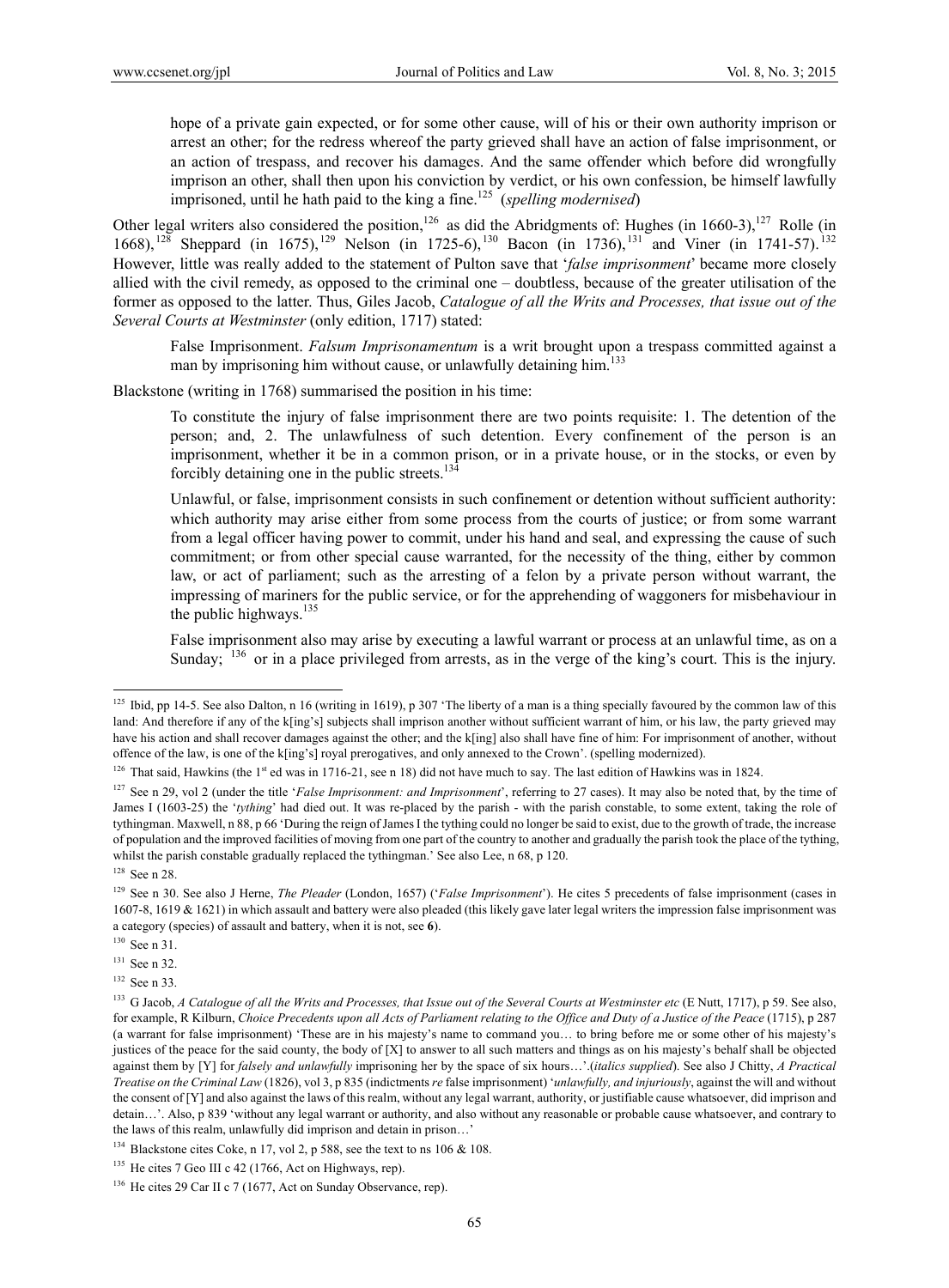> hope of a private gain expected, or for some other cause, will of his or their own authority imprison or arrest an other; for the redress whereof the party grieved shall have an action of false imprisonment, or an action of trespass, and recover his damages. And the same offender which before did wrongfully imprison an other, shall then upon his conviction by verdict, or his own confession, be himself lawfully imprisoned, until he hath paid to the king a fine.[125] (*spelling modernised*)

Other legal writers also considered the position,[126] as did the Abridgments of: Hughes (in 1660-3),[127] Rolle (in 1668),[128] Sheppard (in 1675),[129] Nelson (in 1725-6),[130] Bacon (in 1736),[131] and Viner (in 1741-57).[132] However, little was really added to the statement of Pulton save that '*false imprisonment*' became more closely allied with the civil remedy, as opposed to the criminal one – doubtless, because of the greater utilisation of the former as opposed to the latter. Thus, Giles Jacob, *Catalogue of all the Writs and Processes, that issue out of the Several Courts at Westminster* (only edition, 1717) stated:

> False Imprisonment. *Falsum Imprisonamentum* is a writ brought upon a trespass committed against a man by imprisoning him without cause, or unlawfully detaining him.[133]

Blackstone (writing in 1768) summarised the position in his time:

> To constitute the injury of false imprisonment there are two points requisite: 1. The detention of the person; and, 2. The unlawfulness of such detention. Every confinement of the person is an imprisonment, whether it be in a common prison, or in a private house, or in the stocks, or even by forcibly detaining one in the public streets.[134]
>
> Unlawful, or false, imprisonment consists in such confinement or detention without sufficient authority: which authority may arise either from some process from the courts of justice; or from some warrant from a legal officer having power to commit, under his hand and seal, and expressing the cause of such commitment; or from other special cause warranted, for the necessity of the thing, either by common law, or act of parliament; such as the arresting of a felon by a private person without warrant, the impressing of mariners for the public service, or for the apprehending of waggoners for misbehaviour in the public highways.[135]
>
> False imprisonment also may arise by executing a lawful warrant or process at an unlawful time, as on a Sunday; [136] or in a place privileged from arrests, as in the verge of the king's court. This is the injury.

---

[125] Ibid, pp 14-5. See also Dalton, n 16 (writing in 1619), p 307 'The liberty of a man is a thing specially favoured by the common law of this land: And therefore if any of the k[ing's] subjects shall imprison another without sufficient warrant of him, or his law, the party grieved may have his action and shall recover damages against the other; and the k[ing] also shall have fine of him: For imprisonment of another, without offence of the law, is one of the k[ing's] royal prerogatives, and only annexed to the Crown'. (spelling modernized).

[126] That said, Hawkins (the 1st ed was in 1716-21, see n 18) did not have much to say. The last edition of Hawkins was in 1824.

[127] See n 29, vol 2 (under the title '*False Imprisonment: and Imprisonment*', referring to 27 cases). It may also be noted that, by the time of James I (1603-25) the '*tything*' had died out. It was re-placed by the parish - with the parish constable, to some extent, taking the role of tythingman. Maxwell, n 88, p 66 'During the reign of James I the tything could no longer be said to exist, due to the growth of trade, the increase of population and the improved facilities of moving from one part of the country to another and gradually the parish took the place of the tything, whilst the parish constable gradually replaced the tythingman.' See also Lee, n 68, p 120.

[128] See n 28.

[129] See n 30. See also J Herne, *The Pleader* (London, 1657) ('*False Imprisonment*'). He cites 5 precedents of false imprisonment (cases in 1607-8, 1619 & 1621) in which assault and battery were also pleaded (this likely gave later legal writers the impression false imprisonment was a category (species) of assault and battery, when it is not, see **6**).

[130] See n 31.

[131] See n 32.

[132] See n 33.

[133] G Jacob, *A Catalogue of all the Writs and Processes, that Issue out of the Several Courts at Westminster etc* (E Nutt, 1717), p 59. See also, for example, R Kilburn, *Choice Precedents upon all Acts of Parliament relating to the Office and Duty of a Justice of the Peace* (1715), p 287 (a warrant for false imprisonment) 'These are in his majesty's name to command you… to bring before me or some other of his majesty's justices of the peace for the said county, the body of [X] to answer to all such matters and things as on his majesty's behalf shall be objected against them by [Y] for *falsely and unlawfully* imprisoning her by the space of six hours…'.(*italics supplied*). See also J Chitty, *A Practical Treatise on the Criminal Law* (1826), vol 3, p 835 (indictments *re* false imprisonment) '*unlawfully, and injuriously*, against the will and without the consent of [Y] and also against the laws of this realm, without any legal warrant, authority, or justifiable cause whatsoever, did imprison and detain…'. Also, p 839 'without any legal warrant or authority, and also without any reasonable or probable cause whatsoever, and contrary to the laws of this realm, unlawfully did imprison and detain in prison…'

[134] Blackstone cites Coke, n 17, vol 2, p 588, see the text to ns 106 & 108.

[135] He cites 7 Geo III c 42 (1766, Act on Highways, rep).

[136] He cites 29 Car II c 7 (1677, Act on Sunday Observance, rep).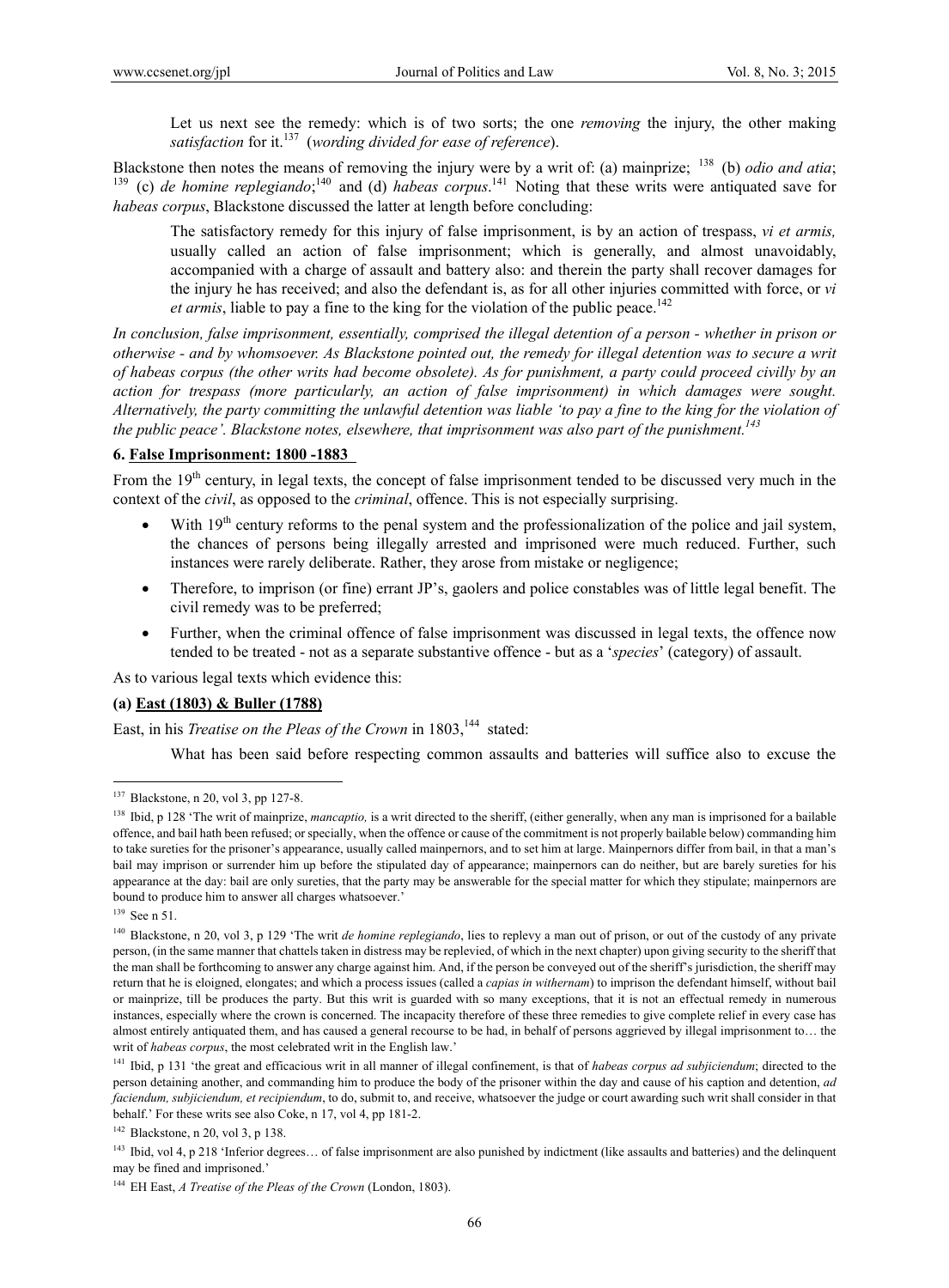Let us next see the remedy: which is of two sorts; the one *removing* the injury, the other making *satisfaction* for it.[137] (*wording divided for ease of reference*).

Blackstone then notes the means of removing the injury were by a writ of: (a) mainprize; [138] (b) *odio and atia*; [139] (c) *de homine replegiando*;[140] and (d) *habeas corpus*.[141] Noting that these writs were antiquated save for *habeas corpus*, Blackstone discussed the latter at length before concluding:

> The satisfactory remedy for this injury of false imprisonment, is by an action of trespass, *vi et armis,* usually called an action of false imprisonment; which is generally, and almost unavoidably, accompanied with a charge of assault and battery also: and therein the party shall recover damages for the injury he has received; and also the defendant is, as for all other injuries committed with force, or *vi et armis*, liable to pay a fine to the king for the violation of the public peace.[142]

*In conclusion, false imprisonment, essentially, comprised the illegal detention of a person - whether in prison or otherwise - and by whomsoever. As Blackstone pointed out, the remedy for illegal detention was to secure a writ of habeas corpus (the other writs had become obsolete). As for punishment, a party could proceed civilly by an action for trespass (more particularly, an action of false imprisonment) in which damages were sought. Alternatively, the party committing the unlawful detention was liable 'to pay a fine to the king for the violation of the public peace'. Blackstone notes, elsewhere, that imprisonment was also part of the punishment.[143]*

## 6. False Imprisonment: 1800 -1883

From the 19th century, in legal texts, the concept of false imprisonment tended to be discussed very much in the context of the *civil*, as opposed to the *criminal*, offence. This is not especially surprising.

- With 19th century reforms to the penal system and the professionalization of the police and jail system, the chances of persons being illegally arrested and imprisoned were much reduced. Further, such instances were rarely deliberate. Rather, they arose from mistake or negligence;
- Therefore, to imprison (or fine) errant JP's, gaolers and police constables was of little legal benefit. The civil remedy was to be preferred;
- Further, when the criminal offence of false imprisonment was discussed in legal texts, the offence now tended to be treated - not as a separate substantive offence - but as a '*species*' (category) of assault.

As to various legal texts which evidence this:

### (a) East (1803) & Buller (1788)

East, in his *Treatise on the Pleas of the Crown* in 1803,[144] stated:

> What has been said before respecting common assaults and batteries will suffice also to excuse the

---

[137] Blackstone, n 20, vol 3, pp 127-8.

[138] Ibid, p 128 'The writ of mainprize, *mancaptio,* is a writ directed to the sheriff, (either generally, when any man is imprisoned for a bailable offence, and bail hath been refused; or specially, when the offence or cause of the commitment is not properly bailable below) commanding him to take sureties for the prisoner's appearance, usually called mainpernors, and to set him at large. Mainpernors differ from bail, in that a man's bail may imprison or surrender him up before the stipulated day of appearance; mainpernors can do neither, but are barely sureties for his appearance at the day: bail are only sureties, that the party may be answerable for the special matter for which they stipulate; mainpernors are bound to produce him to answer all charges whatsoever.'

[139] See n 51.

[140] Blackstone, n 20, vol 3, p 129 'The writ *de homine replegiando*, lies to replevy a man out of prison, or out of the custody of any private person, (in the same manner that chattels taken in distress may be replevied, of which in the next chapter) upon giving security to the sheriff that the man shall be forthcoming to answer any charge against him. And, if the person be conveyed out of the sheriff's jurisdiction, the sheriff may return that he is eloigned, elongates; and which a process issues (called a *capias in withernam*) to imprison the defendant himself, without bail or mainprize, till be produces the party. But this writ is guarded with so many exceptions, that it is not an effectual remedy in numerous instances, especially where the crown is concerned. The incapacity therefore of these three remedies to give complete relief in every case has almost entirely antiquated them, and has caused a general recourse to be had, in behalf of persons aggrieved by illegal imprisonment to… the writ of *habeas corpus*, the most celebrated writ in the English law.'

[141] Ibid, p 131 'the great and efficacious writ in all manner of illegal confinement, is that of *habeas corpus ad subjiciendum*; directed to the person detaining another, and commanding him to produce the body of the prisoner within the day and cause of his caption and detention, *ad faciendum, subjiciendum, et recipiendum*, to do, submit to, and receive, whatsoever the judge or court awarding such writ shall consider in that behalf.' For these writs see also Coke, n 17, vol 4, pp 181-2.

[142] Blackstone, n 20, vol 3, p 138.

[143] Ibid, vol 4, p 218 'Inferior degrees… of false imprisonment are also punished by indictment (like assaults and batteries) and the delinquent may be fined and imprisoned.'

[144] EH East, *A Treatise of the Pleas of the Crown* (London, 1803).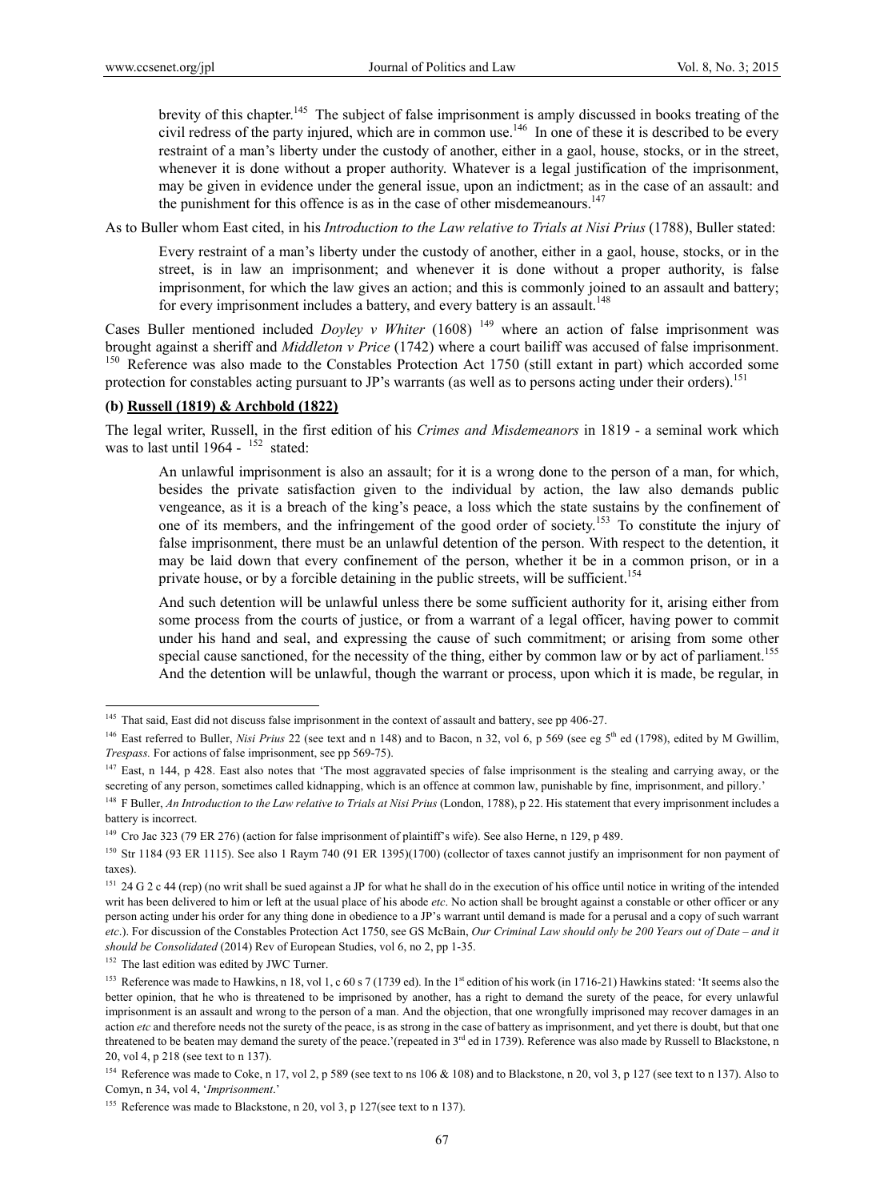brevity of this chapter.[145] The subject of false imprisonment is amply discussed in books treating of the civil redress of the party injured, which are in common use.[146] In one of these it is described to be every restraint of a man's liberty under the custody of another, either in a gaol, house, stocks, or in the street, whenever it is done without a proper authority. Whatever is a legal justification of the imprisonment, may be given in evidence under the general issue, upon an indictment; as in the case of an assault: and the punishment for this offence is as in the case of other misdemeanours.[147]

As to Buller whom East cited, in his *Introduction to the Law relative to Trials at Nisi Prius* (1788), Buller stated:

> Every restraint of a man's liberty under the custody of another, either in a gaol, house, stocks, or in the street, is in law an imprisonment; and whenever it is done without a proper authority, is false imprisonment, for which the law gives an action; and this is commonly joined to an assault and battery; for every imprisonment includes a battery, and every battery is an assault.[148]

Cases Buller mentioned included *Doyley v Whiter* (1608) [149] where an action of false imprisonment was brought against a sheriff and *Middleton v Price* (1742) where a court bailiff was accused of false imprisonment. [150] Reference was also made to the Constables Protection Act 1750 (still extant in part) which accorded some protection for constables acting pursuant to JP's warrants (as well as to persons acting under their orders).[151]

**(b) Russell (1819) & Archbold (1822)**

The legal writer, Russell, in the first edition of his *Crimes and Misdemeanors* in 1819 - a seminal work which was to last until 1964 - [152] stated:

> An unlawful imprisonment is also an assault; for it is a wrong done to the person of a man, for which, besides the private satisfaction given to the individual by action, the law also demands public vengeance, as it is a breach of the king's peace, a loss which the state sustains by the confinement of one of its members, and the infringement of the good order of society.[153] To constitute the injury of false imprisonment, there must be an unlawful detention of the person. With respect to the detention, it may be laid down that every confinement of the person, whether it be in a common prison, or in a private house, or by a forcible detaining in the public streets, will be sufficient.[154]
>
> And such detention will be unlawful unless there be some sufficient authority for it, arising either from some process from the courts of justice, or from a warrant of a legal officer, having power to commit under his hand and seal, and expressing the cause of such commitment; or arising from some other special cause sanctioned, for the necessity of the thing, either by common law or by act of parliament.[155] And the detention will be unlawful, though the warrant or process, upon which it is made, be regular, in

---

[145] That said, East did not discuss false imprisonment in the context of assault and battery, see pp 406-27.

[146] East referred to Buller, *Nisi Prius* 22 (see text and n 148) and to Bacon, n 32, vol 6, p 569 (see eg 5th ed (1798), edited by M Gwillim, *Trespass.* For actions of false imprisonment, see pp 569-75).

[147] East, n 144, p 428. East also notes that 'The most aggravated species of false imprisonment is the stealing and carrying away, or the secreting of any person, sometimes called kidnapping, which is an offence at common law, punishable by fine, imprisonment, and pillory.'

[148] F Buller, *An Introduction to the Law relative to Trials at Nisi Prius* (London, 1788), p 22. His statement that every imprisonment includes a battery is incorrect.

[149] Cro Jac 323 (79 ER 276) (action for false imprisonment of plaintiff's wife). See also Herne, n 129, p 489.

[150] Str 1184 (93 ER 1115). See also 1 Raym 740 (91 ER 1395)(1700) (collector of taxes cannot justify an imprisonment for non payment of taxes).

[151] 24 G 2 c 44 (rep) (no writ shall be sued against a JP for what he shall do in the execution of his office until notice in writing of the intended writ has been delivered to him or left at the usual place of his abode *etc*. No action shall be brought against a constable or other officer or any person acting under his order for any thing done in obedience to a JP's warrant until demand is made for a perusal and a copy of such warrant *etc*.). For discussion of the Constables Protection Act 1750, see GS McBain, *Our Criminal Law should only be 200 Years out of Date – and it should be Consolidated* (2014) Rev of European Studies, vol 6, no 2, pp 1-35.

[152] The last edition was edited by JWC Turner.

[153] Reference was made to Hawkins, n 18, vol 1, c 60 s 7 (1739 ed). In the 1st edition of his work (in 1716-21) Hawkins stated: 'It seems also the better opinion, that he who is threatened to be imprisoned by another, has a right to demand the surety of the peace, for every unlawful imprisonment is an assault and wrong to the person of a man. And the objection, that one wrongfully imprisoned may recover damages in an action *etc* and therefore needs not the surety of the peace, is as strong in the case of battery as imprisonment, and yet there is doubt, but that one threatened to be beaten may demand the surety of the peace.'(repeated in 3rd ed in 1739). Reference was also made by Russell to Blackstone, n 20, vol 4, p 218 (see text to n 137).

[154] Reference was made to Coke, n 17, vol 2, p 589 (see text to ns 106 & 108) and to Blackstone, n 20, vol 3, p 127 (see text to n 137). Also to Comyn, n 34, vol 4, '*Imprisonment*.'

[155] Reference was made to Blackstone, n 20, vol 3, p 127(see text to n 137).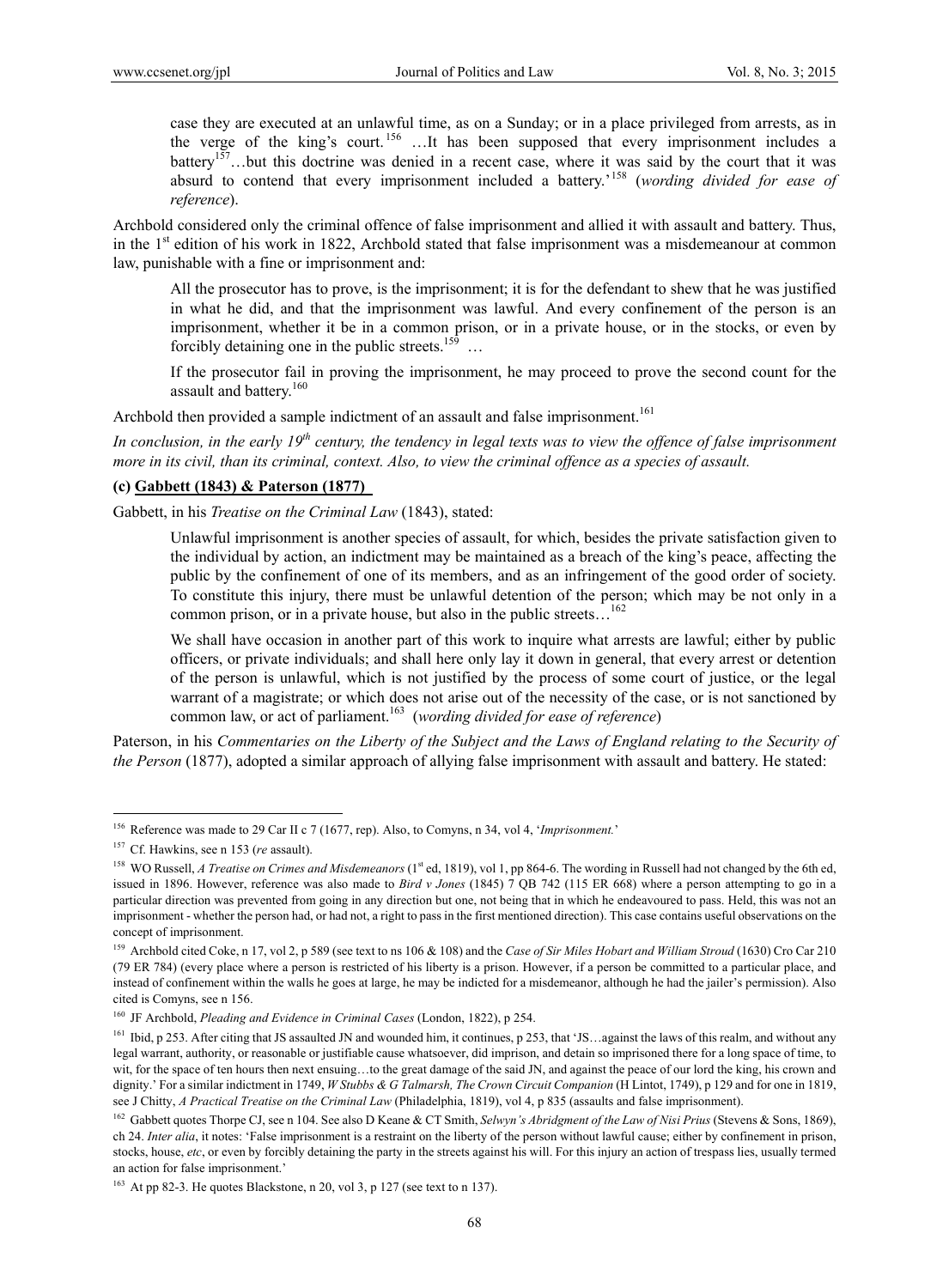> case they are executed at an unlawful time, as on a Sunday; or in a place privileged from arrests, as in the verge of the king's court.[156] …It has been supposed that every imprisonment includes a battery[157]…but this doctrine was denied in a recent case, where it was said by the court that it was absurd to contend that every imprisonment included a battery.'[158] (*wording divided for ease of reference*).

Archbold considered only the criminal offence of false imprisonment and allied it with assault and battery. Thus, in the 1st edition of his work in 1822, Archbold stated that false imprisonment was a misdemeanour at common law, punishable with a fine or imprisonment and:

> All the prosecutor has to prove, is the imprisonment; it is for the defendant to shew that he was justified in what he did, and that the imprisonment was lawful. And every confinement of the person is an imprisonment, whether it be in a common prison, or in a private house, or in the stocks, or even by forcibly detaining one in the public streets.[159] …
>
> If the prosecutor fail in proving the imprisonment, he may proceed to prove the second count for the assault and battery.[160]

Archbold then provided a sample indictment of an assault and false imprisonment.[161]

*In conclusion, in the early 19th century, the tendency in legal texts was to view the offence of false imprisonment more in its civil, than its criminal, context. Also, to view the criminal offence as a species of assault.*

### (c) Gabbett (1843) & Paterson (1877)

Gabbett, in his *Treatise on the Criminal Law* (1843), stated:

> Unlawful imprisonment is another species of assault, for which, besides the private satisfaction given to the individual by action, an indictment may be maintained as a breach of the king's peace, affecting the public by the confinement of one of its members, and as an infringement of the good order of society. To constitute this injury, there must be unlawful detention of the person; which may be not only in a common prison, or in a private house, but also in the public streets…[162]
>
> We shall have occasion in another part of this work to inquire what arrests are lawful; either by public officers, or private individuals; and shall here only lay it down in general, that every arrest or detention of the person is unlawful, which is not justified by the process of some court of justice, or the legal warrant of a magistrate; or which does not arise out of the necessity of the case, or is not sanctioned by common law, or act of parliament.[163] (*wording divided for ease of reference*)

Paterson, in his *Commentaries on the Liberty of the Subject and the Laws of England relating to the Security of the Person* (1877), adopted a similar approach of allying false imprisonment with assault and battery. He stated:

---

[156] Reference was made to 29 Car II c 7 (1677, rep). Also, to Comyns, n 34, vol 4, '*Imprisonment.*'

[157] Cf. Hawkins, see n 153 (*re* assault).

[158] WO Russell, *A Treatise on Crimes and Misdemeanors* (1st ed, 1819), vol 1, pp 864-6. The wording in Russell had not changed by the 6th ed, issued in 1896. However, reference was also made to *Bird v Jones* (1845) 7 QB 742 (115 ER 668) where a person attempting to go in a particular direction was prevented from going in any direction but one, not being that in which he endeavoured to pass. Held, this was not an imprisonment - whether the person had, or had not, a right to pass in the first mentioned direction). This case contains useful observations on the concept of imprisonment.

[159] Archbold cited Coke, n 17, vol 2, p 589 (see text to ns 106 & 108) and the *Case of Sir Miles Hobart and William Stroud* (1630) Cro Car 210 (79 ER 784) (every place where a person is restricted of his liberty is a prison. However, if a person be committed to a particular place, and instead of confinement within the walls he goes at large, he may be indicted for a misdemeanor, although he had the jailer's permission). Also cited is Comyns, see n 156.

[160] JF Archbold, *Pleading and Evidence in Criminal Cases* (London, 1822), p 254.

[161] Ibid, p 253. After citing that JS assaulted JN and wounded him, it continues, p 253, that 'JS…against the laws of this realm, and without any legal warrant, authority, or reasonable or justifiable cause whatsoever, did imprison, and detain so imprisoned there for a long space of time, to wit, for the space of ten hours then next ensuing…to the great damage of the said JN, and against the peace of our lord the king, his crown and dignity.' For a similar indictment in 1749, *W Stubbs & G Talmarsh, The Crown Circuit Companion* (H Lintot, 1749), p 129 and for one in 1819, see J Chitty, *A Practical Treatise on the Criminal Law* (Philadelphia, 1819), vol 4, p 835 (assaults and false imprisonment).

[162] Gabbett quotes Thorpe CJ, see n 104. See also D Keane & CT Smith, *Selwyn's Abridgment of the Law of Nisi Prius* (Stevens & Sons, 1869), ch 24. *Inter alia*, it notes: 'False imprisonment is a restraint on the liberty of the person without lawful cause; either by confinement in prison, stocks, house, *etc*, or even by forcibly detaining the party in the streets against his will. For this injury an action of trespass lies, usually termed an action for false imprisonment.'

[163] At pp 82-3. He quotes Blackstone, n 20, vol 3, p 127 (see text to n 137).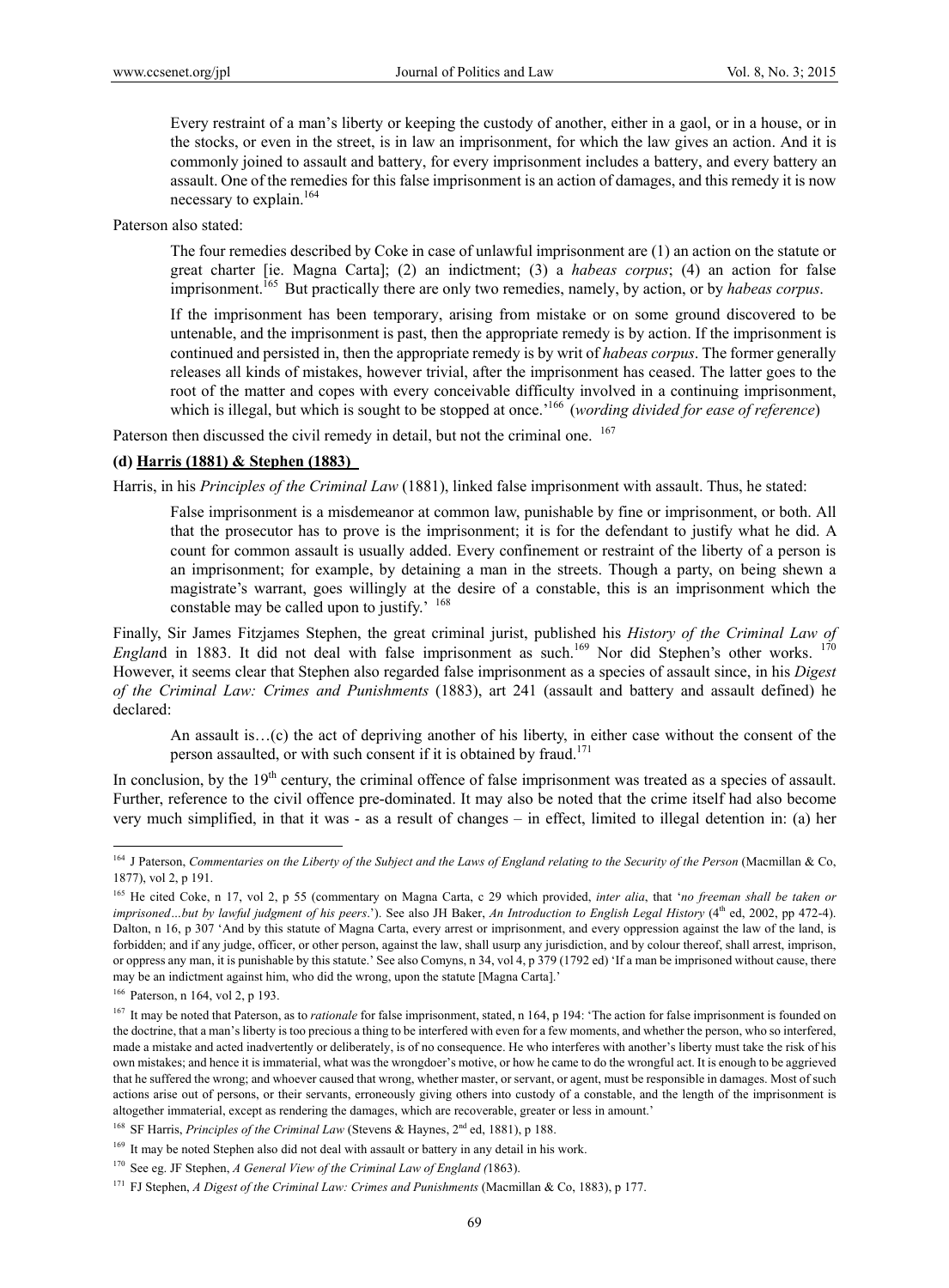> Every restraint of a man's liberty or keeping the custody of another, either in a gaol, or in a house, or in the stocks, or even in the street, is in law an imprisonment, for which the law gives an action. And it is commonly joined to assault and battery, for every imprisonment includes a battery, and every battery an assault. One of the remedies for this false imprisonment is an action of damages, and this remedy it is now necessary to explain.[164]

Paterson also stated:

> The four remedies described by Coke in case of unlawful imprisonment are (1) an action on the statute or great charter [ie. Magna Carta]; (2) an indictment; (3) a *habeas corpus*; (4) an action for false imprisonment.[165] But practically there are only two remedies, namely, by action, or by *habeas corpus*.
>
> If the imprisonment has been temporary, arising from mistake or on some ground discovered to be untenable, and the imprisonment is past, then the appropriate remedy is by action. If the imprisonment is continued and persisted in, then the appropriate remedy is by writ of *habeas corpus*. The former generally releases all kinds of mistakes, however trivial, after the imprisonment has ceased. The latter goes to the root of the matter and copes with every conceivable difficulty involved in a continuing imprisonment, which is illegal, but which is sought to be stopped at once.'[166] (*wording divided for ease of reference*)

Paterson then discussed the civil remedy in detail, but not the criminal one.[167]

**(d) Harris (1881) & Stephen (1883)**

Harris, in his *Principles of the Criminal Law* (1881), linked false imprisonment with assault. Thus, he stated:

> False imprisonment is a misdemeanor at common law, punishable by fine or imprisonment, or both. All that the prosecutor has to prove is the imprisonment; it is for the defendant to justify what he did. A count for common assault is usually added. Every confinement or restraint of the liberty of a person is an imprisonment; for example, by detaining a man in the streets. Though a party, on being shewn a magistrate's warrant, goes willingly at the desire of a constable, this is an imprisonment which the constable may be called upon to justify.'[168]

Finally, Sir James Fitzjames Stephen, the great criminal jurist, published his *History of the Criminal Law of England* in 1883. It did not deal with false imprisonment as such.[169] Nor did Stephen's other works.[170] However, it seems clear that Stephen also regarded false imprisonment as a species of assault since, in his *Digest of the Criminal Law: Crimes and Punishments* (1883), art 241 (assault and battery and assault defined) he declared:

> An assault is…(c) the act of depriving another of his liberty, in either case without the consent of the person assaulted, or with such consent if it is obtained by fraud.[171]

In conclusion, by the 19th century, the criminal offence of false imprisonment was treated as a species of assault. Further, reference to the civil offence pre-dominated. It may also be noted that the crime itself had also become very much simplified, in that it was - as a result of changes – in effect, limited to illegal detention in: (a) her

---

[164] J Paterson, *Commentaries on the Liberty of the Subject and the Laws of England relating to the Security of the Person* (Macmillan & Co, 1877), vol 2, p 191.

[165] He cited Coke, n 17, vol 2, p 55 (commentary on Magna Carta, c 29 which provided, *inter alia*, that '*no freeman shall be taken or imprisoned…but by lawful judgment of his peers*.'). See also JH Baker, *An Introduction to English Legal History* (4th ed, 2002, pp 472-4). Dalton, n 16, p 307 'And by this statute of Magna Carta, every arrest or imprisonment, and every oppression against the law of the land, is forbidden; and if any judge, officer, or other person, against the law, shall usurp any jurisdiction, and by colour thereof, shall arrest, imprison, or oppress any man, it is punishable by this statute.' See also Comyns, n 34, vol 4, p 379 (1792 ed) 'If a man be imprisoned without cause, there may be an indictment against him, who did the wrong, upon the statute [Magna Carta].'

[166] Paterson, n 164, vol 2, p 193.

[167] It may be noted that Paterson, as to *rationale* for false imprisonment, stated, n 164, p 194: 'The action for false imprisonment is founded on the doctrine, that a man's liberty is too precious a thing to be interfered with even for a few moments, and whether the person, who so interfered, made a mistake and acted inadvertently or deliberately, is of no consequence. He who interferes with another's liberty must take the risk of his own mistakes; and hence it is immaterial, what was the wrongdoer's motive, or how he came to do the wrongful act. It is enough to be aggrieved that he suffered the wrong; and whoever caused that wrong, whether master, or servant, or agent, must be responsible in damages. Most of such actions arise out of persons, or their servants, erroneously giving others into custody of a constable, and the length of the imprisonment is altogether immaterial, except as rendering the damages, which are recoverable, greater or less in amount.'

[168] SF Harris, *Principles of the Criminal Law* (Stevens & Haynes, 2nd ed, 1881), p 188.

[169] It may be noted Stephen also did not deal with assault or battery in any detail in his work.

[170] See eg. JF Stephen, *A General View of the Criminal Law of England (*1863).

[171] FJ Stephen, *A Digest of the Criminal Law: Crimes and Punishments* (Macmillan & Co, 1883), p 177.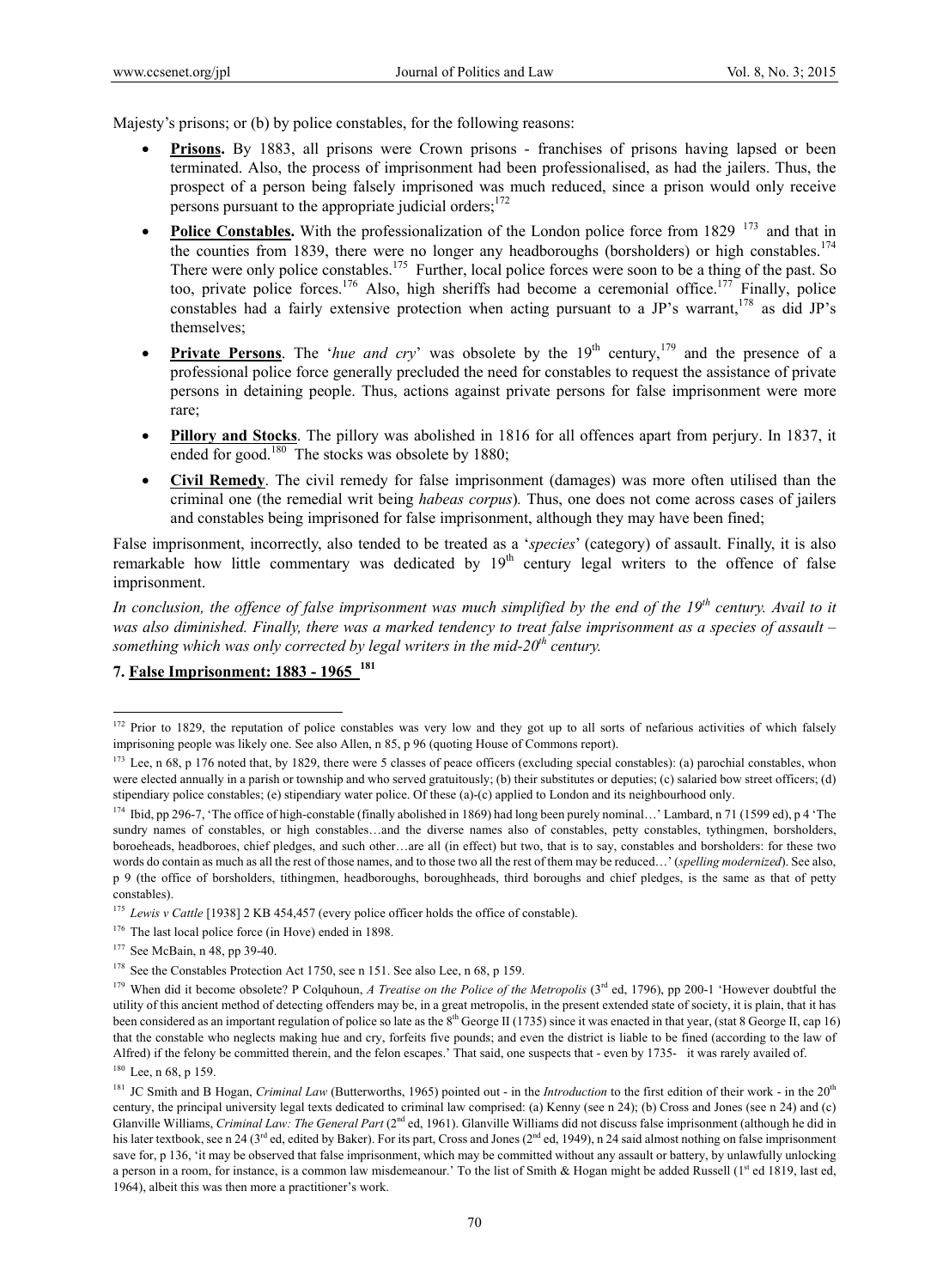Majesty's prisons; or (b) by police constables, for the following reasons:

- **Prisons.** By 1883, all prisons were Crown prisons - franchises of prisons having lapsed or been terminated. Also, the process of imprisonment had been professionalised, as had the jailers. Thus, the prospect of a person being falsely imprisoned was much reduced, since a prison would only receive persons pursuant to the appropriate judicial orders;[172]
- **Police Constables.** With the professionalization of the London police force from 1829 [173] and that in the counties from 1839, there were no longer any headboroughs (borsholders) or high constables.[174] There were only police constables.[175] Further, local police forces were soon to be a thing of the past. So too, private police forces.[176] Also, high sheriffs had become a ceremonial office.[177] Finally, police constables had a fairly extensive protection when acting pursuant to a JP's warrant,[178] as did JP's themselves;
- **Private Persons**. The '*hue and cry*' was obsolete by the 19th century,[179] and the presence of a professional police force generally precluded the need for constables to request the assistance of private persons in detaining people. Thus, actions against private persons for false imprisonment were more rare;
- **Pillory and Stocks**. The pillory was abolished in 1816 for all offences apart from perjury. In 1837, it ended for good.[180] The stocks was obsolete by 1880;
- **Civil Remedy**. The civil remedy for false imprisonment (damages) was more often utilised than the criminal one (the remedial writ being *habeas corpus*). Thus, one does not come across cases of jailers and constables being imprisoned for false imprisonment, although they may have been fined;

False imprisonment, incorrectly, also tended to be treated as a '*species*' (category) of assault. Finally, it is also remarkable how little commentary was dedicated by 19th century legal writers to the offence of false imprisonment.

*In conclusion, the offence of false imprisonment was much simplified by the end of the 19th century. Avail to it was also diminished. Finally, there was a marked tendency to treat false imprisonment as a species of assault – something which was only corrected by legal writers in the mid-20th century.*

## 7. False Imprisonment: 1883 - 1965 [181]

---

[172] Prior to 1829, the reputation of police constables was very low and they got up to all sorts of nefarious activities of which falsely imprisoning people was likely one. See also Allen, n 85, p 96 (quoting House of Commons report).

[173] Lee, n 68, p 176 noted that, by 1829, there were 5 classes of peace officers (excluding special constables): (a) parochial constables, whon were elected annually in a parish or township and who served gratuitously; (b) their substitutes or deputies; (c) salaried bow street officers; (d) stipendiary police constables; (e) stipendiary water police. Of these (a)-(c) applied to London and its neighbourhood only.

[174] Ibid, pp 296-7, 'The office of high-constable (finally abolished in 1869) had long been purely nominal…' Lambard, n 71 (1599 ed), p 4 'The sundry names of constables, or high constables…and the diverse names also of constables, petty constables, tythingmen, borsholders, boroeheads, headboroes, chief pledges, and such other…are all (in effect) but two, that is to say, constables and borsholders: for these two words do contain as much as all the rest of those names, and to those two all the rest of them may be reduced…' (*spelling modernized*). See also, p 9 (the office of borsholders, tithingmen, headboroughs, boroughheads, third boroughs and chief pledges, is the same as that of petty constables).

[175] *Lewis v Cattle* [1938] 2 KB 454,457 (every police officer holds the office of constable).

[176] The last local police force (in Hove) ended in 1898.

[177] See McBain, n 48, pp 39-40.

[178] See the Constables Protection Act 1750, see n 151. See also Lee, n 68, p 159.

[179] When did it become obsolete? P Colquhoun, *A Treatise on the Police of the Metropolis* (3rd ed, 1796), pp 200-1 'However doubtful the utility of this ancient method of detecting offenders may be, in a great metropolis, in the present extended state of society, it is plain, that it has been considered as an important regulation of police so late as the 8th George II (1735) since it was enacted in that year, (stat 8 George II, cap 16) that the constable who neglects making hue and cry, forfeits five pounds; and even the district is liable to be fined (according to the law of Alfred) if the felony be committed therein, and the felon escapes.' That said, one suspects that - even by 1735- it was rarely availed of.

[180] Lee, n 68, p 159.

[181] JC Smith and B Hogan, *Criminal Law* (Butterworths, 1965) pointed out - in the *Introduction* to the first edition of their work - in the 20th century, the principal university legal texts dedicated to criminal law comprised: (a) Kenny (see n 24); (b) Cross and Jones (see n 24) and (c) Glanville Williams, *Criminal Law: The General Part* (2nd ed, 1961). Glanville Williams did not discuss false imprisonment (although he did in his later textbook, see n 24 (3rd ed, edited by Baker). For its part, Cross and Jones (2nd ed, 1949), n 24 said almost nothing on false imprisonment save for, p 136, 'it may be observed that false imprisonment, which may be committed without any assault or battery, by unlawfully unlocking a person in a room, for instance, is a common law misdemeanour.' To the list of Smith & Hogan might be added Russell (1st ed 1819, last ed, 1964), albeit this was then more a practitioner's work.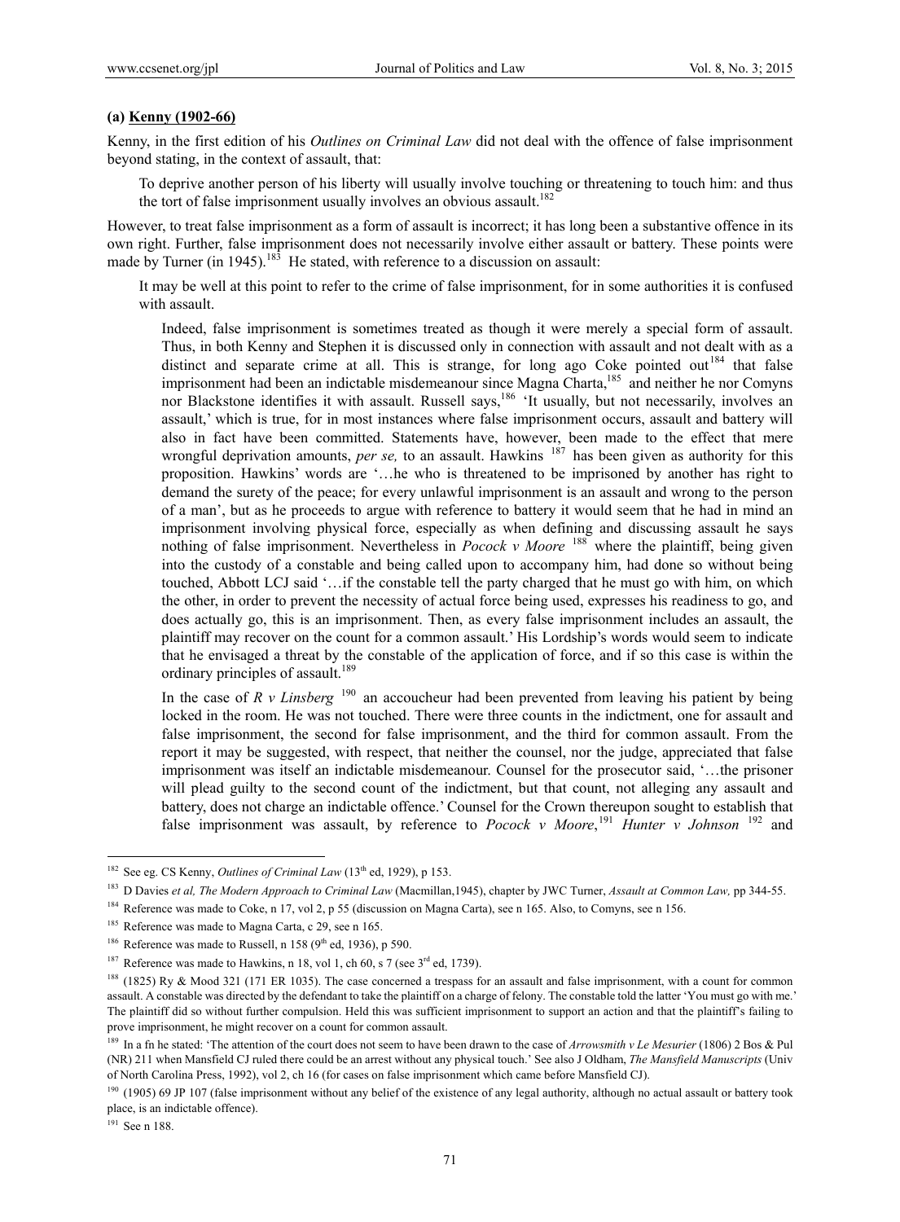**(a) Kenny (1902-66)**

Kenny, in the first edition of his *Outlines on Criminal Law* did not deal with the offence of false imprisonment beyond stating, in the context of assault, that:

> To deprive another person of his liberty will usually involve touching or threatening to touch him: and thus the tort of false imprisonment usually involves an obvious assault.[182]

However, to treat false imprisonment as a form of assault is incorrect; it has long been a substantive offence in its own right. Further, false imprisonment does not necessarily involve either assault or battery. These points were made by Turner (in 1945).[183] He stated, with reference to a discussion on assault:

> It may be well at this point to refer to the crime of false imprisonment, for in some authorities it is confused with assault.
>
> Indeed, false imprisonment is sometimes treated as though it were merely a special form of assault. Thus, in both Kenny and Stephen it is discussed only in connection with assault and not dealt with as a distinct and separate crime at all. This is strange, for long ago Coke pointed out[184] that false imprisonment had been an indictable misdemeanour since Magna Charta,[185] and neither he nor Comyns nor Blackstone identifies it with assault. Russell says,[186] 'It usually, but not necessarily, involves an assault,' which is true, for in most instances where false imprisonment occurs, assault and battery will also in fact have been committed. Statements have, however, been made to the effect that mere wrongful deprivation amounts, *per se,* to an assault. Hawkins [187] has been given as authority for this proposition. Hawkins' words are '…he who is threatened to be imprisoned by another has right to demand the surety of the peace; for every unlawful imprisonment is an assault and wrong to the person of a man', but as he proceeds to argue with reference to battery it would seem that he had in mind an imprisonment involving physical force, especially as when defining and discussing assault he says nothing of false imprisonment. Nevertheless in *Pocock v Moore* [188] where the plaintiff, being given into the custody of a constable and being called upon to accompany him, had done so without being touched, Abbott LCJ said '…if the constable tell the party charged that he must go with him, on which the other, in order to prevent the necessity of actual force being used, expresses his readiness to go, and does actually go, this is an imprisonment. Then, as every false imprisonment includes an assault, the plaintiff may recover on the count for a common assault.' His Lordship's words would seem to indicate that he envisaged a threat by the constable of the application of force, and if so this case is within the ordinary principles of assault.[189]
>
> In the case of *R v Linsberg* [190] an accoucheur had been prevented from leaving his patient by being locked in the room. He was not touched. There were three counts in the indictment, one for assault and false imprisonment, the second for false imprisonment, and the third for common assault. From the report it may be suggested, with respect, that neither the counsel, nor the judge, appreciated that false imprisonment was itself an indictable misdemeanour. Counsel for the prosecutor said, '…the prisoner will plead guilty to the second count of the indictment, but that count, not alleging any assault and battery, does not charge an indictable offence.' Counsel for the Crown thereupon sought to establish that false imprisonment was assault, by reference to *Pocock v Moore*,[191] *Hunter v Johnson* [192] and

---

[182] See eg. CS Kenny, *Outlines of Criminal Law* (13th ed, 1929), p 153.

[183] D Davies *et al, The Modern Approach to Criminal Law* (Macmillan,1945), chapter by JWC Turner, *Assault at Common Law,* pp 344-55.

[184] Reference was made to Coke, n 17, vol 2, p 55 (discussion on Magna Carta), see n 165. Also, to Comyns, see n 156.

[185] Reference was made to Magna Carta, c 29, see n 165.

[186] Reference was made to Russell, n 158 (9th ed, 1936), p 590.

[187] Reference was made to Hawkins, n 18, vol 1, ch 60, s 7 (see 3rd ed, 1739).

[188] (1825) Ry & Mood 321 (171 ER 1035). The case concerned a trespass for an assault and false imprisonment, with a count for common assault. A constable was directed by the defendant to take the plaintiff on a charge of felony. The constable told the latter 'You must go with me.' The plaintiff did so without further compulsion. Held this was sufficient imprisonment to support an action and that the plaintiff's failing to prove imprisonment, he might recover on a count for common assault.

[189] In a fn he stated: 'The attention of the court does not seem to have been drawn to the case of *Arrowsmith v Le Mesurier* (1806) 2 Bos & Pul (NR) 211 when Mansfield CJ ruled there could be an arrest without any physical touch.' See also J Oldham, *The Mansfield Manuscripts* (Univ of North Carolina Press, 1992), vol 2, ch 16 (for cases on false imprisonment which came before Mansfield CJ).

[190] (1905) 69 JP 107 (false imprisonment without any belief of the existence of any legal authority, although no actual assault or battery took place, is an indictable offence).

[191] See n 188.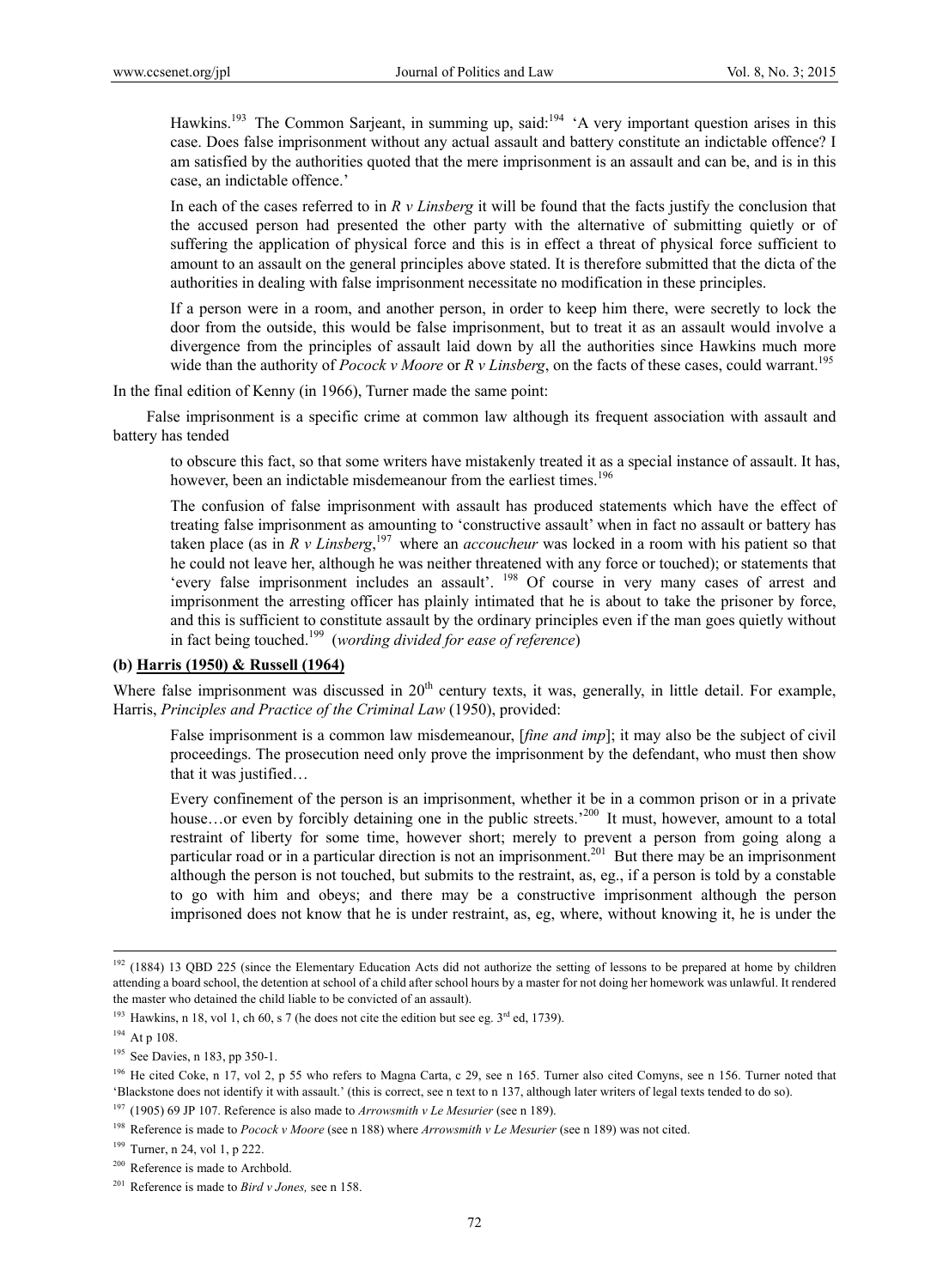Hawkins.[193] The Common Sarjeant, in summing up, said:[194] 'A very important question arises in this case. Does false imprisonment without any actual assault and battery constitute an indictable offence? I am satisfied by the authorities quoted that the mere imprisonment is an assault and can be, and is in this case, an indictable offence.'

In each of the cases referred to in *R v Linsberg* it will be found that the facts justify the conclusion that the accused person had presented the other party with the alternative of submitting quietly or of suffering the application of physical force and this is in effect a threat of physical force sufficient to amount to an assault on the general principles above stated. It is therefore submitted that the dicta of the authorities in dealing with false imprisonment necessitate no modification in these principles.

If a person were in a room, and another person, in order to keep him there, were secretly to lock the door from the outside, this would be false imprisonment, but to treat it as an assault would involve a divergence from the principles of assault laid down by all the authorities since Hawkins much more wide than the authority of *Pocock v Moore* or *R v Linsberg*, on the facts of these cases, could warrant.[195]

In the final edition of Kenny (in 1966), Turner made the same point:

False imprisonment is a specific crime at common law although its frequent association with assault and battery has tended

to obscure this fact, so that some writers have mistakenly treated it as a special instance of assault. It has, however, been an indictable misdemeanour from the earliest times.[196]

The confusion of false imprisonment with assault has produced statements which have the effect of treating false imprisonment as amounting to 'constructive assault' when in fact no assault or battery has taken place (as in *R v Linsberg*,[197] where an *accoucheur* was locked in a room with his patient so that he could not leave her, although he was neither threatened with any force or touched); or statements that 'every false imprisonment includes an assault'.[198] Of course in very many cases of arrest and imprisonment the arresting officer has plainly intimated that he is about to take the prisoner by force, and this is sufficient to constitute assault by the ordinary principles even if the man goes quietly without in fact being touched.[199] (*wording divided for ease of reference*)

#### (b) Harris (1950) & Russell (1964)

Where false imprisonment was discussed in 20th century texts, it was, generally, in little detail. For example, Harris, *Principles and Practice of the Criminal Law* (1950), provided:

False imprisonment is a common law misdemeanour, [*fine and imp*]; it may also be the subject of civil proceedings. The prosecution need only prove the imprisonment by the defendant, who must then show that it was justified…

Every confinement of the person is an imprisonment, whether it be in a common prison or in a private house…or even by forcibly detaining one in the public streets.'[200] It must, however, amount to a total restraint of liberty for some time, however short; merely to prevent a person from going along a particular road or in a particular direction is not an imprisonment.[201] But there may be an imprisonment although the person is not touched, but submits to the restraint, as, eg., if a person is told by a constable to go with him and obeys; and there may be a constructive imprisonment although the person imprisoned does not know that he is under restraint, as, eg, where, without knowing it, he is under the

---

[192] (1884) 13 QBD 225 (since the Elementary Education Acts did not authorize the setting of lessons to be prepared at home by children attending a board school, the detention at school of a child after school hours by a master for not doing her homework was unlawful. It rendered the master who detained the child liable to be convicted of an assault).

[193] Hawkins, n 18, vol 1, ch 60, s 7 (he does not cite the edition but see eg. 3rd ed, 1739).

[194] At p 108.

[195] See Davies, n 183, pp 350-1.

[196] He cited Coke, n 17, vol 2, p 55 who refers to Magna Carta, c 29, see n 165. Turner also cited Comyns, see n 156. Turner noted that 'Blackstone does not identify it with assault.' (this is correct, see n text to n 137, although later writers of legal texts tended to do so).

[197] (1905) 69 JP 107. Reference is also made to *Arrowsmith v Le Mesurier* (see n 189).

[198] Reference is made to *Pocock v Moore* (see n 188) where *Arrowsmith v Le Mesurier* (see n 189) was not cited.

[199] Turner, n 24, vol 1, p 222.

[200] Reference is made to Archbold.

[201] Reference is made to *Bird v Jones,* see n 158.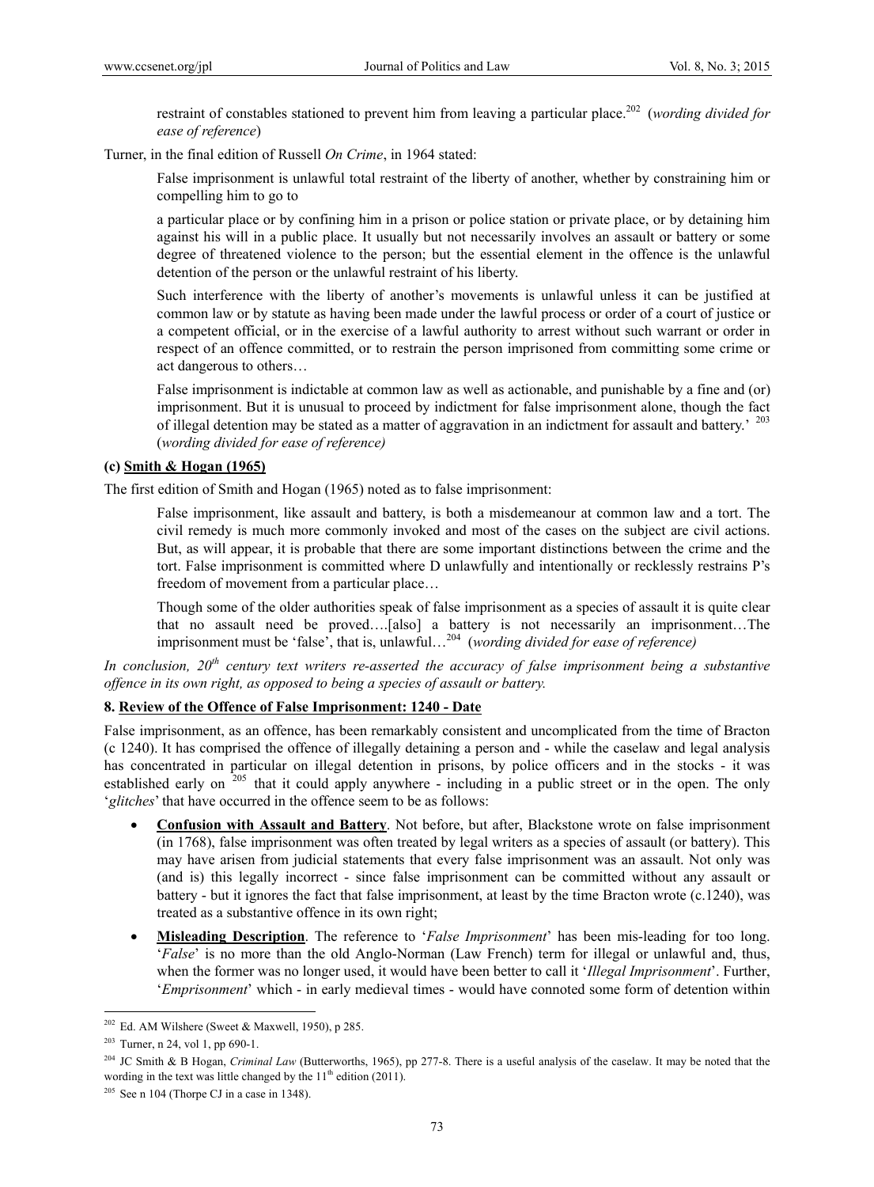restraint of constables stationed to prevent him from leaving a particular place.[202] (*wording divided for ease of reference*)

Turner, in the final edition of Russell *On Crime*, in 1964 stated:

> False imprisonment is unlawful total restraint of the liberty of another, whether by constraining him or compelling him to go to
>
> a particular place or by confining him in a prison or police station or private place, or by detaining him against his will in a public place. It usually but not necessarily involves an assault or battery or some degree of threatened violence to the person; but the essential element in the offence is the unlawful detention of the person or the unlawful restraint of his liberty.
>
> Such interference with the liberty of another's movements is unlawful unless it can be justified at common law or by statute as having been made under the lawful process or order of a court of justice or a competent official, or in the exercise of a lawful authority to arrest without such warrant or order in respect of an offence committed, or to restrain the person imprisoned from committing some crime or act dangerous to others…
>
> False imprisonment is indictable at common law as well as actionable, and punishable by a fine and (or) imprisonment. But it is unusual to proceed by indictment for false imprisonment alone, though the fact of illegal detention may be stated as a matter of aggravation in an indictment for assault and battery.' [203] (*wording divided for ease of reference)*

**(c) Smith & Hogan (1965)**

The first edition of Smith and Hogan (1965) noted as to false imprisonment:

> False imprisonment, like assault and battery, is both a misdemeanour at common law and a tort. The civil remedy is much more commonly invoked and most of the cases on the subject are civil actions. But, as will appear, it is probable that there are some important distinctions between the crime and the tort. False imprisonment is committed where D unlawfully and intentionally or recklessly restrains P's freedom of movement from a particular place…
>
> Though some of the older authorities speak of false imprisonment as a species of assault it is quite clear that no assault need be proved….[also] a battery is not necessarily an imprisonment…The imprisonment must be 'false', that is, unlawful…[204] (*wording divided for ease of reference)*

*In conclusion, 20th century text writers re-asserted the accuracy of false imprisonment being a substantive offence in its own right, as opposed to being a species of assault or battery.*

## 8. Review of the Offence of False Imprisonment: 1240 - Date

False imprisonment, as an offence, has been remarkably consistent and uncomplicated from the time of Bracton (c 1240). It has comprised the offence of illegally detaining a person and - while the caselaw and legal analysis has concentrated in particular on illegal detention in prisons, by police officers and in the stocks - it was established early on [205] that it could apply anywhere - including in a public street or in the open. The only '*glitches*' that have occurred in the offence seem to be as follows:

- **Confusion with Assault and Battery**. Not before, but after, Blackstone wrote on false imprisonment (in 1768), false imprisonment was often treated by legal writers as a species of assault (or battery). This may have arisen from judicial statements that every false imprisonment was an assault. Not only was (and is) this legally incorrect - since false imprisonment can be committed without any assault or battery - but it ignores the fact that false imprisonment, at least by the time Bracton wrote (c.1240), was treated as a substantive offence in its own right;
- **Misleading Description**. The reference to '*False Imprisonment*' has been mis-leading for too long. '*False*' is no more than the old Anglo-Norman (Law French) term for illegal or unlawful and, thus, when the former was no longer used, it would have been better to call it '*Illegal Imprisonment*'. Further, '*Emprisonment*' which - in early medieval times - would have connoted some form of detention within

---

[202] Ed. AM Wilshere (Sweet & Maxwell, 1950), p 285.

[203] Turner, n 24, vol 1, pp 690-1.

[204] JC Smith & B Hogan, *Criminal Law* (Butterworths, 1965), pp 277-8. There is a useful analysis of the caselaw. It may be noted that the wording in the text was little changed by the 11th edition (2011).

[205] See n 104 (Thorpe CJ in a case in 1348).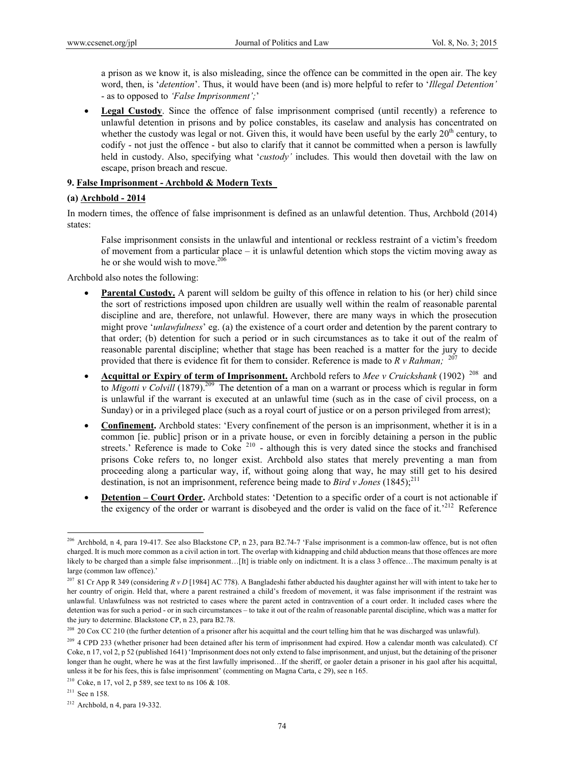a prison as we know it, is also misleading, since the offence can be committed in the open air. The key word, then, is '*detention*'. Thus, it would have been (and is) more helpful to refer to '*Illegal Detention'* - as to opposed to *'False Imprisonment';*'

- **Legal Custody**. Since the offence of false imprisonment comprised (until recently) a reference to unlawful detention in prisons and by police constables, its caselaw and analysis has concentrated on whether the custody was legal or not. Given this, it would have been useful by the early 20th century, to codify - not just the offence - but also to clarify that it cannot be committed when a person is lawfully held in custody. Also, specifying what '*custody'* includes. This would then dovetail with the law on escape, prison breach and rescue.

**9. False Imprisonment - Archbold & Modern Texts**

**(a) Archbold - 2014**

In modern times, the offence of false imprisonment is defined as an unlawful detention. Thus, Archbold (2014) states:

> False imprisonment consists in the unlawful and intentional or reckless restraint of a victim's freedom of movement from a particular place – it is unlawful detention which stops the victim moving away as he or she would wish to move.[206]

Archbold also notes the following:

- **Parental Custody.** A parent will seldom be guilty of this offence in relation to his (or her) child since the sort of restrictions imposed upon children are usually well within the realm of reasonable parental discipline and are, therefore, not unlawful. However, there are many ways in which the prosecution might prove '*unlawfulness*' eg. (a) the existence of a court order and detention by the parent contrary to that order; (b) detention for such a period or in such circumstances as to take it out of the realm of reasonable parental discipline; whether that stage has been reached is a matter for the jury to decide provided that there is evidence fit for them to consider. Reference is made to *R v Rahman;* [207]
- **Acquittal or Expiry of term of Imprisonment.** Archbold refers to *Mee v Cruickshank* (1902) [208] and to *Migotti v Colvill* (1879).[209] The detention of a man on a warrant or process which is regular in form is unlawful if the warrant is executed at an unlawful time (such as in the case of civil process, on a Sunday) or in a privileged place (such as a royal court of justice or on a person privileged from arrest);
- **Confinement.** Archbold states: 'Every confinement of the person is an imprisonment, whether it is in a common [ie. public] prison or in a private house, or even in forcibly detaining a person in the public streets.' Reference is made to Coke [210] - although this is very dated since the stocks and franchised prisons Coke refers to, no longer exist. Archbold also states that merely preventing a man from proceeding along a particular way, if, without going along that way, he may still get to his desired destination, is not an imprisonment, reference being made to *Bird v Jones* (1845);[211]
- **Detention – Court Order.** Archbold states: 'Detention to a specific order of a court is not actionable if the exigency of the order or warrant is disobeyed and the order is valid on the face of it.'[212] Reference

---

[206] Archbold, n 4, para 19-417. See also Blackstone CP, n 23, para B2.74-7 'False imprisonment is a common-law offence, but is not often charged. It is much more common as a civil action in tort. The overlap with kidnapping and child abduction means that those offences are more likely to be charged than a simple false imprisonment…[It] is triable only on indictment. It is a class 3 offence…The maximum penalty is at large (common law offence).'

[207] 81 Cr App R 349 (considering *R v D* [1984] AC 778). A Bangladeshi father abducted his daughter against her will with intent to take her to her country of origin. Held that, where a parent restrained a child's freedom of movement, it was false imprisonment if the restraint was unlawful. Unlawfulness was not restricted to cases where the parent acted in contravention of a court order. It included cases where the detention was for such a period - or in such circumstances – to take it out of the realm of reasonable parental discipline, which was a matter for the jury to determine. Blackstone CP, n 23, para B2.78.

[208] 20 Cox CC 210 (the further detention of a prisoner after his acquittal and the court telling him that he was discharged was unlawful).

[209] 4 CPD 233 (whether prisoner had been detained after his term of imprisonment had expired. How a calendar month was calculated). Cf Coke, n 17, vol 2, p 52 (published 1641) 'Imprisonment does not only extend to false imprisonment, and unjust, but the detaining of the prisoner longer than he ought, where he was at the first lawfully imprisoned…If the sheriff, or gaoler detain a prisoner in his gaol after his acquittal, unless it be for his fees, this is false imprisonment' (commenting on Magna Carta, c 29), see n 165.

[210] Coke, n 17, vol 2, p 589, see text to ns 106 & 108.

[211] See n 158.

[212] Archbold, n 4, para 19-332.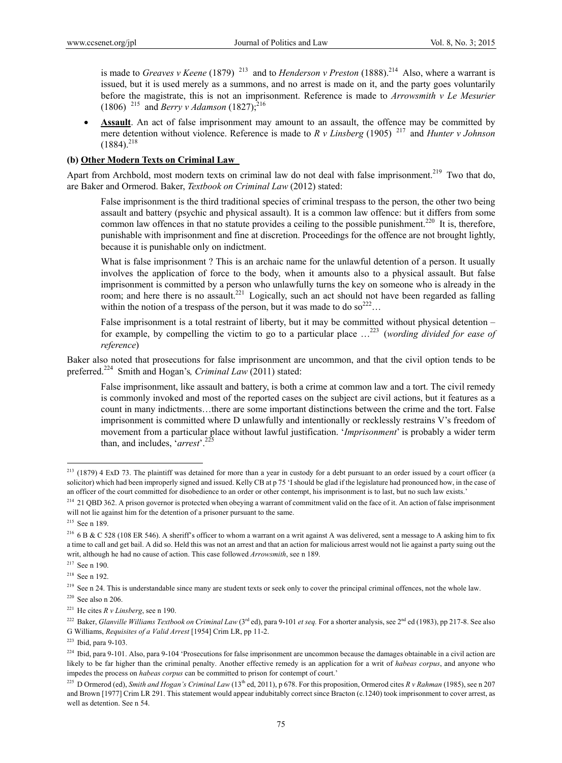is made to *Greaves v Keene* (1879) [213] and to *Henderson v Preston* (1888).[214] Also, where a warrant is issued, but it is used merely as a summons, and no arrest is made on it, and the party goes voluntarily before the magistrate, this is not an imprisonment. Reference is made to *Arrowsmith v Le Mesurier* (1806) [215] and *Berry v Adamson* (1827);[216]

- **Assault**. An act of false imprisonment may amount to an assault, the offence may be committed by mere detention without violence. Reference is made to *R v Linsberg* (1905) [217] and *Hunter v Johnson* (1884).[218]

**(b) Other Modern Texts on Criminal Law**

Apart from Archbold, most modern texts on criminal law do not deal with false imprisonment.[219] Two that do, are Baker and Ormerod. Baker, *Textbook on Criminal Law* (2012) stated:

> False imprisonment is the third traditional species of criminal trespass to the person, the other two being assault and battery (psychic and physical assault). It is a common law offence: but it differs from some common law offences in that no statute provides a ceiling to the possible punishment.[220] It is, therefore, punishable with imprisonment and fine at discretion. Proceedings for the offence are not brought lightly, because it is punishable only on indictment.
>
> What is false imprisonment ? This is an archaic name for the unlawful detention of a person. It usually involves the application of force to the body, when it amounts also to a physical assault. But false imprisonment is committed by a person who unlawfully turns the key on someone who is already in the room; and here there is no assault.[221] Logically, such an act should not have been regarded as falling within the notion of a trespass of the person, but it was made to do so[222]…
>
> False imprisonment is a total restraint of liberty, but it may be committed without physical detention – for example, by compelling the victim to go to a particular place …[223] (*wording divided for ease of reference*)

Baker also noted that prosecutions for false imprisonment are uncommon, and that the civil option tends to be preferred.[224] Smith and Hogan's*, Criminal Law* (2011) stated:

> False imprisonment, like assault and battery, is both a crime at common law and a tort. The civil remedy is commonly invoked and most of the reported cases on the subject are civil actions, but it features as a count in many indictments…there are some important distinctions between the crime and the tort. False imprisonment is committed where D unlawfully and intentionally or recklessly restrains V's freedom of movement from a particular place without lawful justification. '*Imprisonment*' is probably a wider term than, and includes, '*arrest*'.[225]

---

[213] (1879) 4 ExD 73. The plaintiff was detained for more than a year in custody for a debt pursuant to an order issued by a court officer (a solicitor) which had been improperly signed and issued. Kelly CB at p 75 'I should be glad if the legislature had pronounced how, in the case of an officer of the court committed for disobedience to an order or other contempt, his imprisonment is to last, but no such law exists.'

[214] 21 QBD 362. A prison governor is protected when obeying a warrant of commitment valid on the face of it. An action of false imprisonment will not lie against him for the detention of a prisoner pursuant to the same.

[215] See n 189.

[216] 6 B & C 528 (108 ER 546). A sheriff's officer to whom a warrant on a writ against A was delivered, sent a message to A asking him to fix a time to call and get bail. A did so. Held this was not an arrest and that an action for malicious arrest would not lie against a party suing out the writ, although he had no cause of action. This case followed *Arrowsmith*, see n 189.

[217] See n 190.

[218] See n 192.

[219] See n 24. This is understandable since many are student texts or seek only to cover the principal criminal offences, not the whole law.

[220] See also n 206.

[221] He cites *R v Linsberg*, see n 190.

[222] Baker, *Glanville Williams Textbook on Criminal Law* (3rd ed), para 9-101 *et seq.* For a shorter analysis, see 2nd ed (1983), pp 217-8. See also G Williams, *Requisites of a Valid Arrest* [1954] Crim LR, pp 11-2.

[223] Ibid, para 9-103.

[224] Ibid, para 9-101. Also, para 9-104 'Prosecutions for false imprisonment are uncommon because the damages obtainable in a civil action are likely to be far higher than the criminal penalty. Another effective remedy is an application for a writ of *habeas corpus*, and anyone who impedes the process on *habeas corpus* can be committed to prison for contempt of court.'

[225] D Ormerod (ed), *Smith and Hogan's Criminal Law* (13th ed, 2011), p 678. For this proposition, Ormerod cites *R v Rahman* (1985), see n 207 and Brown [1977] Crim LR 291. This statement would appear indubitably correct since Bracton (c.1240) took imprisonment to cover arrest, as well as detention. See n 54.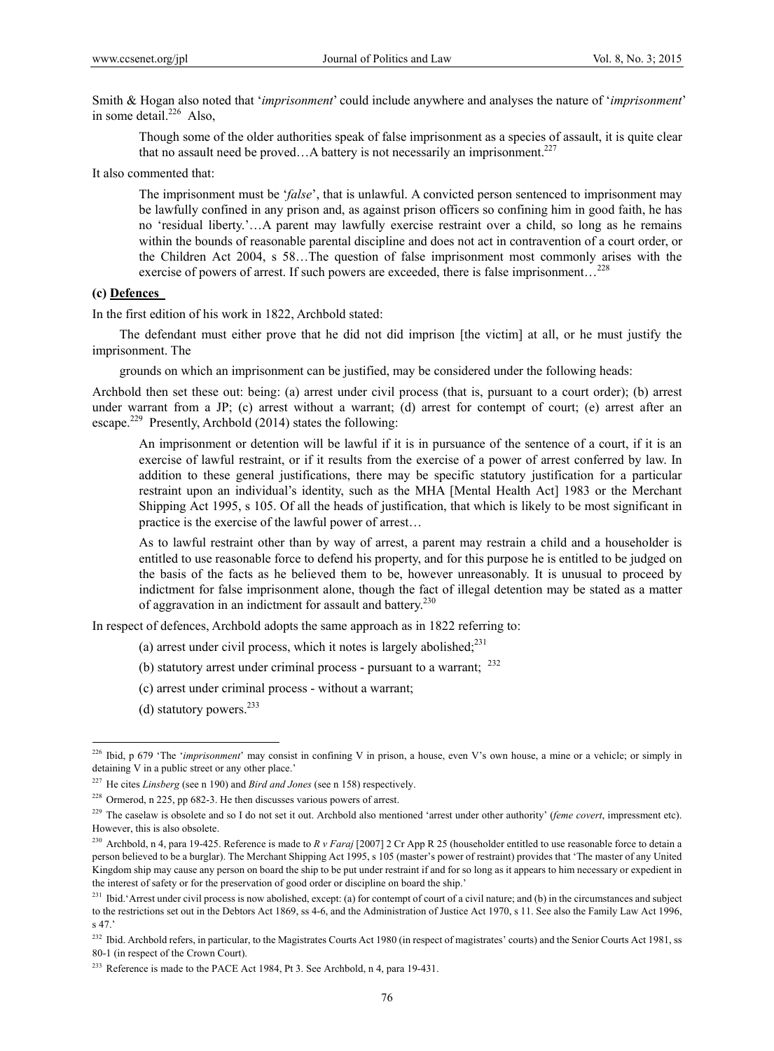Smith & Hogan also noted that '*imprisonment*' could include anywhere and analyses the nature of '*imprisonment*' in some detail.[226] Also,

> Though some of the older authorities speak of false imprisonment as a species of assault, it is quite clear that no assault need be proved…A battery is not necessarily an imprisonment.[227]

It also commented that:

> The imprisonment must be '*false*', that is unlawful. A convicted person sentenced to imprisonment may be lawfully confined in any prison and, as against prison officers so confining him in good faith, he has no 'residual liberty.'…A parent may lawfully exercise restraint over a child, so long as he remains within the bounds of reasonable parental discipline and does not act in contravention of a court order, or the Children Act 2004, s 58…The question of false imprisonment most commonly arises with the exercise of powers of arrest. If such powers are exceeded, there is false imprisonment…[228]

**(c) Defences**

In the first edition of his work in 1822, Archbold stated:

> The defendant must either prove that he did not did imprison [the victim] at all, or he must justify the imprisonment. The
>
> grounds on which an imprisonment can be justified, may be considered under the following heads:

Archbold then set these out: being: (a) arrest under civil process (that is, pursuant to a court order); (b) arrest under warrant from a JP; (c) arrest without a warrant; (d) arrest for contempt of court; (e) arrest after an escape.[229] Presently, Archbold (2014) states the following:

> An imprisonment or detention will be lawful if it is in pursuance of the sentence of a court, if it is an exercise of lawful restraint, or if it results from the exercise of a power of arrest conferred by law. In addition to these general justifications, there may be specific statutory justification for a particular restraint upon an individual's identity, such as the MHA [Mental Health Act] 1983 or the Merchant Shipping Act 1995, s 105. Of all the heads of justification, that which is likely to be most significant in practice is the exercise of the lawful power of arrest…
>
> As to lawful restraint other than by way of arrest, a parent may restrain a child and a householder is entitled to use reasonable force to defend his property, and for this purpose he is entitled to be judged on the basis of the facts as he believed them to be, however unreasonably. It is unusual to proceed by indictment for false imprisonment alone, though the fact of illegal detention may be stated as a matter of aggravation in an indictment for assault and battery.[230]

In respect of defences, Archbold adopts the same approach as in 1822 referring to:

(a) arrest under civil process, which it notes is largely abolished;[231]

(b) statutory arrest under criminal process - pursuant to a warrant; [232]

(c) arrest under criminal process - without a warrant;

(d) statutory powers.[233]

---

[226] Ibid, p 679 'The '*imprisonment*' may consist in confining V in prison, a house, even V's own house, a mine or a vehicle; or simply in detaining V in a public street or any other place.'

[227] He cites *Linsberg* (see n 190) and *Bird and Jones* (see n 158) respectively.

[228] Ormerod, n 225, pp 682-3. He then discusses various powers of arrest.

[229] The caselaw is obsolete and so I do not set it out. Archbold also mentioned 'arrest under other authority' (*feme covert*, impressment etc). However, this is also obsolete.

[230] Archbold, n 4, para 19-425. Reference is made to *R v Faraj* [2007] 2 Cr App R 25 (householder entitled to use reasonable force to detain a person believed to be a burglar). The Merchant Shipping Act 1995, s 105 (master's power of restraint) provides that 'The master of any United Kingdom ship may cause any person on board the ship to be put under restraint if and for so long as it appears to him necessary or expedient in the interest of safety or for the preservation of good order or discipline on board the ship.'

[231] Ibid.'Arrest under civil process is now abolished, except: (a) for contempt of court of a civil nature; and (b) in the circumstances and subject to the restrictions set out in the Debtors Act 1869, ss 4-6, and the Administration of Justice Act 1970, s 11. See also the Family Law Act 1996, s 47.'

[232] Ibid. Archbold refers, in particular, to the Magistrates Courts Act 1980 (in respect of magistrates' courts) and the Senior Courts Act 1981, ss 80-1 (in respect of the Crown Court).

[233] Reference is made to the PACE Act 1984, Pt 3. See Archbold, n 4, para 19-431.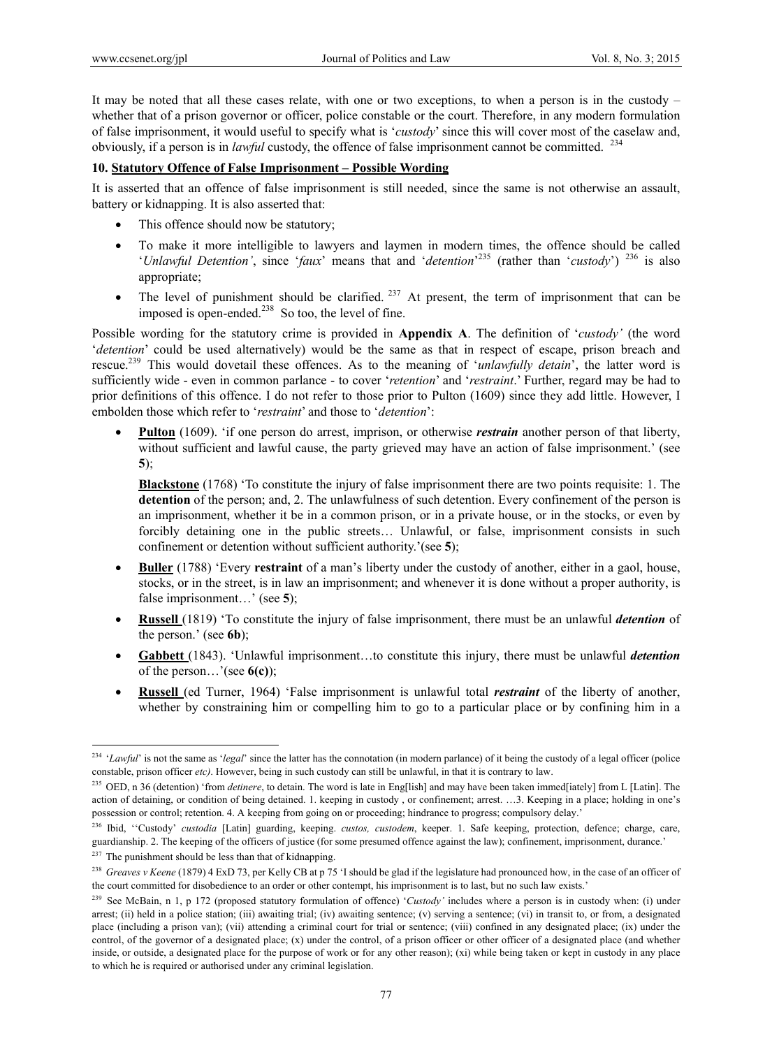It may be noted that all these cases relate, with one or two exceptions, to when a person is in the custody – whether that of a prison governor or officer, police constable or the court. Therefore, in any modern formulation of false imprisonment, it would useful to specify what is '*custody*' since this will cover most of the caselaw and, obviously, if a person is in *lawful* custody, the offence of false imprisonment cannot be committed. [234]

## 10. Statutory Offence of False Imprisonment – Possible Wording

It is asserted that an offence of false imprisonment is still needed, since the same is not otherwise an assault, battery or kidnapping. It is also asserted that:

- This offence should now be statutory;
- To make it more intelligible to lawyers and laymen in modern times, the offence should be called '*Unlawful Detention'*, since '*faux*' means that and '*detention*'[235] (rather than '*custody*') [236] is also appropriate;
- The level of punishment should be clarified. [237] At present, the term of imprisonment that can be imposed is open-ended.[238] So too, the level of fine.

Possible wording for the statutory crime is provided in **Appendix A**. The definition of '*custody'* (the word '*detention*' could be used alternatively) would be the same as that in respect of escape, prison breach and rescue.[239] This would dovetail these offences. As to the meaning of '*unlawfully detain*', the latter word is sufficiently wide - even in common parlance - to cover '*retention*' and '*restraint*.' Further, regard may be had to prior definitions of this offence. I do not refer to those prior to Pulton (1609) since they add little. However, I embolden those which refer to '*restraint*' and those to '*detention*':

- **Pulton** (1609). 'if one person do arrest, imprison, or otherwise ***restrain*** another person of that liberty, without sufficient and lawful cause, the party grieved may have an action of false imprisonment.' (see **5**);

  **Blackstone** (1768) 'To constitute the injury of false imprisonment there are two points requisite: 1. The **detention** of the person; and, 2. The unlawfulness of such detention. Every confinement of the person is an imprisonment, whether it be in a common prison, or in a private house, or in the stocks, or even by forcibly detaining one in the public streets… Unlawful, or false, imprisonment consists in such confinement or detention without sufficient authority.'(see **5**);
- **Buller** (1788) 'Every **restraint** of a man's liberty under the custody of another, either in a gaol, house, stocks, or in the street, is in law an imprisonment; and whenever it is done without a proper authority, is false imprisonment…' (see **5**);
- **Russell** (1819) 'To constitute the injury of false imprisonment, there must be an unlawful ***detention*** of the person.' (see **6b**);
- **Gabbett** (1843). 'Unlawful imprisonment…to constitute this injury, there must be unlawful ***detention*** of the person…'(see **6(c)**);
- **Russell** (ed Turner, 1964) 'False imprisonment is unlawful total ***restraint*** of the liberty of another, whether by constraining him or compelling him to go to a particular place or by confining him in a

---

[234] '*Lawful*' is not the same as '*legal*' since the latter has the connotation (in modern parlance) of it being the custody of a legal officer (police constable, prison officer *etc)*. However, being in such custody can still be unlawful, in that it is contrary to law.

[235] OED, n 36 (detention) 'from *detinere*, to detain. The word is late in Eng[lish] and may have been taken immed[iately] from L [Latin]. The action of detaining, or condition of being detained. 1. keeping in custody , or confinement; arrest. …3. Keeping in a place; holding in one's possession or control; retention. 4. A keeping from going on or proceeding; hindrance to progress; compulsory delay.'

[236] Ibid, ''Custody' *custodia* [Latin] guarding, keeping. *custos, custodem*, keeper. 1. Safe keeping, protection, defence; charge, care, guardianship. 2. The keeping of the officers of justice (for some presumed offence against the law); confinement, imprisonment, durance.'

[237] The punishment should be less than that of kidnapping.

[238] *Greaves v Keene* (1879) 4 ExD 73, per Kelly CB at p 75 'I should be glad if the legislature had pronounced how, in the case of an officer of the court committed for disobedience to an order or other contempt, his imprisonment is to last, but no such law exists.'

[239] See McBain, n 1, p 172 (proposed statutory formulation of offence) '*Custody'* includes where a person is in custody when: (i) under arrest; (ii) held in a police station; (iii) awaiting trial; (iv) awaiting sentence; (v) serving a sentence; (vi) in transit to, or from, a designated place (including a prison van); (vii) attending a criminal court for trial or sentence; (viii) confined in any designated place; (ix) under the control, of the governor of a designated place; (x) under the control, of a prison officer or other officer of a designated place (and whether inside, or outside, a designated place for the purpose of work or for any other reason); (xi) while being taken or kept in custody in any place to which he is required or authorised under any criminal legislation.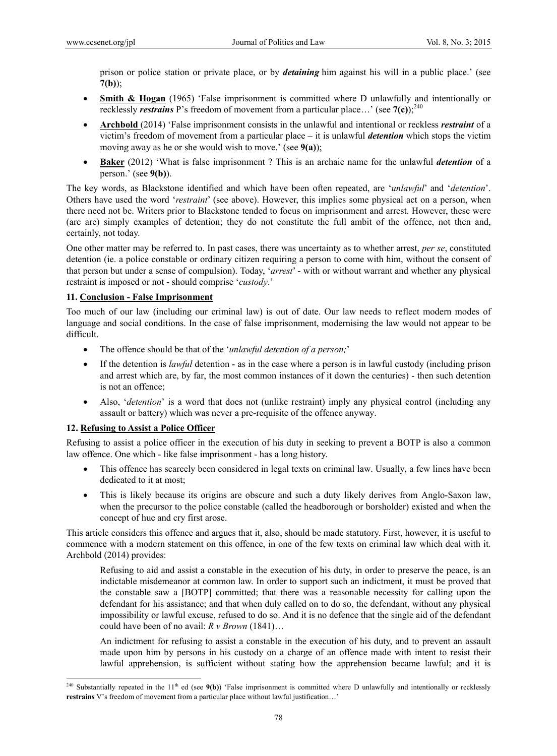prison or police station or private place, or by ***detaining*** him against his will in a public place.' (see **7(b)**);

- **Smith & Hogan** (1965) 'False imprisonment is committed where D unlawfully and intentionally or recklessly ***restrains*** P's freedom of movement from a particular place…' (see **7(c)**);[240]
- **Archbold** (2014) 'False imprisonment consists in the unlawful and intentional or reckless ***restraint*** of a victim's freedom of movement from a particular place – it is unlawful ***detention*** which stops the victim moving away as he or she would wish to move.' (see **9(a)**);
- **Baker** (2012) 'What is false imprisonment ? This is an archaic name for the unlawful ***detention*** of a person.' (see **9(b)**).

The key words, as Blackstone identified and which have been often repeated, are '*unlawful*' and '*detention*'. Others have used the word '*restraint*' (see above). However, this implies some physical act on a person, when there need not be. Writers prior to Blackstone tended to focus on imprisonment and arrest. However, these were (are are) simply examples of detention; they do not constitute the full ambit of the offence, not then and, certainly, not today.

One other matter may be referred to. In past cases, there was uncertainty as to whether arrest, *per se*, constituted detention (ie. a police constable or ordinary citizen requiring a person to come with him, without the consent of that person but under a sense of compulsion). Today, '*arrest*' - with or without warrant and whether any physical restraint is imposed or not - should comprise '*custody*.'

## 11. Conclusion - False Imprisonment

Too much of our law (including our criminal law) is out of date. Our law needs to reflect modern modes of language and social conditions. In the case of false imprisonment, modernising the law would not appear to be difficult.

- The offence should be that of the '*unlawful detention of a person;*'
- If the detention is *lawful* detention - as in the case where a person is in lawful custody (including prison and arrest which are, by far, the most common instances of it down the centuries) - then such detention is not an offence;
- Also, '*detention*' is a word that does not (unlike restraint) imply any physical control (including any assault or battery) which was never a pre-requisite of the offence anyway.

## 12. Refusing to Assist a Police Officer

Refusing to assist a police officer in the execution of his duty in seeking to prevent a BOTP is also a common law offence. One which - like false imprisonment - has a long history.

- This offence has scarcely been considered in legal texts on criminal law. Usually, a few lines have been dedicated to it at most;
- This is likely because its origins are obscure and such a duty likely derives from Anglo-Saxon law, when the precursor to the police constable (called the headborough or borsholder) existed and when the concept of hue and cry first arose.

This article considers this offence and argues that it, also, should be made statutory. First, however, it is useful to commence with a modern statement on this offence, in one of the few texts on criminal law which deal with it. Archbold (2014) provides:

> Refusing to aid and assist a constable in the execution of his duty, in order to preserve the peace, is an indictable misdemeanor at common law. In order to support such an indictment, it must be proved that the constable saw a [BOTP] committed; that there was a reasonable necessity for calling upon the defendant for his assistance; and that when duly called on to do so, the defendant, without any physical impossibility or lawful excuse, refused to do so. And it is no defence that the single aid of the defendant could have been of no avail: *R v Brown* (1841)…
>
> An indictment for refusing to assist a constable in the execution of his duty, and to prevent an assault made upon him by persons in his custody on a charge of an offence made with intent to resist their lawful apprehension, is sufficient without stating how the apprehension became lawful; and it is

[240] Substantially repeated in the 11th ed (see **9(b)**) 'False imprisonment is committed where D unlawfully and intentionally or recklessly **restrains** V's freedom of movement from a particular place without lawful justification…'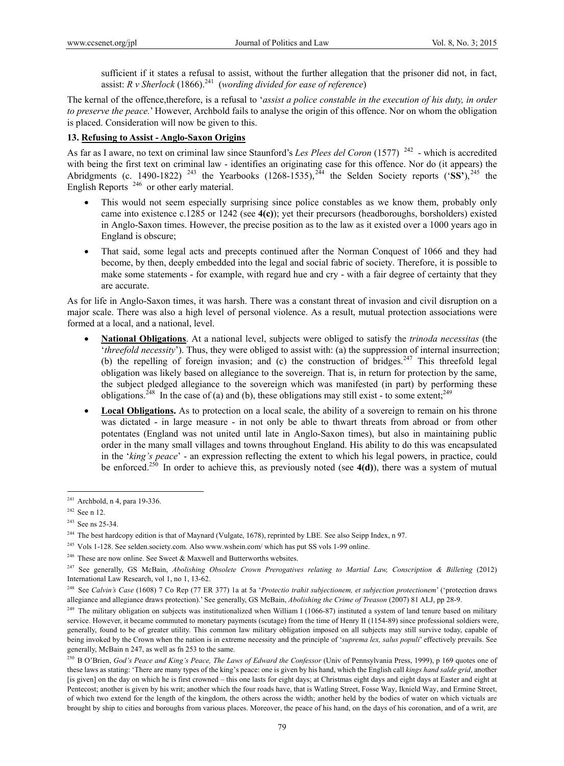sufficient if it states a refusal to assist, without the further allegation that the prisoner did not, in fact, assist: *R v Sherlock* (1866).[241] (*wording divided for ease of reference*)

The kernal of the offence,therefore, is a refusal to '*assist a police constable in the execution of his duty, in order to preserve the peace.*' However, Archbold fails to analyse the origin of this offence. Nor on whom the obligation is placed. Consideration will now be given to this.

## 13. Refusing to Assist - Anglo-Saxon Origins

As far as I aware, no text on criminal law since Staunford's *Les Plees del Coron* (1577) [242] - which is accredited with being the first text on criminal law - identifies an originating case for this offence. Nor do (it appears) the Abridgments (c. 1490-1822) [243] the Yearbooks (1268-1535),[244] the Selden Society reports ('**SS**'),[245] the English Reports [246] or other early material.

- This would not seem especially surprising since police constables as we know them, probably only came into existence c.1285 or 1242 (see **4(c)**); yet their precursors (headboroughs, borsholders) existed in Anglo-Saxon times. However, the precise position as to the law as it existed over a 1000 years ago in England is obscure;
- That said, some legal acts and precepts continued after the Norman Conquest of 1066 and they had become, by then, deeply embedded into the legal and social fabric of society. Therefore, it is possible to make some statements - for example, with regard hue and cry - with a fair degree of certainty that they are accurate.

As for life in Anglo-Saxon times, it was harsh. There was a constant threat of invasion and civil disruption on a major scale. There was also a high level of personal violence. As a result, mutual protection associations were formed at a local, and a national, level.

- **National Obligations**. At a national level, subjects were obliged to satisfy the *trinoda necessitas* (the '*threefold necessity*'). Thus, they were obliged to assist with: (a) the suppression of internal insurrection; (b) the repelling of foreign invasion; and (c) the construction of bridges.[247] This threefold legal obligation was likely based on allegiance to the sovereign. That is, in return for protection by the same, the subject pledged allegiance to the sovereign which was manifested (in part) by performing these obligations.[248] In the case of (a) and (b), these obligations may still exist - to some extent;[249]
- **Local Obligations.** As to protection on a local scale, the ability of a sovereign to remain on his throne was dictated - in large measure - in not only be able to thwart threats from abroad or from other potentates (England was not united until late in Anglo-Saxon times), but also in maintaining public order in the many small villages and towns throughout England. His ability to do this was encapsulated in the '*king's peace*' - an expression reflecting the extent to which his legal powers, in practice, could be enforced.[250] In order to achieve this, as previously noted (see **4(d)**), there was a system of mutual

---

[241] Archbold, n 4, para 19-336.

[242] See n 12.

[243] See ns 25-34.

[244] The best hardcopy edition is that of Maynard (Vulgate, 1678), reprinted by LBE. See also Seipp Index, n 97.

[245] Vols 1-128. See selden.society.com. Also www.wshein.com/ which has put SS vols 1-99 online.

[246] These are now online. See Sweet & Maxwell and Butterworths websites.

[247] See generally, GS McBain, *Abolishing Obsolete Crown Prerogatives relating to Martial Law, Conscription & Billeting* (2012) International Law Research, vol 1, no 1, 13-62.

[248] See *Calvin's Case* (1608) 7 Co Rep (77 ER 377) 1a at 5a '*Protectio trahit subjectionem, et subjection protectionem*' ('protection draws allegiance and allegiance draws protection).' See generally, GS McBain, *Abolishing the Crime of Treason* (2007) 81 ALJ, pp 28-9.

[249] The military obligation on subjects was institutionalized when William I (1066-87) instituted a system of land tenure based on military service. However, it became commuted to monetary payments (scutage) from the time of Henry II (1154-89) since professional soldiers were, generally, found to be of greater utility. This common law military obligation imposed on all subjects may still survive today, capable of being invoked by the Crown when the nation is in extreme necessity and the principle of '*suprema lex, salus populi*' effectively prevails. See generally, McBain n 247, as well as fn 253 to the same.

[250] B O'Brien, *God's Peace and King's Peace, The Laws of Edward the Confessor* (Univ of Pennsylvania Press, 1999), p 169 quotes one of these laws as stating: 'There are many types of the king's peace: one is given by his hand, which the English call *kings hand salde grid*, another [is given] on the day on which he is first crowned – this one lasts for eight days; at Christmas eight days and eight days at Easter and eight at Pentecost; another is given by his writ; another which the four roads have, that is Watling Street, Fosse Way, Iknield Way, and Ermine Street, of which two extend for the length of the kingdom, the others across the width; another held by the bodies of water on which victuals are brought by ship to cities and boroughs from various places. Moreover, the peace of his hand, on the days of his coronation, and of a writ, are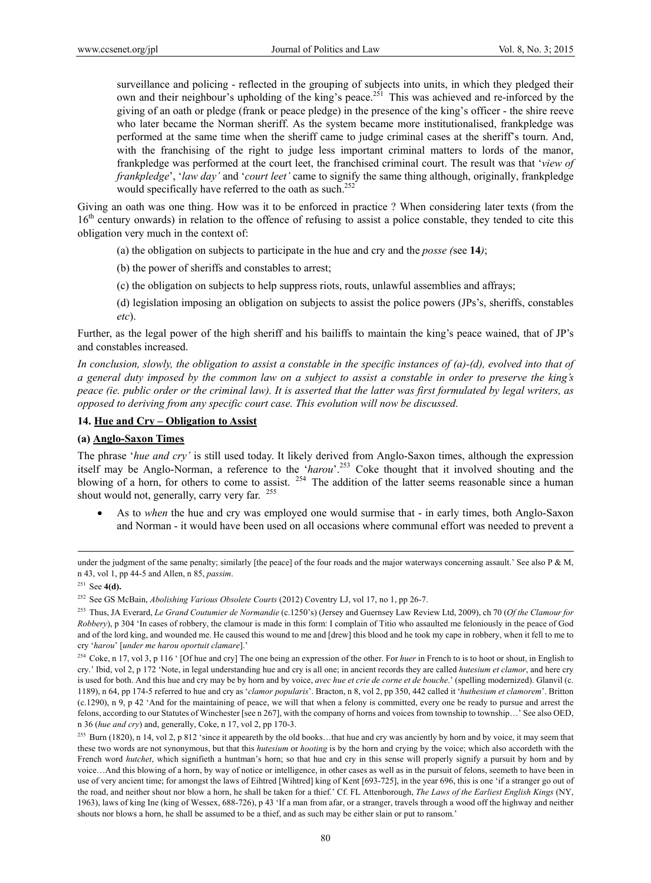surveillance and policing - reflected in the grouping of subjects into units, in which they pledged their own and their neighbour's upholding of the king's peace.[251] This was achieved and re-inforced by the giving of an oath or pledge (frank or peace pledge) in the presence of the king's officer - the shire reeve who later became the Norman sheriff. As the system became more institutionalised, frankpledge was performed at the same time when the sheriff came to judge criminal cases at the sheriff's tourn. And, with the franchising of the right to judge less important criminal matters to lords of the manor, frankpledge was performed at the court leet, the franchised criminal court. The result was that '*view of frankpledge*', '*law day'* and '*court leet'* came to signify the same thing although, originally, frankpledge would specifically have referred to the oath as such.[252]

Giving an oath was one thing. How was it to be enforced in practice ? When considering later texts (from the 16th century onwards) in relation to the offence of refusing to assist a police constable, they tended to cite this obligation very much in the context of:

(a) the obligation on subjects to participate in the hue and cry and the *posse (*see **14***)*;

(b) the power of sheriffs and constables to arrest;

(c) the obligation on subjects to help suppress riots, routs, unlawful assemblies and affrays;

(d) legislation imposing an obligation on subjects to assist the police powers (JPs's, sheriffs, constables *etc*).

Further, as the legal power of the high sheriff and his bailiffs to maintain the king's peace wained, that of JP's and constables increased.

*In conclusion, slowly, the obligation to assist a constable in the specific instances of (a)-(d), evolved into that of a general duty imposed by the common law on a subject to assist a constable in order to preserve the king's peace (ie. public order or the criminal law). It is asserted that the latter was first formulated by legal writers, as opposed to deriving from any specific court case. This evolution will now be discussed.*

## 14. Hue and Cry – Obligation to Assist

### (a) Anglo-Saxon Times

The phrase '*hue and cry'* is still used today. It likely derived from Anglo-Saxon times, although the expression itself may be Anglo-Norman, a reference to the '*harou*'.[253] Coke thought that it involved shouting and the blowing of a horn, for others to come to assist. [254] The addition of the latter seems reasonable since a human shout would not, generally, carry very far. [255]

- As to *when* the hue and cry was employed one would surmise that - in early times, both Anglo-Saxon and Norman - it would have been used on all occasions where communal effort was needed to prevent a

---

under the judgment of the same penalty; similarly [the peace] of the four roads and the major waterways concerning assault.' See also P & M, n 43, vol 1, pp 44-5 and Allen, n 85, *passim*.

[251] See **4(d).**

[252] See GS McBain, *Abolishing Various Obsolete Courts* (2012) Coventry LJ, vol 17, no 1, pp 26-7.

[253] Thus, JA Everard, *Le Grand Coutumier de Normandie* (c.1250's) (Jersey and Guernsey Law Review Ltd, 2009), ch 70 (*Of the Clamour for Robbery*), p 304 'In cases of robbery, the clamour is made in this form: I complain of Titio who assaulted me feloniously in the peace of God and of the lord king, and wounded me. He caused this wound to me and [drew] this blood and he took my cape in robbery, when it fell to me to cry '*harou*' [*under me harou oportuit clamare*].'

[254] Coke, n 17, vol 3, p 116 ' [Of hue and cry] The one being an expression of the other. For *huer* in French to is to hoot or shout, in English to cry.' Ibid, vol 2, p 172 'Note, in legal understanding hue and cry is all one; in ancient records they are called *hutesium et clamor*, and here cry is used for both. And this hue and cry may be by horn and by voice, *avec hue et crie de corne et de bouche*.' (spelling modernized). Glanvil (c. 1189), n 64, pp 174-5 referred to hue and cry as '*clamor popularis*'. Bracton, n 8, vol 2, pp 350, 442 called it '*huthesium et clamorem*'. Britton (c.1290), n 9, p 42 'And for the maintaining of peace, we will that when a felony is committed, every one be ready to pursue and arrest the felons, according to our Statutes of Winchester [see n 267], with the company of horns and voices from township to township…' See also OED, n 36 (*hue and cry*) and, generally, Coke, n 17, vol 2, pp 170-3.

[255] Burn (1820), n 14, vol 2, p 812 'since it appeareth by the old books…that hue and cry was anciently by horn and by voice, it may seem that these two words are not synonymous, but that this *hutesium* or *hooting* is by the horn and crying by the voice; which also accordeth with the French word *hutchet*, which signifieth a huntman's horn; so that hue and cry in this sense will properly signify a pursuit by horn and by voice…And this blowing of a horn, by way of notice or intelligence, in other cases as well as in the pursuit of felons, seemeth to have been in use of very ancient time; for amongst the laws of Eihtred [Wihtred] king of Kent [693-725], in the year 696, this is one 'if a stranger go out of the road, and neither shout nor blow a horn, he shall be taken for a thief.' Cf. FL Attenborough, *The Laws of the Earliest English Kings* (NY, 1963), laws of king Ine (king of Wessex, 688-726), p 43 'If a man from afar, or a stranger, travels through a wood off the highway and neither shouts nor blows a horn, he shall be assumed to be a thief, and as such may be either slain or put to ransom.'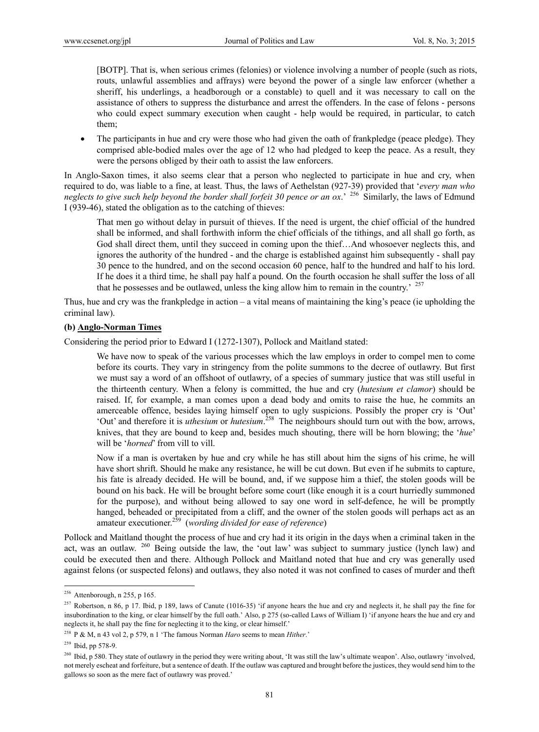[BOTP]. That is, when serious crimes (felonies) or violence involving a number of people (such as riots, routs, unlawful assemblies and affrays) were beyond the power of a single law enforcer (whether a sheriff, his underlings, a headborough or a constable) to quell and it was necessary to call on the assistance of others to suppress the disturbance and arrest the offenders. In the case of felons - persons who could expect summary execution when caught - help would be required, in particular, to catch them;

- The participants in hue and cry were those who had given the oath of frankpledge (peace pledge). They comprised able-bodied males over the age of 12 who had pledged to keep the peace. As a result, they were the persons obliged by their oath to assist the law enforcers.

In Anglo-Saxon times, it also seems clear that a person who neglected to participate in hue and cry, when required to do, was liable to a fine, at least. Thus, the laws of Aethelstan (927-39) provided that '*every man who neglects to give such help beyond the border shall forfeit 30 pence or an ox*.' [256] Similarly, the laws of Edmund I (939-46), stated the obligation as to the catching of thieves:

> That men go without delay in pursuit of thieves. If the need is urgent, the chief official of the hundred shall be informed, and shall forthwith inform the chief officials of the tithings, and all shall go forth, as God shall direct them, until they succeed in coming upon the thief…And whosoever neglects this, and ignores the authority of the hundred - and the charge is established against him subsequently - shall pay 30 pence to the hundred, and on the second occasion 60 pence, half to the hundred and half to his lord. If he does it a third time, he shall pay half a pound. On the fourth occasion he shall suffer the loss of all that he possesses and be outlawed, unless the king allow him to remain in the country.' [257]

Thus, hue and cry was the frankpledge in action – a vital means of maintaining the king's peace (ie upholding the criminal law).

**(b) Anglo-Norman Times**

Considering the period prior to Edward I (1272-1307), Pollock and Maitland stated:

> We have now to speak of the various processes which the law employs in order to compel men to come before its courts. They vary in stringency from the polite summons to the decree of outlawry. But first we must say a word of an offshoot of outlawry, of a species of summary justice that was still useful in the thirteenth century. When a felony is committed, the hue and cry (*hutesium et clamor*) should be raised. If, for example, a man comes upon a dead body and omits to raise the hue, he commits an amerceable offence, besides laying himself open to ugly suspicions. Possibly the proper cry is 'Out' 'Out' and therefore it is *uthesium* or *hutesium*.[258] The neighbours should turn out with the bow, arrows, knives, that they are bound to keep and, besides much shouting, there will be horn blowing; the '*hue*' will be '*horned*' from vill to vill.
>
> Now if a man is overtaken by hue and cry while he has still about him the signs of his crime, he will have short shrift. Should he make any resistance, he will be cut down. But even if he submits to capture, his fate is already decided. He will be bound, and, if we suppose him a thief, the stolen goods will be bound on his back. He will be brought before some court (like enough it is a court hurriedly summoned for the purpose), and without being allowed to say one word in self-defence, he will be promptly hanged, beheaded or precipitated from a cliff, and the owner of the stolen goods will perhaps act as an amateur executioner.[259] (*wording divided for ease of reference*)

Pollock and Maitland thought the process of hue and cry had it its origin in the days when a criminal taken in the act, was an outlaw. [260] Being outside the law, the 'out law' was subject to summary justice (lynch law) and could be executed then and there. Although Pollock and Maitland noted that hue and cry was generally used against felons (or suspected felons) and outlaws, they also noted it was not confined to cases of murder and theft

---

[256] Attenborough, n 255, p 165.

[257] Robertson, n 86, p 17. Ibid, p 189, laws of Canute (1016-35) 'if anyone hears the hue and cry and neglects it, he shall pay the fine for insubordination to the king, or clear himself by the full oath.' Also, p 275 (so-called Laws of William I) 'if anyone hears the hue and cry and neglects it, he shall pay the fine for neglecting it to the king, or clear himself.'

[258] P & M, n 43 vol 2, p 579, n 1 'The famous Norman *Haro* seems to mean *Hither*.'

[259] Ibid, pp 578-9.

[260] Ibid, p 580. They state of outlawry in the period they were writing about, 'It was still the law's ultimate weapon'. Also, outlawry 'involved, not merely escheat and forfeiture, but a sentence of death. If the outlaw was captured and brought before the justices, they would send him to the gallows so soon as the mere fact of outlawry was proved.'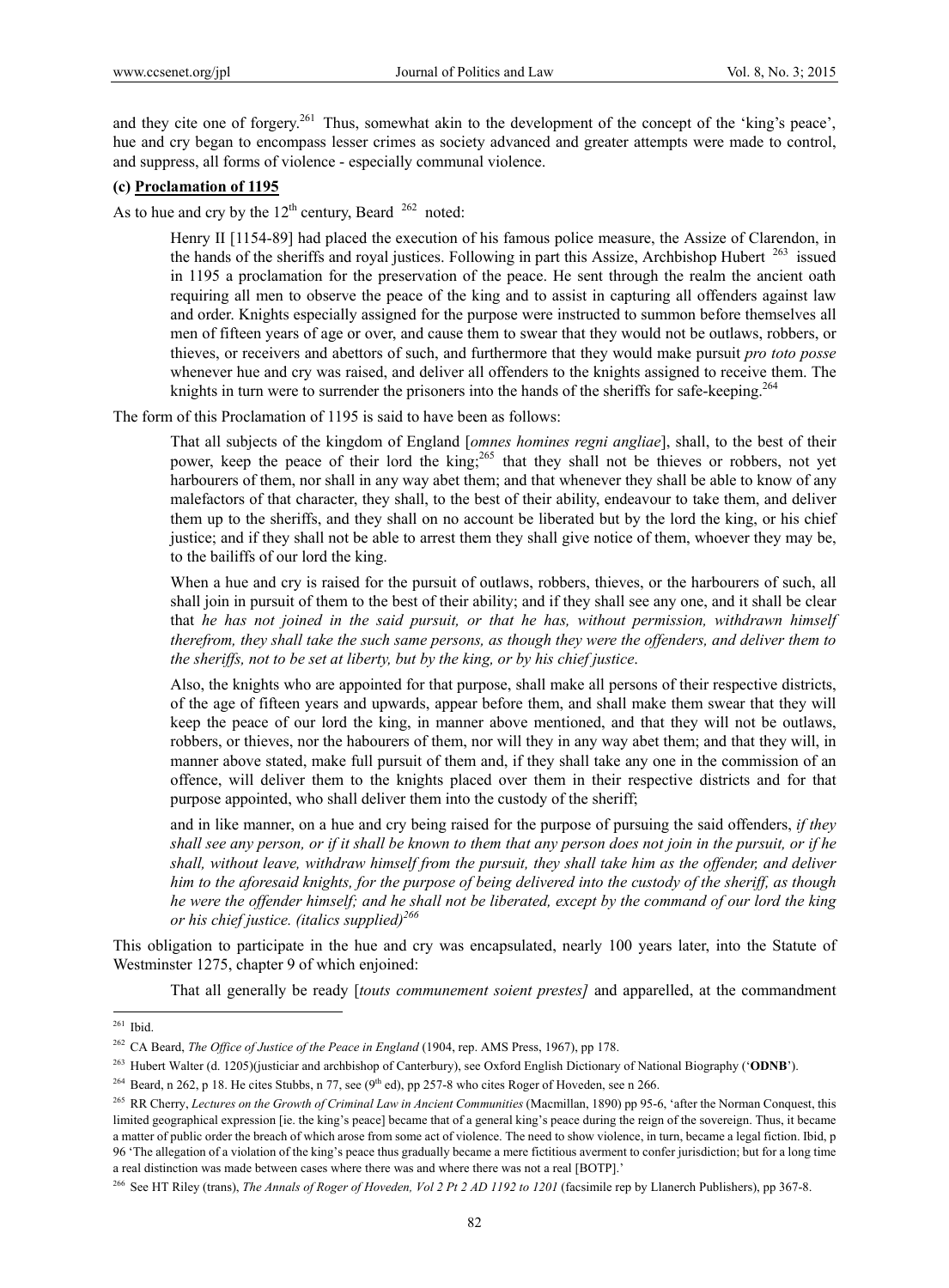and they cite one of forgery.[261] Thus, somewhat akin to the development of the concept of the 'king's peace', hue and cry began to encompass lesser crimes as society advanced and greater attempts were made to control, and suppress, all forms of violence - especially communal violence.

**(c) Proclamation of 1195**

As to hue and cry by the 12th century, Beard [262] noted:

> Henry II [1154-89] had placed the execution of his famous police measure, the Assize of Clarendon, in the hands of the sheriffs and royal justices. Following in part this Assize, Archbishop Hubert [263] issued in 1195 a proclamation for the preservation of the peace. He sent through the realm the ancient oath requiring all men to observe the peace of the king and to assist in capturing all offenders against law and order. Knights especially assigned for the purpose were instructed to summon before themselves all men of fifteen years of age or over, and cause them to swear that they would not be outlaws, robbers, or thieves, or receivers and abettors of such, and furthermore that they would make pursuit *pro toto posse* whenever hue and cry was raised, and deliver all offenders to the knights assigned to receive them. The knights in turn were to surrender the prisoners into the hands of the sheriffs for safe-keeping.[264]

The form of this Proclamation of 1195 is said to have been as follows:

> That all subjects of the kingdom of England [*omnes homines regni angliae*], shall, to the best of their power, keep the peace of their lord the king;[265] that they shall not be thieves or robbers, not yet harbourers of them, nor shall in any way abet them; and that whenever they shall be able to know of any malefactors of that character, they shall, to the best of their ability, endeavour to take them, and deliver them up to the sheriffs, and they shall on no account be liberated but by the lord the king, or his chief justice; and if they shall not be able to arrest them they shall give notice of them, whoever they may be, to the bailiffs of our lord the king.
>
> When a hue and cry is raised for the pursuit of outlaws, robbers, thieves, or the harbourers of such, all shall join in pursuit of them to the best of their ability; and if they shall see any one, and it shall be clear that *he has not joined in the said pursuit, or that he has, without permission, withdrawn himself therefrom, they shall take the such same persons, as though they were the offenders, and deliver them to the sheriffs, not to be set at liberty, but by the king, or by his chief justice*.
>
> Also, the knights who are appointed for that purpose, shall make all persons of their respective districts, of the age of fifteen years and upwards, appear before them, and shall make them swear that they will keep the peace of our lord the king, in manner above mentioned, and that they will not be outlaws, robbers, or thieves, nor the habourers of them, nor will they in any way abet them; and that they will, in manner above stated, make full pursuit of them and, if they shall take any one in the commission of an offence, will deliver them to the knights placed over them in their respective districts and for that purpose appointed, who shall deliver them into the custody of the sheriff;
>
> and in like manner, on a hue and cry being raised for the purpose of pursuing the said offenders, *if they shall see any person, or if it shall be known to them that any person does not join in the pursuit, or if he shall, without leave, withdraw himself from the pursuit, they shall take him as the offender, and deliver him to the aforesaid knights, for the purpose of being delivered into the custody of the sheriff, as though he were the offender himself; and he shall not be liberated, except by the command of our lord the king or his chief justice. (italics supplied)*[266]

This obligation to participate in the hue and cry was encapsulated, nearly 100 years later, into the Statute of Westminster 1275, chapter 9 of which enjoined:

> That all generally be ready [*touts communement soient prestes]* and apparelled, at the commandment

---

[261] Ibid.

[262] CA Beard, *The Office of Justice of the Peace in England* (1904, rep. AMS Press, 1967), pp 178.

[263] Hubert Walter (d. 1205)(justiciar and archbishop of Canterbury), see Oxford English Dictionary of National Biography ('**ODNB**').

[264] Beard, n 262, p 18. He cites Stubbs, n 77, see (9th ed), pp 257-8 who cites Roger of Hoveden, see n 266.

[265] RR Cherry, *Lectures on the Growth of Criminal Law in Ancient Communities* (Macmillan, 1890) pp 95-6, 'after the Norman Conquest, this limited geographical expression [ie. the king's peace] became that of a general king's peace during the reign of the sovereign. Thus, it became a matter of public order the breach of which arose from some act of violence. The need to show violence, in turn, became a legal fiction. Ibid, p 96 'The allegation of a violation of the king's peace thus gradually became a mere fictitious averment to confer jurisdiction; but for a long time a real distinction was made between cases where there was and where there was not a real [BOTP].'

[266] See HT Riley (trans), *The Annals of Roger of Hoveden, Vol 2 Pt 2 AD 1192 to 1201* (facsimile rep by Llanerch Publishers), pp 367-8.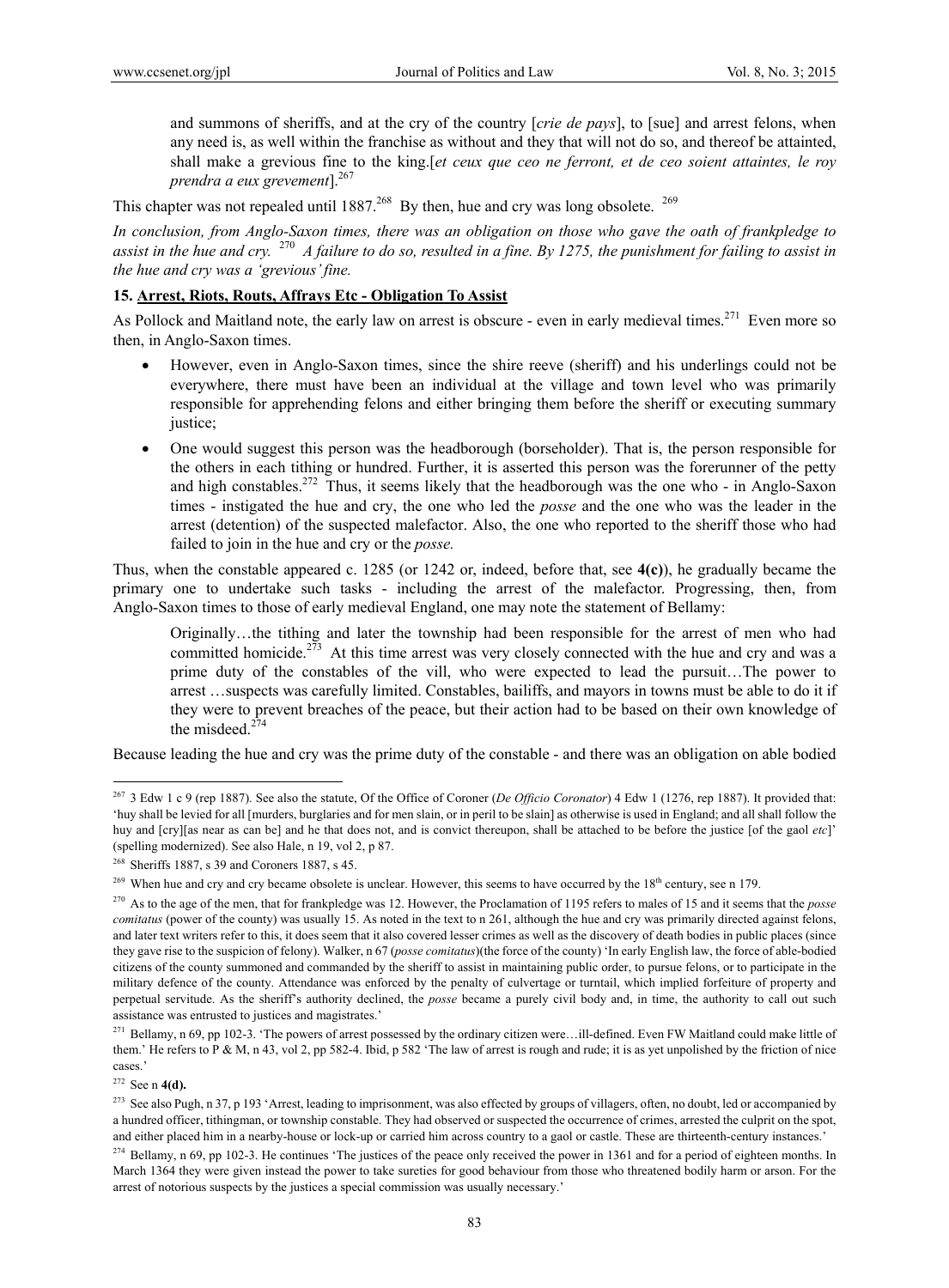and summons of sheriffs, and at the cry of the country [*crie de pays*], to [sue] and arrest felons, when any need is, as well within the franchise as without and they that will not do so, and thereof be attainted, shall make a grevious fine to the king.[*et ceux que ceo ne ferront, et de ceo soient attaintes, le roy prendra a eux grevement*].[267]

This chapter was not repealed until 1887.[268] By then, hue and cry was long obsolete. [269]

*In conclusion, from Anglo-Saxon times, there was an obligation on those who gave the oath of frankpledge to assist in the hue and cry.* [270] *A failure to do so, resulted in a fine. By 1275, the punishment for failing to assist in the hue and cry was a 'grevious' fine.*

## 15. Arrest, Riots, Routs, Affrays Etc - Obligation To Assist

As Pollock and Maitland note, the early law on arrest is obscure - even in early medieval times.[271] Even more so then, in Anglo-Saxon times.

- However, even in Anglo-Saxon times, since the shire reeve (sheriff) and his underlings could not be everywhere, there must have been an individual at the village and town level who was primarily responsible for apprehending felons and either bringing them before the sheriff or executing summary justice;
- One would suggest this person was the headborough (borseholder). That is, the person responsible for the others in each tithing or hundred. Further, it is asserted this person was the forerunner of the petty and high constables.[272] Thus, it seems likely that the headborough was the one who - in Anglo-Saxon times - instigated the hue and cry, the one who led the *posse* and the one who was the leader in the arrest (detention) of the suspected malefactor. Also, the one who reported to the sheriff those who had failed to join in the hue and cry or the *posse.*

Thus, when the constable appeared c. 1285 (or 1242 or, indeed, before that, see **4(c)**), he gradually became the primary one to undertake such tasks - including the arrest of the malefactor. Progressing, then, from Anglo-Saxon times to those of early medieval England, one may note the statement of Bellamy:

> Originally…the tithing and later the township had been responsible for the arrest of men who had committed homicide.[273] At this time arrest was very closely connected with the hue and cry and was a prime duty of the constables of the vill, who were expected to lead the pursuit…The power to arrest …suspects was carefully limited. Constables, bailiffs, and mayors in towns must be able to do it if they were to prevent breaches of the peace, but their action had to be based on their own knowledge of the misdeed.[274]

Because leading the hue and cry was the prime duty of the constable - and there was an obligation on able bodied

---

[267] 3 Edw 1 c 9 (rep 1887). See also the statute, Of the Office of Coroner (*De Officio Coronator*) 4 Edw 1 (1276, rep 1887). It provided that: 'huy shall be levied for all [murders, burglaries and for men slain, or in peril to be slain] as otherwise is used in England; and all shall follow the huy and [cry][as near as can be] and he that does not, and is convict thereupon, shall be attached to be before the justice [of the gaol *etc*]' (spelling modernized). See also Hale, n 19, vol 2, p 87.

[268] Sheriffs 1887, s 39 and Coroners 1887, s 45.

[269] When hue and cry and cry became obsolete is unclear. However, this seems to have occurred by the 18th century, see n 179.

[270] As to the age of the men, that for frankpledge was 12. However, the Proclamation of 1195 refers to males of 15 and it seems that the *posse comitatus* (power of the county) was usually 15. As noted in the text to n 261, although the hue and cry was primarily directed against felons, and later text writers refer to this, it does seem that it also covered lesser crimes as well as the discovery of death bodies in public places (since they gave rise to the suspicion of felony). Walker, n 67 (*posse comitatus*)(the force of the county) 'In early English law, the force of able-bodied citizens of the county summoned and commanded by the sheriff to assist in maintaining public order, to pursue felons, or to participate in the military defence of the county. Attendance was enforced by the penalty of culvertage or turntail, which implied forfeiture of property and perpetual servitude. As the sheriff's authority declined, the *posse* became a purely civil body and, in time, the authority to call out such assistance was entrusted to justices and magistrates.'

[271] Bellamy, n 69, pp 102-3. 'The powers of arrest possessed by the ordinary citizen were…ill-defined. Even FW Maitland could make little of them.' He refers to P & M, n 43, vol 2, pp 582-4. Ibid, p 582 'The law of arrest is rough and rude; it is as yet unpolished by the friction of nice cases.'

[272] See n **4(d).**

[273] See also Pugh, n 37, p 193 'Arrest, leading to imprisonment, was also effected by groups of villagers, often, no doubt, led or accompanied by a hundred officer, tithingman, or township constable. They had observed or suspected the occurrence of crimes, arrested the culprit on the spot, and either placed him in a nearby-house or lock-up or carried him across country to a gaol or castle. These are thirteenth-century instances.'

[274] Bellamy, n 69, pp 102-3. He continues 'The justices of the peace only received the power in 1361 and for a period of eighteen months. In March 1364 they were given instead the power to take sureties for good behaviour from those who threatened bodily harm or arson. For the arrest of notorious suspects by the justices a special commission was usually necessary.'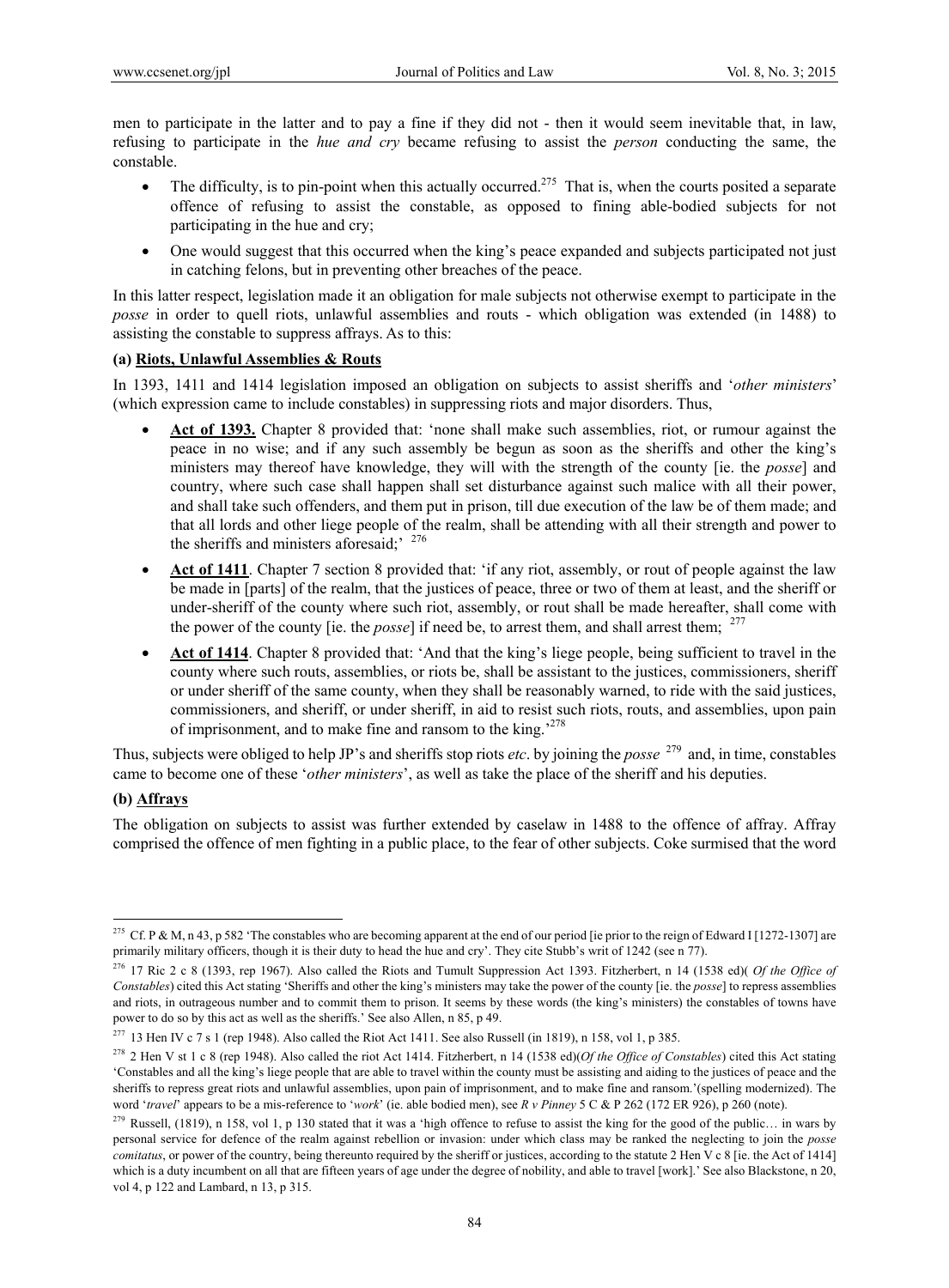men to participate in the latter and to pay a fine if they did not - then it would seem inevitable that, in law, refusing to participate in the *hue and cry* became refusing to assist the *person* conducting the same, the constable.

- The difficulty, is to pin-point when this actually occurred.[275] That is, when the courts posited a separate offence of refusing to assist the constable, as opposed to fining able-bodied subjects for not participating in the hue and cry;
- One would suggest that this occurred when the king's peace expanded and subjects participated not just in catching felons, but in preventing other breaches of the peace.

In this latter respect, legislation made it an obligation for male subjects not otherwise exempt to participate in the *posse* in order to quell riots, unlawful assemblies and routs - which obligation was extended (in 1488) to assisting the constable to suppress affrays. As to this:

**(a) <u>Riots, Unlawful Assemblies & Routs</u>**

In 1393, 1411 and 1414 legislation imposed an obligation on subjects to assist sheriffs and '*other ministers*' (which expression came to include constables) in suppressing riots and major disorders. Thus,

- **<u>Act of 1393.</u>** Chapter 8 provided that: 'none shall make such assemblies, riot, or rumour against the peace in no wise; and if any such assembly be begun as soon as the sheriffs and other the king's ministers may thereof have knowledge, they will with the strength of the county [ie. the *posse*] and country, where such case shall happen shall set disturbance against such malice with all their power, and shall take such offenders, and them put in prison, till due execution of the law be of them made; and that all lords and other liege people of the realm, shall be attending with all their strength and power to the sheriffs and ministers aforesaid;' [276]
- **<u>Act of 1411</u>**. Chapter 7 section 8 provided that: 'if any riot, assembly, or rout of people against the law be made in [parts] of the realm, that the justices of peace, three or two of them at least, and the sheriff or under-sheriff of the county where such riot, assembly, or rout shall be made hereafter, shall come with the power of the county [ie. the *posse*] if need be, to arrest them, and shall arrest them; [277]
- **<u>Act of 1414</u>**. Chapter 8 provided that: 'And that the king's liege people, being sufficient to travel in the county where such routs, assemblies, or riots be, shall be assistant to the justices, commissioners, sheriff or under sheriff of the same county, when they shall be reasonably warned, to ride with the said justices, commissioners, and sheriff, or under sheriff, in aid to resist such riots, routs, and assemblies, upon pain of imprisonment, and to make fine and ransom to the king.'[278]

Thus, subjects were obliged to help JP's and sheriffs stop riots *etc*. by joining the *posse* [279] and, in time, constables came to become one of these '*other ministers*', as well as take the place of the sheriff and his deputies.

**(b) <u>Affrays</u>**

The obligation on subjects to assist was further extended by caselaw in 1488 to the offence of affray. Affray comprised the offence of men fighting in a public place, to the fear of other subjects. Coke surmised that the word

---

[275] Cf. P & M, n 43, p 582 'The constables who are becoming apparent at the end of our period [ie prior to the reign of Edward I [1272-1307] are primarily military officers, though it is their duty to head the hue and cry'. They cite Stubb's writ of 1242 (see n 77).

[276] 17 Ric 2 c 8 (1393, rep 1967). Also called the Riots and Tumult Suppression Act 1393. Fitzherbert, n 14 (1538 ed)( *Of the Office of Constables*) cited this Act stating 'Sheriffs and other the king's ministers may take the power of the county [ie. the *posse*] to repress assemblies and riots, in outrageous number and to commit them to prison. It seems by these words (the king's ministers) the constables of towns have power to do so by this act as well as the sheriffs.' See also Allen, n 85, p 49.

[277] 13 Hen IV c 7 s 1 (rep 1948). Also called the Riot Act 1411. See also Russell (in 1819), n 158, vol 1, p 385.

[278] 2 Hen V st 1 c 8 (rep 1948). Also called the riot Act 1414. Fitzherbert, n 14 (1538 ed)(*Of the Office of Constables*) cited this Act stating 'Constables and all the king's liege people that are able to travel within the county must be assisting and aiding to the justices of peace and the sheriffs to repress great riots and unlawful assemblies, upon pain of imprisonment, and to make fine and ransom.'(spelling modernized). The word '*travel*' appears to be a mis-reference to '*work*' (ie. able bodied men), see *R v Pinney* 5 C & P 262 (172 ER 926), p 260 (note).

[279] Russell, (1819), n 158, vol 1, p 130 stated that it was a 'high offence to refuse to assist the king for the good of the public… in wars by personal service for defence of the realm against rebellion or invasion: under which class may be ranked the neglecting to join the *posse comitatus*, or power of the country, being thereunto required by the sheriff or justices, according to the statute 2 Hen V c 8 [ie. the Act of 1414] which is a duty incumbent on all that are fifteen years of age under the degree of nobility, and able to travel [work].' See also Blackstone, n 20, vol 4, p 122 and Lambard, n 13, p 315.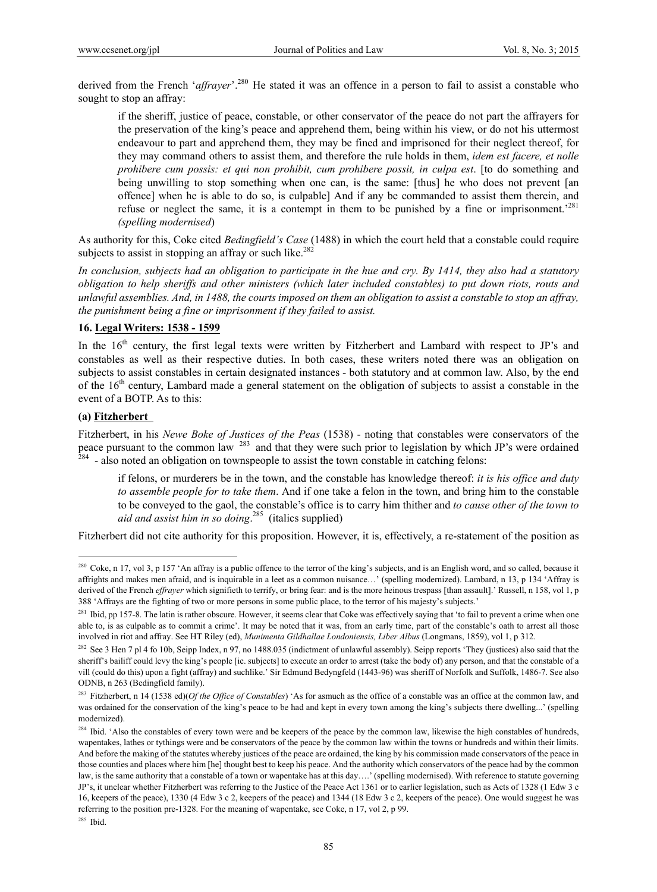derived from the French '*affrayer*'.[280] He stated it was an offence in a person to fail to assist a constable who sought to stop an affray:

> if the sheriff, justice of peace, constable, or other conservator of the peace do not part the affrayers for the preservation of the king's peace and apprehend them, being within his view, or do not his uttermost endeavour to part and apprehend them, they may be fined and imprisoned for their neglect thereof, for they may command others to assist them, and therefore the rule holds in them, *idem est facere, et nolle prohibere cum possis: et qui non prohibit, cum prohibere possit, in culpa est*. [to do something and being unwilling to stop something when one can, is the same: [thus] he who does not prevent [an offence] when he is able to do so, is culpable] And if any be commanded to assist them therein, and refuse or neglect the same, it is a contempt in them to be punished by a fine or imprisonment.'[281] *(spelling modernised)*

As authority for this, Coke cited *Bedingfield's Case* (1488) in which the court held that a constable could require subjects to assist in stopping an affray or such like.[282]

*In conclusion, subjects had an obligation to participate in the hue and cry. By 1414, they also had a statutory obligation to help sheriffs and other ministers (which later included constables) to put down riots, routs and unlawful assemblies. And, in 1488, the courts imposed on them an obligation to assist a constable to stop an affray, the punishment being a fine or imprisonment if they failed to assist.*

## 16. Legal Writers: 1538 - 1599

In the 16th century, the first legal texts were written by Fitzherbert and Lambard with respect to JP's and constables as well as their respective duties. In both cases, these writers noted there was an obligation on subjects to assist constables in certain designated instances - both statutory and at common law. Also, by the end of the 16th century, Lambard made a general statement on the obligation of subjects to assist a constable in the event of a BOTP. As to this:

### (a) Fitzherbert

Fitzherbert, in his *Newe Boke of Justices of the Peas* (1538) - noting that constables were conservators of the peace pursuant to the common law [283] and that they were such prior to legislation by which JP's were ordained [284] - also noted an obligation on townspeople to assist the town constable in catching felons:

> if felons, or murderers be in the town, and the constable has knowledge thereof: *it is his office and duty to assemble people for to take them*. And if one take a felon in the town, and bring him to the constable to be conveyed to the gaol, the constable's office is to carry him thither and *to cause other of the town to aid and assist him in so doing*.[285] (italics supplied)

Fitzherbert did not cite authority for this proposition. However, it is, effectively, a re-statement of the position as

---

[280] Coke, n 17, vol 3, p 157 'An affray is a public offence to the terror of the king's subjects, and is an English word, and so called, because it affrights and makes men afraid, and is inquirable in a leet as a common nuisance…' (spelling modernized). Lambard, n 13, p 134 'Affray is derived of the French *effrayer* which signifieth to terrify, or bring fear: and is the more heinous trespass [than assault].' Russell, n 158, vol 1, p 388 'Affrays are the fighting of two or more persons in some public place, to the terror of his majesty's subjects.'

[281] Ibid, pp 157-8. The latin is rather obscure. However, it seems clear that Coke was effectively saying that 'to fail to prevent a crime when one able to, is as culpable as to commit a crime'. It may be noted that it was, from an early time, part of the constable's oath to arrest all those involved in riot and affray. See HT Riley (ed), *Munimenta Gildhallae Londoniensis, Liber Albus* (Longmans, 1859), vol 1, p 312.

[282] See 3 Hen 7 pl 4 fo 10b, Seipp Index, n 97, no 1488.035 (indictment of unlawful assembly). Seipp reports 'They (justices) also said that the sheriff's bailiff could levy the king's people [ie. subjects] to execute an order to arrest (take the body of) any person, and that the constable of a vill (could do this) upon a fight (affray) and suchlike.' Sir Edmund Bedyngfeld (1443-96) was sheriff of Norfolk and Suffolk, 1486-7. See also ODNB, n 263 (Bedingfield family).

[283] Fitzherbert, n 14 (1538 ed)(*Of the Office of Constables*) 'As for asmuch as the office of a constable was an office at the common law, and was ordained for the conservation of the king's peace to be had and kept in every town among the king's subjects there dwelling...' (spelling modernized).

[284] Ibid. 'Also the constables of every town were and be keepers of the peace by the common law, likewise the high constables of hundreds, wapentakes, lathes or tythings were and be conservators of the peace by the common law within the towns or hundreds and within their limits. And before the making of the statutes whereby justices of the peace are ordained, the king by his commission made conservators of the peace in those counties and places where him [he] thought best to keep his peace. And the authority which conservators of the peace had by the common law, is the same authority that a constable of a town or wapentake has at this day….' (spelling modernised). With reference to statute governing JP's, it unclear whether Fitzherbert was referring to the Justice of the Peace Act 1361 or to earlier legislation, such as Acts of 1328 (1 Edw 3 c 16, keepers of the peace), 1330 (4 Edw 3 c 2, keepers of the peace) and 1344 (18 Edw 3 c 2, keepers of the peace). One would suggest he was referring to the position pre-1328. For the meaning of wapentake, see Coke, n 17, vol 2, p 99.

[285] Ibid.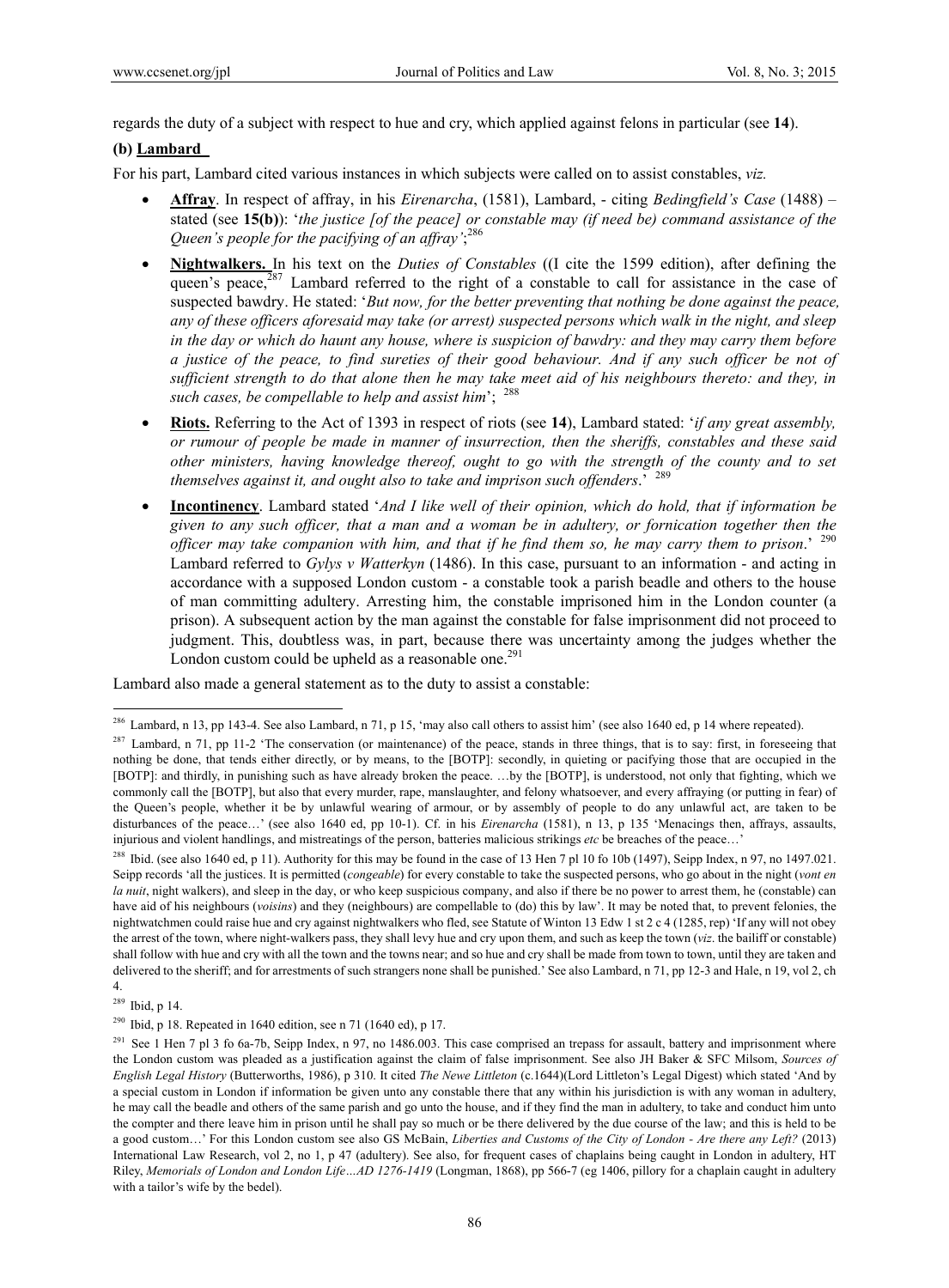regards the duty of a subject with respect to hue and cry, which applied against felons in particular (see **14**).

**(b) Lambard**

For his part, Lambard cited various instances in which subjects were called on to assist constables, *viz.*

- **Affray**. In respect of affray, in his *Eirenarcha*, (1581), Lambard, - citing *Bedingfield's Case* (1488) – stated (see **15(b)**): '*the justice [of the peace] or constable may (if need be) command assistance of the Queen's people for the pacifying of an affray'*;[286]
- **Nightwalkers.** In his text on the *Duties of Constables* ((I cite the 1599 edition), after defining the queen's peace,[287] Lambard referred to the right of a constable to call for assistance in the case of suspected bawdry. He stated: '*But now, for the better preventing that nothing be done against the peace, any of these officers aforesaid may take (or arrest) suspected persons which walk in the night, and sleep in the day or which do haunt any house, where is suspicion of bawdry: and they may carry them before a justice of the peace, to find sureties of their good behaviour. And if any such officer be not of sufficient strength to do that alone then he may take meet aid of his neighbours thereto: and they, in such cases, be compellable to help and assist him*'; [288]
- **Riots.** Referring to the Act of 1393 in respect of riots (see **14**), Lambard stated: '*if any great assembly, or rumour of people be made in manner of insurrection, then the sheriffs, constables and these said other ministers, having knowledge thereof, ought to go with the strength of the county and to set themselves against it, and ought also to take and imprison such offenders*.' [289]
- **Incontinency**. Lambard stated '*And I like well of their opinion, which do hold, that if information be given to any such officer, that a man and a woman be in adultery, or fornication together then the officer may take companion with him, and that if he find them so, he may carry them to prison*.' [290] Lambard referred to *Gylys v Watterkyn* (1486). In this case, pursuant to an information - and acting in accordance with a supposed London custom - a constable took a parish beadle and others to the house of man committing adultery. Arresting him, the constable imprisoned him in the London counter (a prison). A subsequent action by the man against the constable for false imprisonment did not proceed to judgment. This, doubtless was, in part, because there was uncertainty among the judges whether the London custom could be upheld as a reasonable one.[291]

Lambard also made a general statement as to the duty to assist a constable:

---

[286] Lambard, n 13, pp 143-4. See also Lambard, n 71, p 15, 'may also call others to assist him' (see also 1640 ed, p 14 where repeated).

[287] Lambard, n 71, pp 11-2 'The conservation (or maintenance) of the peace, stands in three things, that is to say: first, in foreseeing that nothing be done, that tends either directly, or by means, to the [BOTP]: secondly, in quieting or pacifying those that are occupied in the [BOTP]: and thirdly, in punishing such as have already broken the peace. …by the [BOTP], is understood, not only that fighting, which we commonly call the [BOTP], but also that every murder, rape, manslaughter, and felony whatsoever, and every affraying (or putting in fear) of the Queen's people, whether it be by unlawful wearing of armour, or by assembly of people to do any unlawful act, are taken to be disturbances of the peace…' (see also 1640 ed, pp 10-1). Cf. in his *Eirenarcha* (1581), n 13, p 135 'Menacings then, affrays, assaults, injurious and violent handlings, and mistreatings of the person, batteries malicious strikings *etc* be breaches of the peace…'

[288] Ibid. (see also 1640 ed, p 11). Authority for this may be found in the case of 13 Hen 7 pl 10 fo 10b (1497), Seipp Index, n 97, no 1497.021. Seipp records 'all the justices. It is permitted (*congeable*) for every constable to take the suspected persons, who go about in the night (*vont en la nuit*, night walkers), and sleep in the day, or who keep suspicious company, and also if there be no power to arrest them, he (constable) can have aid of his neighbours (*voisins*) and they (neighbours) are compellable to (do) this by law'. It may be noted that, to prevent felonies, the nightwatchmen could raise hue and cry against nightwalkers who fled, see Statute of Winton 13 Edw 1 st 2 c 4 (1285, rep) 'If any will not obey the arrest of the town, where night-walkers pass, they shall levy hue and cry upon them, and such as keep the town (*viz*. the bailiff or constable) shall follow with hue and cry with all the town and the towns near; and so hue and cry shall be made from town to town, until they are taken and delivered to the sheriff; and for arrestments of such strangers none shall be punished.' See also Lambard, n 71, pp 12-3 and Hale, n 19, vol 2, ch 4.

[289] Ibid, p 14.

[290] Ibid, p 18. Repeated in 1640 edition, see n 71 (1640 ed), p 17.

[291] See 1 Hen 7 pl 3 fo 6a-7b, Seipp Index, n 97, no 1486.003. This case comprised an trepass for assault, battery and imprisonment where the London custom was pleaded as a justification against the claim of false imprisonment. See also JH Baker & SFC Milsom, *Sources of English Legal History* (Butterworths, 1986), p 310. It cited *The Newe Littleton* (c.1644)(Lord Littleton's Legal Digest) which stated 'And by a special custom in London if information be given unto any constable there that any within his jurisdiction is with any woman in adultery, he may call the beadle and others of the same parish and go unto the house, and if they find the man in adultery, to take and conduct him unto the compter and there leave him in prison until he shall pay so much or be there delivered by the due course of the law; and this is held to be a good custom…' For this London custom see also GS McBain, *Liberties and Customs of the City of London - Are there any Left?* (2013) International Law Research, vol 2, no 1, p 47 (adultery). See also, for frequent cases of chaplains being caught in London in adultery, HT Riley, *Memorials of London and London Life…AD 1276-1419* (Longman, 1868), pp 566-7 (eg 1406, pillory for a chaplain caught in adultery with a tailor's wife by the bedel).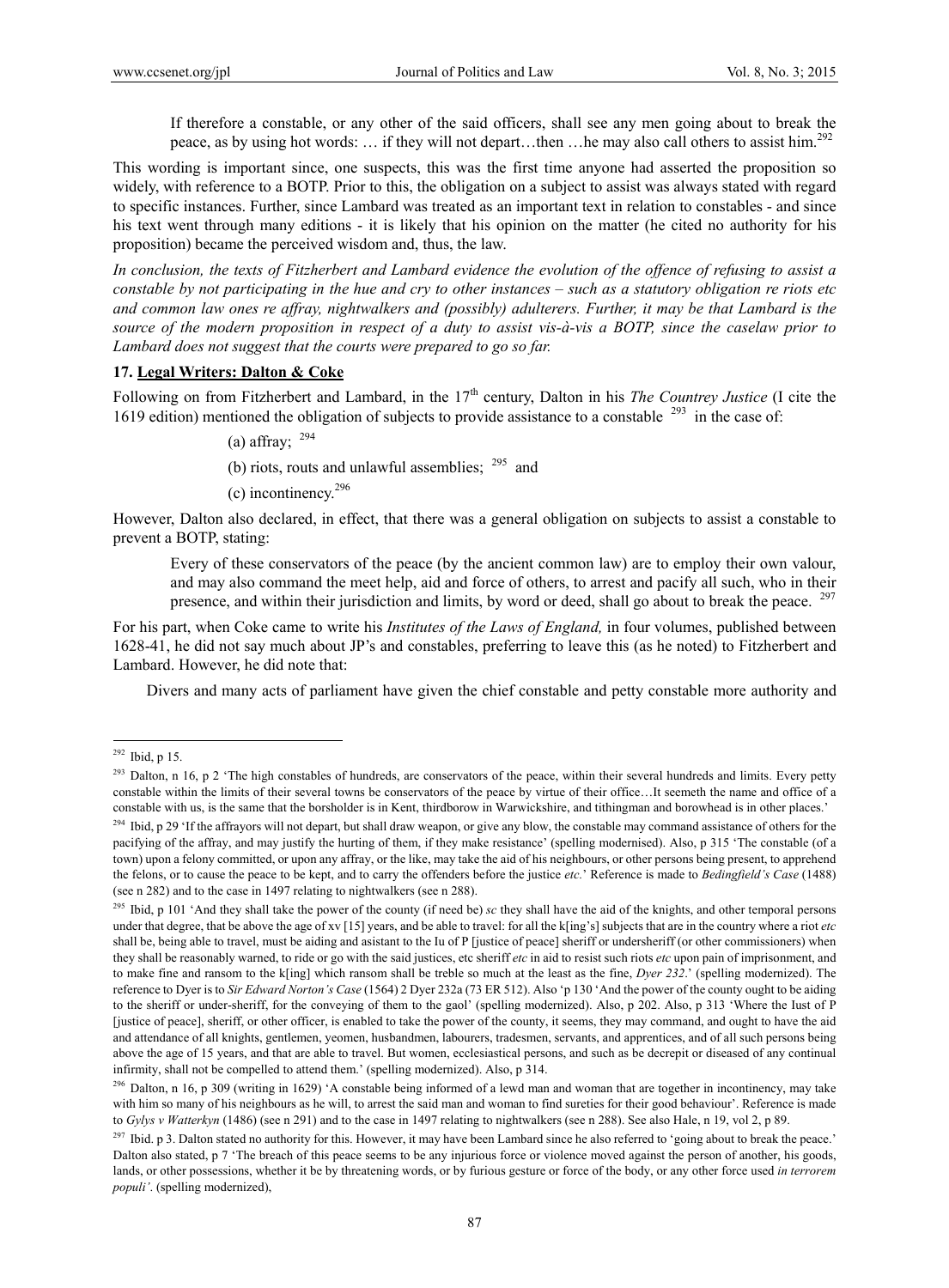> If therefore a constable, or any other of the said officers, shall see any men going about to break the peace, as by using hot words: … if they will not depart…then …he may also call others to assist him.[292]

This wording is important since, one suspects, this was the first time anyone had asserted the proposition so widely, with reference to a BOTP. Prior to this, the obligation on a subject to assist was always stated with regard to specific instances. Further, since Lambard was treated as an important text in relation to constables - and since his text went through many editions - it is likely that his opinion on the matter (he cited no authority for his proposition) became the perceived wisdom and, thus, the law.

*In conclusion, the texts of Fitzherbert and Lambard evidence the evolution of the offence of refusing to assist a constable by not participating in the hue and cry to other instances – such as a statutory obligation re riots etc and common law ones re affray, nightwalkers and (possibly) adulterers. Further, it may be that Lambard is the source of the modern proposition in respect of a duty to assist vis-à-vis a BOTP, since the caselaw prior to Lambard does not suggest that the courts were prepared to go so far.*

### 17. Legal Writers: Dalton & Coke

Following on from Fitzherbert and Lambard, in the 17th century, Dalton in his *The Countrey Justice* (I cite the 1619 edition) mentioned the obligation of subjects to provide assistance to a constable [293] in the case of:

(a) affray; [294]

(b) riots, routs and unlawful assemblies; [295] and

(c) incontinency.[296]

However, Dalton also declared, in effect, that there was a general obligation on subjects to assist a constable to prevent a BOTP, stating:

> Every of these conservators of the peace (by the ancient common law) are to employ their own valour, and may also command the meet help, aid and force of others, to arrest and pacify all such, who in their presence, and within their jurisdiction and limits, by word or deed, shall go about to break the peace. [297]

For his part, when Coke came to write his *Institutes of the Laws of England,* in four volumes, published between 1628-41, he did not say much about JP's and constables, preferring to leave this (as he noted) to Fitzherbert and Lambard. However, he did note that:

> Divers and many acts of parliament have given the chief constable and petty constable more authority and

---

[292] Ibid, p 15.

[293] Dalton, n 16, p 2 'The high constables of hundreds, are conservators of the peace, within their several hundreds and limits. Every petty constable within the limits of their several towns be conservators of the peace by virtue of their office…It seemeth the name and office of a constable with us, is the same that the borsholder is in Kent, thirdborow in Warwickshire, and tithingman and borowhead is in other places.'

[294] Ibid, p 29 'If the affrayors will not depart, but shall draw weapon, or give any blow, the constable may command assistance of others for the pacifying of the affray, and may justify the hurting of them, if they make resistance' (spelling modernised). Also, p 315 'The constable (of a town) upon a felony committed, or upon any affray, or the like, may take the aid of his neighbours, or other persons being present, to apprehend the felons, or to cause the peace to be kept, and to carry the offenders before the justice *etc.*' Reference is made to *Bedingfield's Case* (1488) (see n 282) and to the case in 1497 relating to nightwalkers (see n 288).

[295] Ibid, p 101 'And they shall take the power of the county (if need be) *sc* they shall have the aid of the knights, and other temporal persons under that degree, that be above the age of xv [15] years, and be able to travel: for all the k[ing's] subjects that are in the country where a riot *etc* shall be, being able to travel, must be aiding and asistant to the Iu of P [justice of peace] sheriff or undersheriff (or other commissioners) when they shall be reasonably warned, to ride or go with the said justices, etc sheriff *etc* in aid to resist such riots *etc* upon pain of imprisonment, and to make fine and ransom to the k[ing] which ransom shall be treble so much at the least as the fine, *Dyer 232*.' (spelling modernized). The reference to Dyer is to *Sir Edward Norton's Case* (1564) 2 Dyer 232a (73 ER 512). Also 'p 130 'And the power of the county ought to be aiding to the sheriff or under-sheriff, for the conveying of them to the gaol' (spelling modernized). Also, p 202. Also, p 313 'Where the Iust of P [justice of peace], sheriff, or other officer, is enabled to take the power of the county, it seems, they may command, and ought to have the aid and attendance of all knights, gentlemen, yeomen, husbandmen, labourers, tradesmen, servants, and apprentices, and of all such persons being above the age of 15 years, and that are able to travel. But women, ecclesiastical persons, and such as be decrepit or diseased of any continual infirmity, shall not be compelled to attend them.' (spelling modernized). Also, p 314.

[296] Dalton, n 16, p 309 (writing in 1629) 'A constable being informed of a lewd man and woman that are together in incontinency, may take with him so many of his neighbours as he will, to arrest the said man and woman to find sureties for their good behaviour'. Reference is made to *Gylys v Watterkyn* (1486) (see n 291) and to the case in 1497 relating to nightwalkers (see n 288). See also Hale, n 19, vol 2, p 89.

[297] Ibid. p 3. Dalton stated no authority for this. However, it may have been Lambard since he also referred to 'going about to break the peace.' Dalton also stated, p 7 'The breach of this peace seems to be any injurious force or violence moved against the person of another, his goods, lands, or other possessions, whether it be by threatening words, or by furious gesture or force of the body, or any other force used *in terrorem populi'*. (spelling modernized),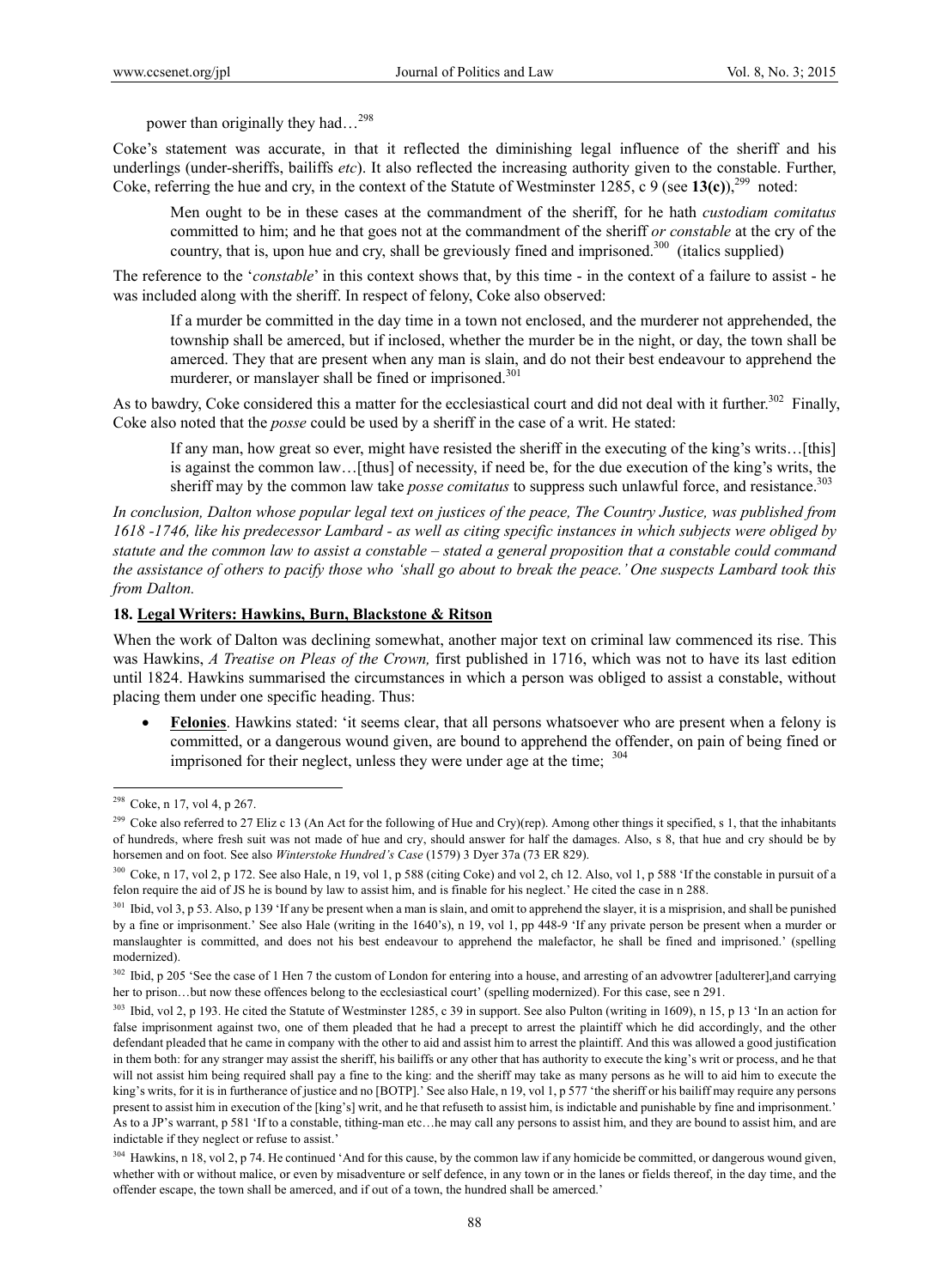power than originally they had…[298]

Coke's statement was accurate, in that it reflected the diminishing legal influence of the sheriff and his underlings (under-sheriffs, bailiffs *etc*). It also reflected the increasing authority given to the constable. Further, Coke, referring the hue and cry, in the context of the Statute of Westminster 1285, c 9 (see **13(c)**),[299] noted:

> Men ought to be in these cases at the commandment of the sheriff, for he hath *custodiam comitatus* committed to him; and he that goes not at the commandment of the sheriff *or constable* at the cry of the country, that is, upon hue and cry, shall be greviously fined and imprisoned.[300] (italics supplied)

The reference to the '*constable*' in this context shows that, by this time - in the context of a failure to assist - he was included along with the sheriff. In respect of felony, Coke also observed:

> If a murder be committed in the day time in a town not enclosed, and the murderer not apprehended, the township shall be amerced, but if inclosed, whether the murder be in the night, or day, the town shall be amerced. They that are present when any man is slain, and do not their best endeavour to apprehend the murderer, or manslayer shall be fined or imprisoned.[301]

As to bawdry, Coke considered this a matter for the ecclesiastical court and did not deal with it further.[302] Finally, Coke also noted that the *posse* could be used by a sheriff in the case of a writ. He stated:

> If any man, how great so ever, might have resisted the sheriff in the executing of the king's writs…[this] is against the common law…[thus] of necessity, if need be, for the due execution of the king's writs, the sheriff may by the common law take *posse comitatus* to suppress such unlawful force, and resistance.[303]

*In conclusion, Dalton whose popular legal text on justices of the peace, The Country Justice, was published from 1618 -1746, like his predecessor Lambard - as well as citing specific instances in which subjects were obliged by statute and the common law to assist a constable – stated a general proposition that a constable could command the assistance of others to pacify those who 'shall go about to break the peace.' One suspects Lambard took this from Dalton.*

### 18. Legal Writers: Hawkins, Burn, Blackstone & Ritson

When the work of Dalton was declining somewhat, another major text on criminal law commenced its rise. This was Hawkins, *A Treatise on Pleas of the Crown,* first published in 1716, which was not to have its last edition until 1824. Hawkins summarised the circumstances in which a person was obliged to assist a constable, without placing them under one specific heading. Thus:

- **Felonies**. Hawkins stated: 'it seems clear, that all persons whatsoever who are present when a felony is committed, or a dangerous wound given, are bound to apprehend the offender, on pain of being fined or imprisoned for their neglect, unless they were under age at the time; [304]

---

[298] Coke, n 17, vol 4, p 267.

[299] Coke also referred to 27 Eliz c 13 (An Act for the following of Hue and Cry)(rep). Among other things it specified, s 1, that the inhabitants of hundreds, where fresh suit was not made of hue and cry, should answer for half the damages. Also, s 8, that hue and cry should be by horsemen and on foot. See also *Winterstoke Hundred's Case* (1579) 3 Dyer 37a (73 ER 829).

[300] Coke, n 17, vol 2, p 172. See also Hale, n 19, vol 1, p 588 (citing Coke) and vol 2, ch 12. Also, vol 1, p 588 'If the constable in pursuit of a felon require the aid of JS he is bound by law to assist him, and is finable for his neglect.' He cited the case in n 288.

[301] Ibid, vol 3, p 53. Also, p 139 'If any be present when a man is slain, and omit to apprehend the slayer, it is a misprision, and shall be punished by a fine or imprisonment.' See also Hale (writing in the 1640's), n 19, vol 1, p 448-9 'If any private person be present when a murder or manslaughter is committed, and does not his best endeavour to apprehend the malefactor, he shall be fined and imprisoned.' (spelling modernized).

[302] Ibid, p 205 'See the case of 1 Hen 7 the custom of London for entering into a house, and arresting of an advowtrer [adulterer],and carrying her to prison…but now these offences belong to the ecclesiastical court' (spelling modernized). For this case, see n 291.

[303] Ibid, vol 2, p 193. He cited the Statute of Westminster 1285, c 39 in support. See also Pulton (writing in 1609), n 15, p 13 'In an action for false imprisonment against two, one of them pleaded that he had a precept to arrest the plaintiff which he did accordingly, and the other defendant pleaded that he came in company with the other to aid and assist him to arrest the plaintiff. And this was allowed a good justification in them both: for any stranger may assist the sheriff, his bailiffs or any other that has authority to execute the king's writ or process, and he that will not assist him being required shall pay a fine to the king: and the sheriff may take as many persons as he will to aid him to execute the king's writs, for it is in furtherance of justice and no [BOTP].' See also Hale, n 19, vol 1, p 577 'the sheriff or his bailiff may require any persons present to assist him in execution of the [king's] writ, and he that refuseth to assist him, is indictable and punishable by fine and imprisonment.' As to a JP's warrant, p 581 'If to a constable, tithing-man etc…he may call any persons to assist him, and they are bound to assist him, and are indictable if they neglect or refuse to assist.'

[304] Hawkins, n 18, vol 2, p 74. He continued 'And for this cause, by the common law if any homicide be committed, or dangerous wound given, whether with or without malice, or even by misadventure or self defence, in any town or in the lanes or fields thereof, in the day time, and the offender escape, the town shall be amerced, and if out of a town, the hundred shall be amerced.'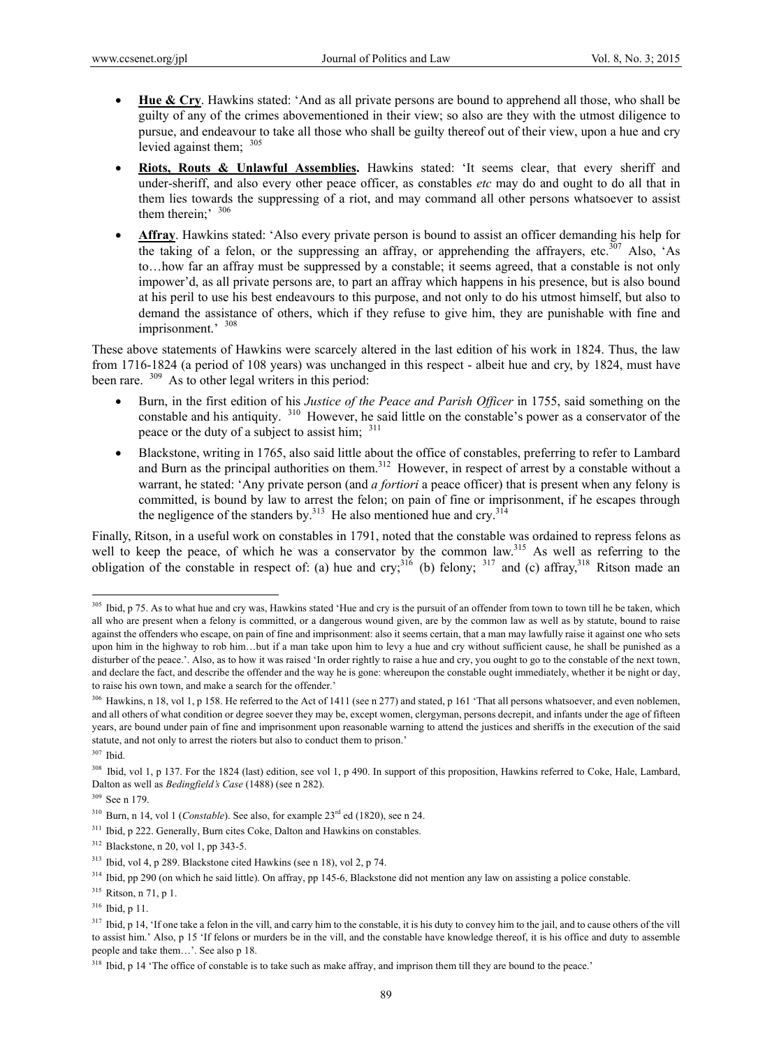- **Hue & Cry**. Hawkins stated: 'And as all private persons are bound to apprehend all those, who shall be guilty of any of the crimes abovementioned in their view; so also are they with the utmost diligence to pursue, and endeavour to take all those who shall be guilty thereof out of their view, upon a hue and cry levied against them; [305]
- **Riots, Routs & Unlawful Assemblies.** Hawkins stated: 'It seems clear, that every sheriff and under-sheriff, and also every other peace officer, as constables *etc* may do and ought to do all that in them lies towards the suppressing of a riot, and may command all other persons whatsoever to assist them therein;' [306]
- **Affray**. Hawkins stated: 'Also every private person is bound to assist an officer demanding his help for the taking of a felon, or the suppressing an affray, or apprehending the affrayers, etc.[307] Also, 'As to…how far an affray must be suppressed by a constable; it seems agreed, that a constable is not only impower'd, as all private persons are, to part an affray which happens in his presence, but is also bound at his peril to use his best endeavours to this purpose, and not only to do his utmost himself, but also to demand the assistance of others, which if they refuse to give him, they are punishable with fine and imprisonment.' [308]

These above statements of Hawkins were scarcely altered in the last edition of his work in 1824. Thus, the law from 1716-1824 (a period of 108 years) was unchanged in this respect - albeit hue and cry, by 1824, must have been rare. [309] As to other legal writers in this period:

- Burn, in the first edition of his *Justice of the Peace and Parish Officer* in 1755, said something on the constable and his antiquity. [310] However, he said little on the constable's power as a conservator of the peace or the duty of a subject to assist him; [311]
- Blackstone, writing in 1765, also said little about the office of constables, preferring to refer to Lambard and Burn as the principal authorities on them.[312] However, in respect of arrest by a constable without a warrant, he stated: 'Any private person (and *a fortiori* a peace officer) that is present when any felony is committed, is bound by law to arrest the felon; on pain of fine or imprisonment, if he escapes through the negligence of the standers by.[313] He also mentioned hue and cry.[314]

Finally, Ritson, in a useful work on constables in 1791, noted that the constable was ordained to repress felons as well to keep the peace, of which he was a conservator by the common law.[315] As well as referring to the obligation of the constable in respect of: (a) hue and cry;[316] (b) felony; [317] and (c) affray,[318] Ritson made an

---

[305] Ibid, p 75. As to what hue and cry was, Hawkins stated 'Hue and cry is the pursuit of an offender from town to town till he be taken, which all who are present when a felony is committed, or a dangerous wound given, are by the common law as well as by statute, bound to raise against the offenders who escape, on pain of fine and imprisonment: also it seems certain, that a man may lawfully raise it against one who sets upon him in the highway to rob him…but if a man take upon him to levy a hue and cry without sufficient cause, he shall be punished as a disturber of the peace.'. Also, as to how it was raised 'In order rightly to raise a hue and cry, you ought to go to the constable of the next town, and declare the fact, and describe the offender and the way he is gone: whereupon the constable ought immediately, whether it be night or day, to raise his own town, and make a search for the offender.'

[306] Hawkins, n 18, vol 1, p 158. He referred to the Act of 1411 (see n 277) and stated, p 161 'That all persons whatsoever, and even noblemen, and all others of what condition or degree soever they may be, except women, clergyman, persons decrepit, and infants under the age of fifteen years, are bound under pain of fine and imprisonment upon reasonable warning to attend the justices and sheriffs in the execution of the said statute, and not only to arrest the rioters but also to conduct them to prison.'

[307] Ibid.

[308] Ibid, vol 1, p 137. For the 1824 (last) edition, see vol 1, p 490. In support of this proposition, Hawkins referred to Coke, Hale, Lambard, Dalton as well as *Bedingfield's Case* (1488) (see n 282).

[309] See n 179.

[310] Burn, n 14, vol 1 (*Constable*). See also, for example 23[rd] ed (1820), see n 24.

[311] Ibid, p 222. Generally, Burn cites Coke, Dalton and Hawkins on constables.

[312] Blackstone, n 20, vol 1, pp 343-5.

[313] Ibid, vol 4, p 289. Blackstone cited Hawkins (see n 18), vol 2, p 74.

[314] Ibid, pp 290 (on which he said little). On affray, pp 145-6, Blackstone did not mention any law on assisting a police constable.

[315] Ritson, n 71, p 1.

[316] Ibid, p 11.

[317] Ibid, p 14, 'If one take a felon in the vill, and carry him to the constable, it is his duty to convey him to the jail, and to cause others of the vill to assist him.' Also, p 15 'If felons or murders be in the vill, and the constable have knowledge thereof, it is his office and duty to assemble people and take them…'. See also p 18.

[318] Ibid, p 14 'The office of constable is to take such as make affray, and imprison them till they are bound to the peace.'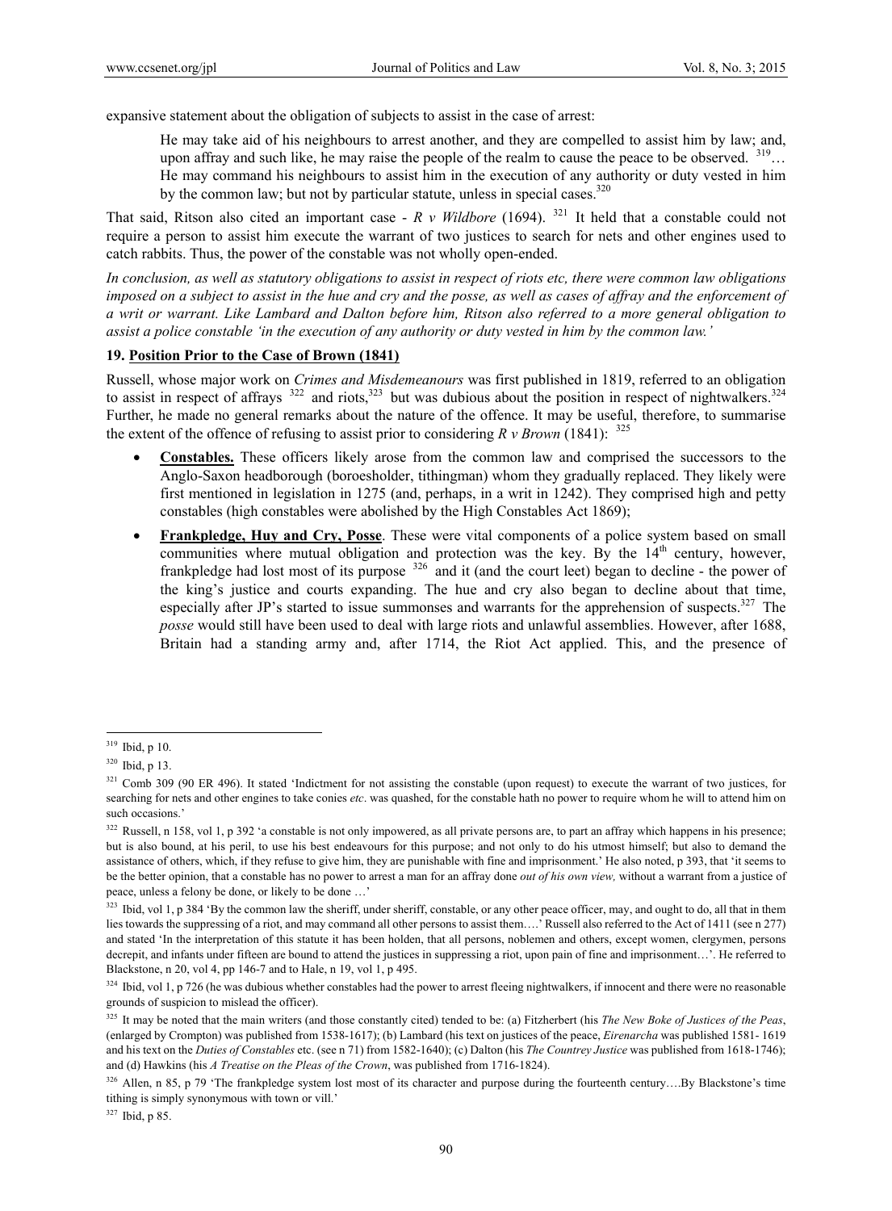expansive statement about the obligation of subjects to assist in the case of arrest:

> He may take aid of his neighbours to arrest another, and they are compelled to assist him by law; and, upon affray and such like, he may raise the people of the realm to cause the peace to be observed. [319]… He may command his neighbours to assist him in the execution of any authority or duty vested in him by the common law; but not by particular statute, unless in special cases.[320]

That said, Ritson also cited an important case - *R v Wildbore* (1694). [321] It held that a constable could not require a person to assist him execute the warrant of two justices to search for nets and other engines used to catch rabbits. Thus, the power of the constable was not wholly open-ended.

*In conclusion, as well as statutory obligations to assist in respect of riots etc, there were common law obligations imposed on a subject to assist in the hue and cry and the posse, as well as cases of affray and the enforcement of a writ or warrant. Like Lambard and Dalton before him, Ritson also referred to a more general obligation to assist a police constable 'in the execution of any authority or duty vested in him by the common law.'*

## 19. Position Prior to the Case of Brown (1841)

Russell, whose major work on *Crimes and Misdemeanours* was first published in 1819, referred to an obligation to assist in respect of affrays [322] and riots,[323] but was dubious about the position in respect of nightwalkers.[324] Further, he made no general remarks about the nature of the offence. It may be useful, therefore, to summarise the extent of the offence of refusing to assist prior to considering *R v Brown* (1841): [325]

- **Constables.** These officers likely arose from the common law and comprised the successors to the Anglo-Saxon headborough (boroesholder, tithingman) whom they gradually replaced. They likely were first mentioned in legislation in 1275 (and, perhaps, in a writ in 1242). They comprised high and petty constables (high constables were abolished by the High Constables Act 1869);
- **Frankpledge, Huy and Cry, Posse**. These were vital components of a police system based on small communities where mutual obligation and protection was the key. By the 14th century, however, frankpledge had lost most of its purpose [326] and it (and the court leet) began to decline - the power of the king's justice and courts expanding. The hue and cry also began to decline about that time, especially after JP's started to issue summonses and warrants for the apprehension of suspects.[327] The *posse* would still have been used to deal with large riots and unlawful assemblies. However, after 1688, Britain had a standing army and, after 1714, the Riot Act applied. This, and the presence of

---

[319] Ibid, p 10.

[320] Ibid, p 13.

[321] Comb 309 (90 ER 496). It stated 'Indictment for not assisting the constable (upon request) to execute the warrant of two justices, for searching for nets and other engines to take conies *etc*. was quashed, for the constable hath no power to require whom he will to attend him on such occasions.'

[322] Russell, n 158, vol 1, p 392 'a constable is not only impowered, as all private persons are, to part an affray which happens in his presence; but is also bound, at his peril, to use his best endeavours for this purpose; and not only to do his utmost himself; but also to demand the assistance of others, which, if they refuse to give him, they are punishable with fine and imprisonment.' He also noted, p 393, that 'it seems to be the better opinion, that a constable has no power to arrest a man for an affray done *out of his own view,* without a warrant from a justice of peace, unless a felony be done, or likely to be done …'

[323] Ibid, vol 1, p 384 'By the common law the sheriff, under sheriff, constable, or any other peace officer, may, and ought to do, all that in them lies towards the suppressing of a riot, and may command all other persons to assist them….' Russell also referred to the Act of 1411 (see n 277) and stated 'In the interpretation of this statute it has been holden, that all persons, noblemen and others, except women, clergymen, persons decrepit, and infants under fifteen are bound to attend the justices in suppressing a riot, upon pain of fine and imprisonment…'. He referred to Blackstone, n 20, vol 4, pp 146-7 and to Hale, n 19, vol 1, p 495.

[324] Ibid, vol 1, p 726 (he was dubious whether constables had the power to arrest fleeing nightwalkers, if innocent and there were no reasonable grounds of suspicion to mislead the officer).

[325] It may be noted that the main writers (and those constantly cited) tended to be: (a) Fitzherbert (his *The New Boke of Justices of the Peas*, (enlarged by Crompton) was published from 1538-1617); (b) Lambard (his text on justices of the peace, *Eirenarcha* was published 1581- 1619 and his text on the *Duties of Constables* etc. (see n 71) from 1582-1640); (c) Dalton (his *The Countrey Justice* was published from 1618-1746); and (d) Hawkins (his *A Treatise on the Pleas of the Crown*, was published from 1716-1824).

[326] Allen, n 85, p 79 'The frankpledge system lost most of its character and purpose during the fourteenth century….By Blackstone's time tithing is simply synonymous with town or vill.'

[327] Ibid, p 85.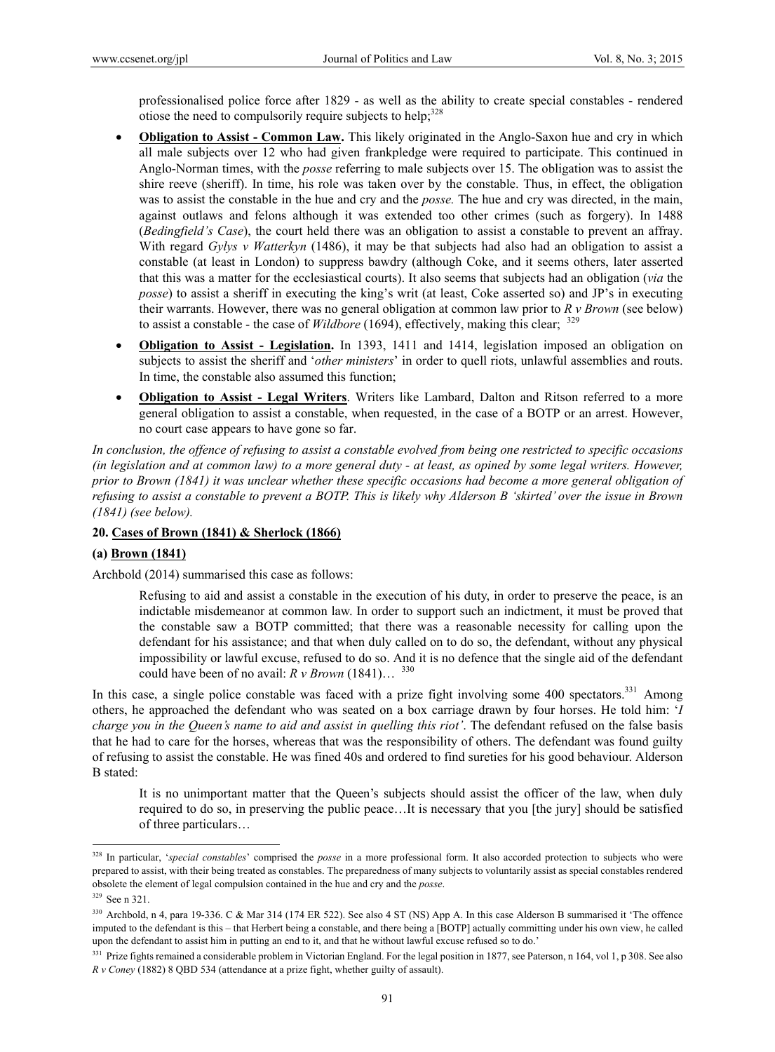professionalised police force after 1829 - as well as the ability to create special constables - rendered otiose the need to compulsorily require subjects to help;[328]

- **Obligation to Assist - Common Law.** This likely originated in the Anglo-Saxon hue and cry in which all male subjects over 12 who had given frankpledge were required to participate. This continued in Anglo-Norman times, with the *posse* referring to male subjects over 15. The obligation was to assist the shire reeve (sheriff). In time, his role was taken over by the constable. Thus, in effect, the obligation was to assist the constable in the hue and cry and the *posse.* The hue and cry was directed, in the main, against outlaws and felons although it was extended too other crimes (such as forgery). In 1488 (*Bedingfield's Case*), the court held there was an obligation to assist a constable to prevent an affray. With regard *Gylys v Watterkyn* (1486), it may be that subjects had also had an obligation to assist a constable (at least in London) to suppress bawdry (although Coke, and it seems others, later asserted that this was a matter for the ecclesiastical courts). It also seems that subjects had an obligation (*via* the *posse*) to assist a sheriff in executing the king's writ (at least, Coke asserted so) and JP's in executing their warrants. However, there was no general obligation at common law prior to *R v Brown* (see below) to assist a constable - the case of *Wildbore* (1694), effectively, making this clear; [329]
- **Obligation to Assist - Legislation.** In 1393, 1411 and 1414, legislation imposed an obligation on subjects to assist the sheriff and '*other ministers*' in order to quell riots, unlawful assemblies and routs. In time, the constable also assumed this function;
- **Obligation to Assist - Legal Writers**. Writers like Lambard, Dalton and Ritson referred to a more general obligation to assist a constable, when requested, in the case of a BOTP or an arrest. However, no court case appears to have gone so far.

*In conclusion, the offence of refusing to assist a constable evolved from being one restricted to specific occasions (in legislation and at common law) to a more general duty - at least, as opined by some legal writers. However, prior to Brown (1841) it was unclear whether these specific occasions had become a more general obligation of refusing to assist a constable to prevent a BOTP. This is likely why Alderson B 'skirted' over the issue in Brown (1841) (see below).*

### 20. Cases of Brown (1841) & Sherlock (1866)

#### (a) Brown (1841)

Archbold (2014) summarised this case as follows:

> Refusing to aid and assist a constable in the execution of his duty, in order to preserve the peace, is an indictable misdemeanor at common law. In order to support such an indictment, it must be proved that the constable saw a BOTP committed; that there was a reasonable necessity for calling upon the defendant for his assistance; and that when duly called on to do so, the defendant, without any physical impossibility or lawful excuse, refused to do so. And it is no defence that the single aid of the defendant could have been of no avail: *R v Brown* (1841)… [330]

In this case, a single police constable was faced with a prize fight involving some 400 spectators.[331] Among others, he approached the defendant who was seated on a box carriage drawn by four horses. He told him: '*I charge you in the Queen's name to aid and assist in quelling this riot'*. The defendant refused on the false basis that he had to care for the horses, whereas that was the responsibility of others. The defendant was found guilty of refusing to assist the constable. He was fined 40s and ordered to find sureties for his good behaviour. Alderson B stated:

> It is no unimportant matter that the Queen's subjects should assist the officer of the law, when duly required to do so, in preserving the public peace…It is necessary that you [the jury] should be satisfied of three particulars…

---

[328] In particular, '*special constables*' comprised the *posse* in a more professional form. It also accorded protection to subjects who were prepared to assist, with their being treated as constables. The preparedness of many subjects to voluntarily assist as special constables rendered obsolete the element of legal compulsion contained in the hue and cry and the *posse*.

[329] See n 321.

[330] Archbold, n 4, para 19-336. C & Mar 314 (174 ER 522). See also 4 ST (NS) App A. In this case Alderson B summarised it 'The offence imputed to the defendant is this – that Herbert being a constable, and there being a [BOTP] actually committing under his own view, he called upon the defendant to assist him in putting an end to it, and that he without lawful excuse refused so to do.'

[331] Prize fights remained a considerable problem in Victorian England. For the legal position in 1877, see Paterson, n 164, vol 1, p 308. See also *R v Coney* (1882) 8 QBD 534 (attendance at a prize fight, whether guilty of assault).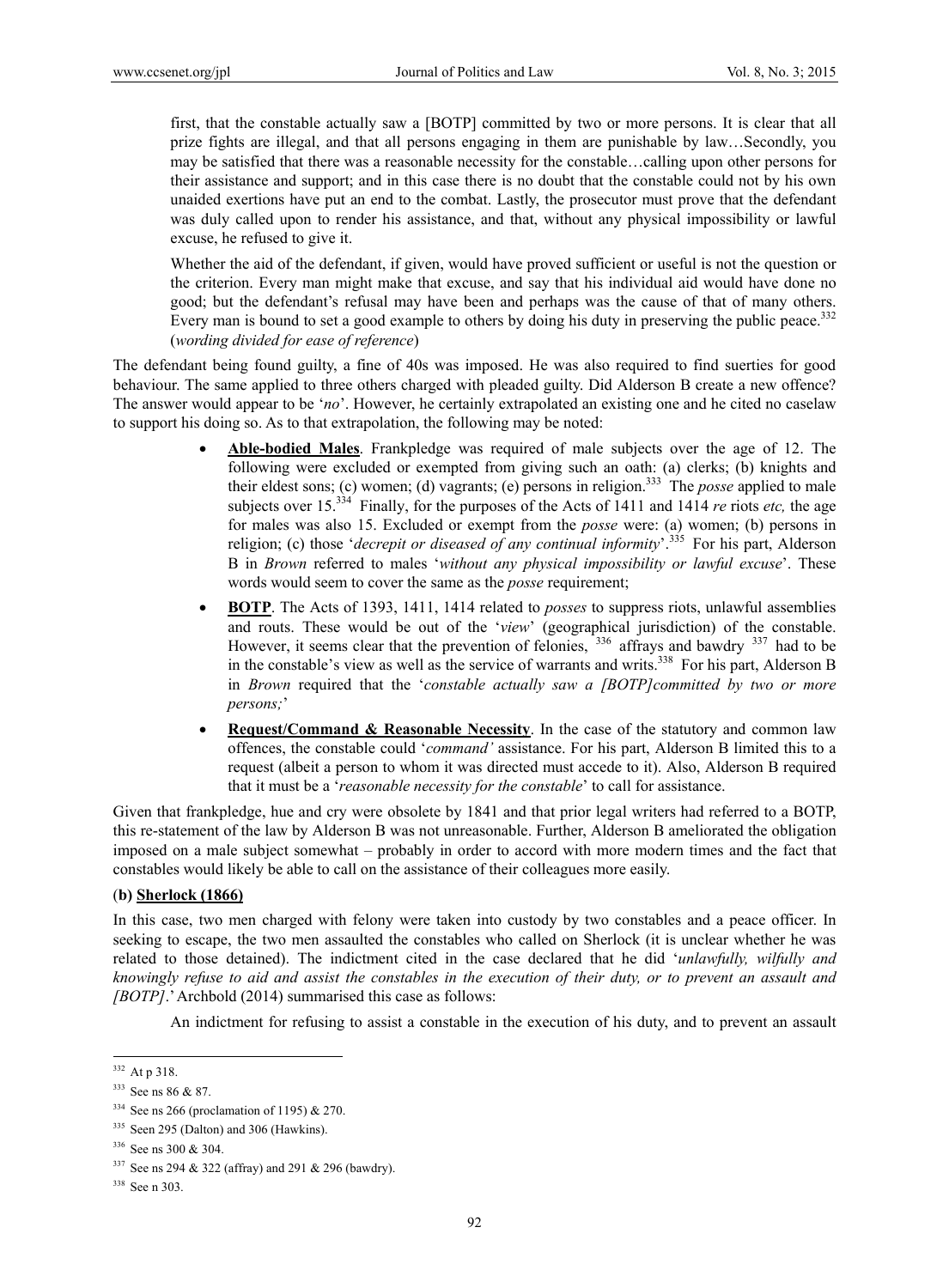> first, that the constable actually saw a [BOTP] committed by two or more persons. It is clear that all prize fights are illegal, and that all persons engaging in them are punishable by law…Secondly, you may be satisfied that there was a reasonable necessity for the constable…calling upon other persons for their assistance and support; and in this case there is no doubt that the constable could not by his own unaided exertions have put an end to the combat. Lastly, the prosecutor must prove that the defendant was duly called upon to render his assistance, and that, without any physical impossibility or lawful excuse, he refused to give it.
>
> Whether the aid of the defendant, if given, would have proved sufficient or useful is not the question or the criterion. Every man might make that excuse, and say that his individual aid would have done no good; but the defendant's refusal may have been and perhaps was the cause of that of many others. Every man is bound to set a good example to others by doing his duty in preserving the public peace.[332] (*wording divided for ease of reference*)

The defendant being found guilty, a fine of 40s was imposed. He was also required to find suerties for good behaviour. The same applied to three others charged with pleaded guilty. Did Alderson B create a new offence? The answer would appear to be '*no*'. However, he certainly extrapolated an existing one and he cited no caselaw to support his doing so. As to that extrapolation, the following may be noted:

- **Able-bodied Males**. Frankpledge was required of male subjects over the age of 12. The following were excluded or exempted from giving such an oath: (a) clerks; (b) knights and their eldest sons; (c) women; (d) vagrants; (e) persons in religion.[333] The *posse* applied to male subjects over 15.[334] Finally, for the purposes of the Acts of 1411 and 1414 *re* riots *etc,* the age for males was also 15. Excluded or exempt from the *posse* were: (a) women; (b) persons in religion; (c) those '*decrepit or diseased of any continual informity*'.[335] For his part, Alderson B in *Brown* referred to males '*without any physical impossibility or lawful excuse*'. These words would seem to cover the same as the *posse* requirement;
- **BOTP**. The Acts of 1393, 1411, 1414 related to *posses* to suppress riots, unlawful assemblies and routs. These would be out of the '*view*' (geographical jurisdiction) of the constable. However, it seems clear that the prevention of felonies, [336] affrays and bawdry [337] had to be in the constable's view as well as the service of warrants and writs.[338] For his part, Alderson B in *Brown* required that the '*constable actually saw a [BOTP]committed by two or more persons;*'
- **Request/Command & Reasonable Necessity**. In the case of the statutory and common law offences, the constable could '*command'* assistance. For his part, Alderson B limited this to a request (albeit a person to whom it was directed must accede to it). Also, Alderson B required that it must be a '*reasonable necessity for the constable*' to call for assistance.

Given that frankpledge, hue and cry were obsolete by 1841 and that prior legal writers had referred to a BOTP, this re-statement of the law by Alderson B was not unreasonable. Further, Alderson B ameliorated the obligation imposed on a male subject somewhat – probably in order to accord with more modern times and the fact that constables would likely be able to call on the assistance of their colleagues more easily.

**(b) Sherlock (1866)**

In this case, two men charged with felony were taken into custody by two constables and a peace officer. In seeking to escape, the two men assaulted the constables who called on Sherlock (it is unclear whether he was related to those detained). The indictment cited in the case declared that he did '*unlawfully, wilfully and knowingly refuse to aid and assist the constables in the execution of their duty, or to prevent an assault and [BOTP]*.' Archbold (2014) summarised this case as follows:

> An indictment for refusing to assist a constable in the execution of his duty, and to prevent an assault

---

[332] At p 318.

[333] See ns 86 & 87.

[334] See ns 266 (proclamation of 1195) & 270.

[335] Seen 295 (Dalton) and 306 (Hawkins).

[336] See ns 300 & 304.

[337] See ns 294 & 322 (affray) and 291 & 296 (bawdry).

[338] See n 303.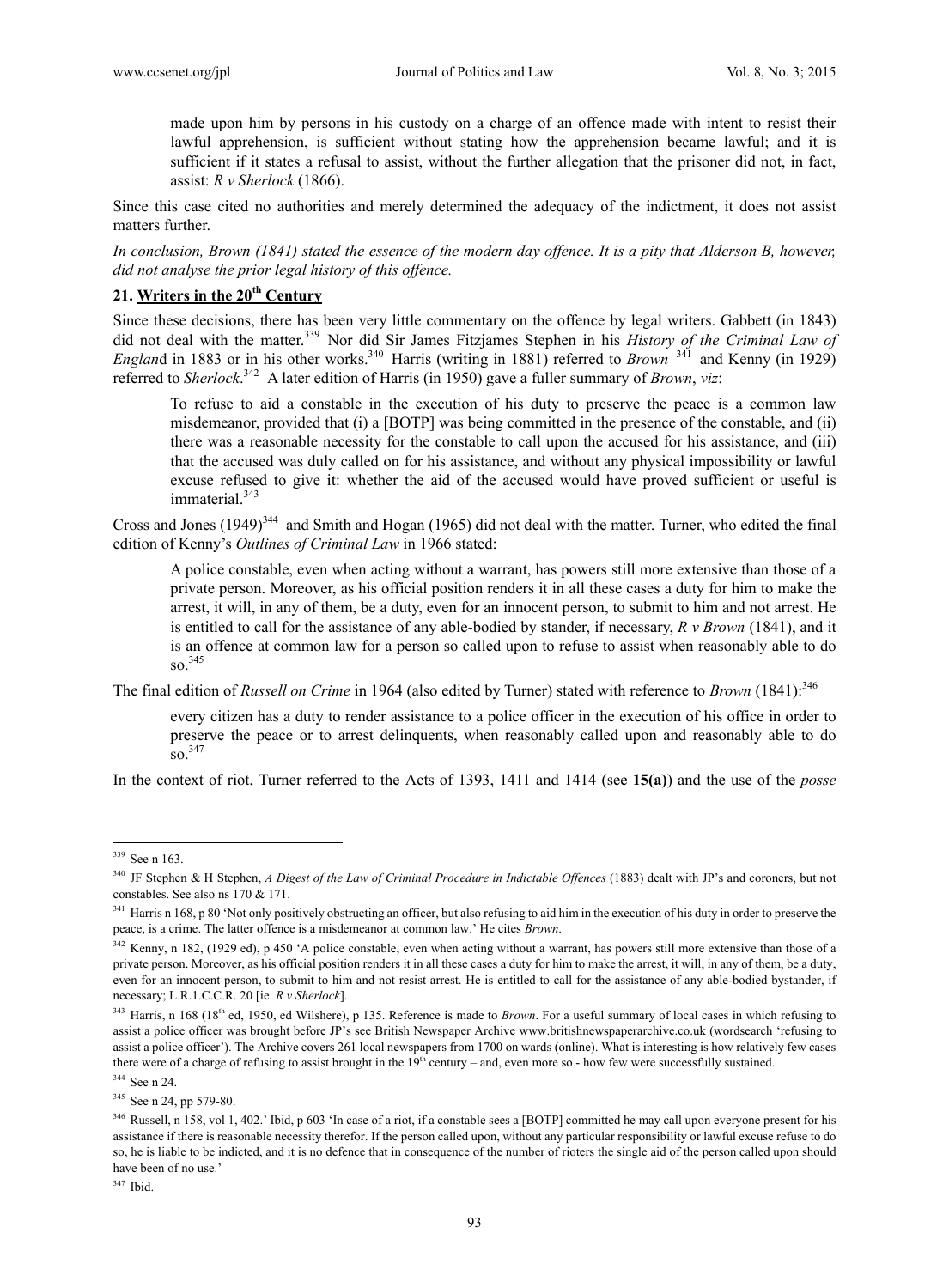> made upon him by persons in his custody on a charge of an offence made with intent to resist their lawful apprehension, is sufficient without stating how the apprehension became lawful; and it is sufficient if it states a refusal to assist, without the further allegation that the prisoner did not, in fact, assist: *R v Sherlock* (1866).

Since this case cited no authorities and merely determined the adequacy of the indictment, it does not assist matters further.

*In conclusion, Brown (1841) stated the essence of the modern day offence. It is a pity that Alderson B, however, did not analyse the prior legal history of this offence.*

## 21. Writers in the 20th Century

Since these decisions, there has been very little commentary on the offence by legal writers. Gabbett (in 1843) did not deal with the matter.[339] Nor did Sir James Fitzjames Stephen in his *History of the Criminal Law of England* in 1883 or in his other works.[340] Harris (writing in 1881) referred to *Brown* [341] and Kenny (in 1929) referred to *Sherlock*.[342] A later edition of Harris (in 1950) gave a fuller summary of *Brown*, *viz*:

> To refuse to aid a constable in the execution of his duty to preserve the peace is a common law misdemeanor, provided that (i) a [BOTP] was being committed in the presence of the constable, and (ii) there was a reasonable necessity for the constable to call upon the accused for his assistance, and (iii) that the accused was duly called on for his assistance, and without any physical impossibility or lawful excuse refused to give it: whether the aid of the accused would have proved sufficient or useful is immaterial.[343]

Cross and Jones (1949)[344] and Smith and Hogan (1965) did not deal with the matter. Turner, who edited the final edition of Kenny's *Outlines of Criminal Law* in 1966 stated:

> A police constable, even when acting without a warrant, has powers still more extensive than those of a private person. Moreover, as his official position renders it in all these cases a duty for him to make the arrest, it will, in any of them, be a duty, even for an innocent person, to submit to him and not arrest. He is entitled to call for the assistance of any able-bodied by stander, if necessary, *R v Brown* (1841), and it is an offence at common law for a person so called upon to refuse to assist when reasonably able to do so.[345]

The final edition of *Russell on Crime* in 1964 (also edited by Turner) stated with reference to *Brown* (1841):[346]

> every citizen has a duty to render assistance to a police officer in the execution of his office in order to preserve the peace or to arrest delinquents, when reasonably called upon and reasonably able to do so.[347]

In the context of riot, Turner referred to the Acts of 1393, 1411 and 1414 (see **15(a)**) and the use of the *posse*

---

[339] See n 163.

[340] JF Stephen & H Stephen, *A Digest of the Law of Criminal Procedure in Indictable Offences* (1883) dealt with JP's and coroners, but not constables. See also ns 170 & 171.

[341] Harris n 168, p 80 'Not only positively obstructing an officer, but also refusing to aid him in the execution of his duty in order to preserve the peace, is a crime. The latter offence is a misdemeanor at common law.' He cites *Brown*.

[342] Kenny, n 182, (1929 ed), p 450 'A police constable, even when acting without a warrant, has powers still more extensive than those of a private person. Moreover, as his official position renders it in all these cases a duty for him to make the arrest, it will, in any of them, be a duty, even for an innocent person, to submit to him and not resist arrest. He is entitled to call for the assistance of any able-bodied bystander, if necessary; L.R.1.C.C.R. 20 [ie. *R v Sherlock*].

[343] Harris, n 168 (18th ed, 1950, ed Wilshere), p 135. Reference is made to *Brown*. For a useful summary of local cases in which refusing to assist a police officer was brought before JP's see British Newspaper Archive www.britishnewspaperarchive.co.uk (wordsearch 'refusing to assist a police officer'). The Archive covers 261 local newspapers from 1700 on wards (online). What is interesting is how relatively few cases there were of a charge of refusing to assist brought in the 19th century – and, even more so - how few were successfully sustained.

[344] See n 24.

[345] See n 24, pp 579-80.

[346] Russell, n 158, vol 1, 402.' Ibid, p 603 'In case of a riot, if a constable sees a [BOTP] committed he may call upon everyone present for his assistance if there is reasonable necessity therefor. If the person called upon, without any particular responsibility or lawful excuse refuse to do so, he is liable to be indicted, and it is no defence that in consequence of the number of rioters the single aid of the person called upon should have been of no use.'

[347] Ibid.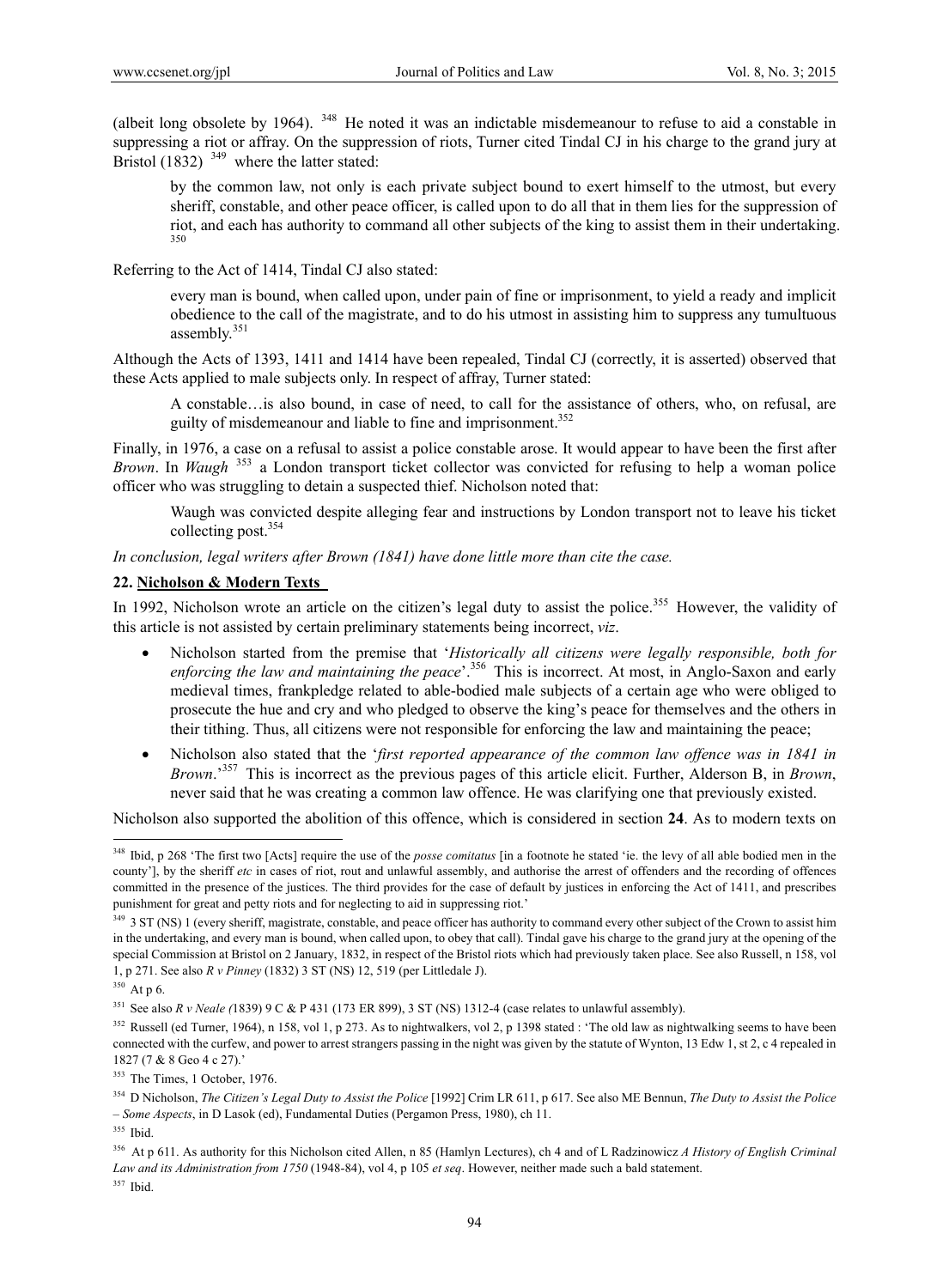(albeit long obsolete by 1964). [348] He noted it was an indictable misdemeanour to refuse to aid a constable in suppressing a riot or affray. On the suppression of riots, Turner cited Tindal CJ in his charge to the grand jury at Bristol (1832) [349] where the latter stated:

> by the common law, not only is each private subject bound to exert himself to the utmost, but every sheriff, constable, and other peace officer, is called upon to do all that in them lies for the suppression of riot, and each has authority to command all other subjects of the king to assist them in their undertaking. [350]

Referring to the Act of 1414, Tindal CJ also stated:

> every man is bound, when called upon, under pain of fine or imprisonment, to yield a ready and implicit obedience to the call of the magistrate, and to do his utmost in assisting him to suppress any tumultuous assembly.[351]

Although the Acts of 1393, 1411 and 1414 have been repealed, Tindal CJ (correctly, it is asserted) observed that these Acts applied to male subjects only. In respect of affray, Turner stated:

> A constable…is also bound, in case of need, to call for the assistance of others, who, on refusal, are guilty of misdemeanour and liable to fine and imprisonment.[352]

Finally, in 1976, a case on a refusal to assist a police constable arose. It would appear to have been the first after *Brown*. In *Waugh* [353] a London transport ticket collector was convicted for refusing to help a woman police officer who was struggling to detain a suspected thief. Nicholson noted that:

> Waugh was convicted despite alleging fear and instructions by London transport not to leave his ticket collecting post.[354]

*In conclusion, legal writers after Brown (1841) have done little more than cite the case.*

## 22. Nicholson & Modern Texts

In 1992, Nicholson wrote an article on the citizen's legal duty to assist the police.[355] However, the validity of this article is not assisted by certain preliminary statements being incorrect, *viz*.

- Nicholson started from the premise that '*Historically all citizens were legally responsible, both for enforcing the law and maintaining the peace*'.[356] This is incorrect. At most, in Anglo-Saxon and early medieval times, frankpledge related to able-bodied male subjects of a certain age who were obliged to prosecute the hue and cry and who pledged to observe the king's peace for themselves and the others in their tithing. Thus, all citizens were not responsible for enforcing the law and maintaining the peace;
- Nicholson also stated that the '*first reported appearance of the common law offence was in 1841 in Brown*.'[357] This is incorrect as the previous pages of this article elicit. Further, Alderson B, in *Brown*, never said that he was creating a common law offence. He was clarifying one that previously existed.

Nicholson also supported the abolition of this offence, which is considered in section **24**. As to modern texts on

---

[348] Ibid, p 268 'The first two [Acts] require the use of the *posse comitatus* [in a footnote he stated 'ie. the levy of all able bodied men in the county'], by the sheriff *etc* in cases of riot, rout and unlawful assembly, and authorise the arrest of offenders and the recording of offences committed in the presence of the justices. The third provides for the case of default by justices in enforcing the Act of 1411, and prescribes punishment for great and petty riots and for neglecting to aid in suppressing riot.'

[349] 3 ST (NS) 1 (every sheriff, magistrate, constable, and peace officer has authority to command every other subject of the Crown to assist him in the undertaking, and every man is bound, when called upon, to obey that call). Tindal gave his charge to the grand jury at the opening of the special Commission at Bristol on 2 January, 1832, in respect of the Bristol riots which had previously taken place. See also Russell, n 158, vol 1, p 271. See also *R v Pinney* (1832) 3 ST (NS) 12, 519 (per Littledale J).

[350] At p 6.

[351] See also *R v Neale (*1839) 9 C & P 431 (173 ER 899), 3 ST (NS) 1312-4 (case relates to unlawful assembly).

[352] Russell (ed Turner, 1964), n 158, vol 1, p 273. As to nightwalkers, vol 2, p 1398 stated : 'The old law as nightwalking seems to have been connected with the curfew, and power to arrest strangers passing in the night was given by the statute of Wynton, 13 Edw 1, st 2, c 4 repealed in 1827 (7 & 8 Geo 4 c 27).'

[353] The Times, 1 October, 1976.

[354] D Nicholson, *The Citizen's Legal Duty to Assist the Police* [1992] Crim LR 611, p 617. See also ME Bennun, *The Duty to Assist the Police – Some Aspects*, in D Lasok (ed), Fundamental Duties (Pergamon Press, 1980), ch 11.

[355] Ibid.

[356] At p 611. As authority for this Nicholson cited Allen, n 85 (Hamlyn Lectures), ch 4 and of L Radzinowicz *A History of English Criminal Law and its Administration from 1750* (1948-84), vol 4, p 105 *et seq*. However, neither made such a bald statement.

[357] Ibid.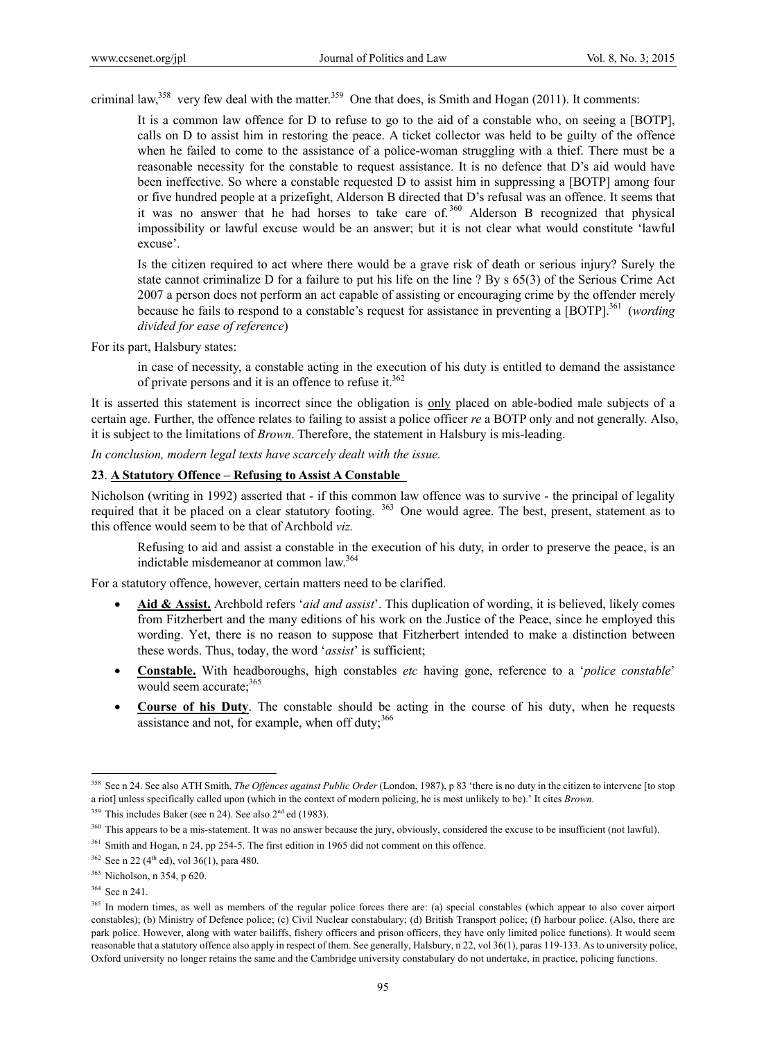criminal law,[358] very few deal with the matter.[359] One that does, is Smith and Hogan (2011). It comments:

> It is a common law offence for D to refuse to go to the aid of a constable who, on seeing a [BOTP], calls on D to assist him in restoring the peace. A ticket collector was held to be guilty of the offence when he failed to come to the assistance of a police-woman struggling with a thief. There must be a reasonable necessity for the constable to request assistance. It is no defence that D's aid would have been ineffective. So where a constable requested D to assist him in suppressing a [BOTP] among four or five hundred people at a prizefight, Alderson B directed that D's refusal was an offence. It seems that it was no answer that he had horses to take care of.[360] Alderson B recognized that physical impossibility or lawful excuse would be an answer; but it is not clear what would constitute 'lawful excuse'.
>
> Is the citizen required to act where there would be a grave risk of death or serious injury? Surely the state cannot criminalize D for a failure to put his life on the line ? By s 65(3) of the Serious Crime Act 2007 a person does not perform an act capable of assisting or encouraging crime by the offender merely because he fails to respond to a constable's request for assistance in preventing a [BOTP].[361] (*wording divided for ease of reference*)

For its part, Halsbury states:

> in case of necessity, a constable acting in the execution of his duty is entitled to demand the assistance of private persons and it is an offence to refuse it.[362]

It is asserted this statement is incorrect since the obligation is <u>only</u> placed on able-bodied male subjects of a certain age. Further, the offence relates to failing to assist a police officer *re* a BOTP only and not generally. Also, it is subject to the limitations of *Brown*. Therefore, the statement in Halsbury is mis-leading.

*In conclusion, modern legal texts have scarcely dealt with the issue.*

## 23. <u>A Statutory Offence – Refusing to Assist A Constable</u>

Nicholson (writing in 1992) asserted that - if this common law offence was to survive - the principal of legality required that it be placed on a clear statutory footing.[363] One would agree. The best, present, statement as to this offence would seem to be that of Archbold *viz.*

> Refusing to aid and assist a constable in the execution of his duty, in order to preserve the peace, is an indictable misdemeanor at common law.[364]

For a statutory offence, however, certain matters need to be clarified.

- **<u>Aid & Assist.</u>** Archbold refers '*aid and assist*'. This duplication of wording, it is believed, likely comes from Fitzherbert and the many editions of his work on the Justice of the Peace, since he employed this wording. Yet, there is no reason to suppose that Fitzherbert intended to make a distinction between these words. Thus, today, the word '*assist*' is sufficient;
- **<u>Constable.</u>** With headboroughs, high constables *etc* having gone, reference to a '*police constable*' would seem accurate;[365]
- **<u>Course of his Duty</u>**. The constable should be acting in the course of his duty, when he requests assistance and not, for example, when off duty;[366]

---

[358] See n 24. See also ATH Smith, *The Offences against Public Order* (London, 1987), p 83 'there is no duty in the citizen to intervene [to stop a riot] unless specifically called upon (which in the context of modern policing, he is most unlikely to be).' It cites *Brown.*

[359] This includes Baker (see n 24). See also 2nd ed (1983).

[360] This appears to be a mis-statement. It was no answer because the jury, obviously, considered the excuse to be insufficient (not lawful).

[361] Smith and Hogan, n 24, pp 254-5. The first edition in 1965 did not comment on this offence.

[362] See n 22 (4th ed), vol 36(1), para 480.

[363] Nicholson, n 354, p 620.

[364] See n 241.

[365] In modern times, as well as members of the regular police forces there are: (a) special constables (which appear to also cover airport constables); (b) Ministry of Defence police; (c) Civil Nuclear constabulary; (d) British Transport police; (f) harbour police. (Also, there are park police. However, along with water bailiffs, fishery officers and prison officers, they have only limited police functions). It would seem reasonable that a statutory offence also apply in respect of them. See generally, Halsbury, n 22, vol 36(1), paras 119-133. As to university police, Oxford university no longer retains the same and the Cambridge university constabulary do not undertake, in practice, policing functions.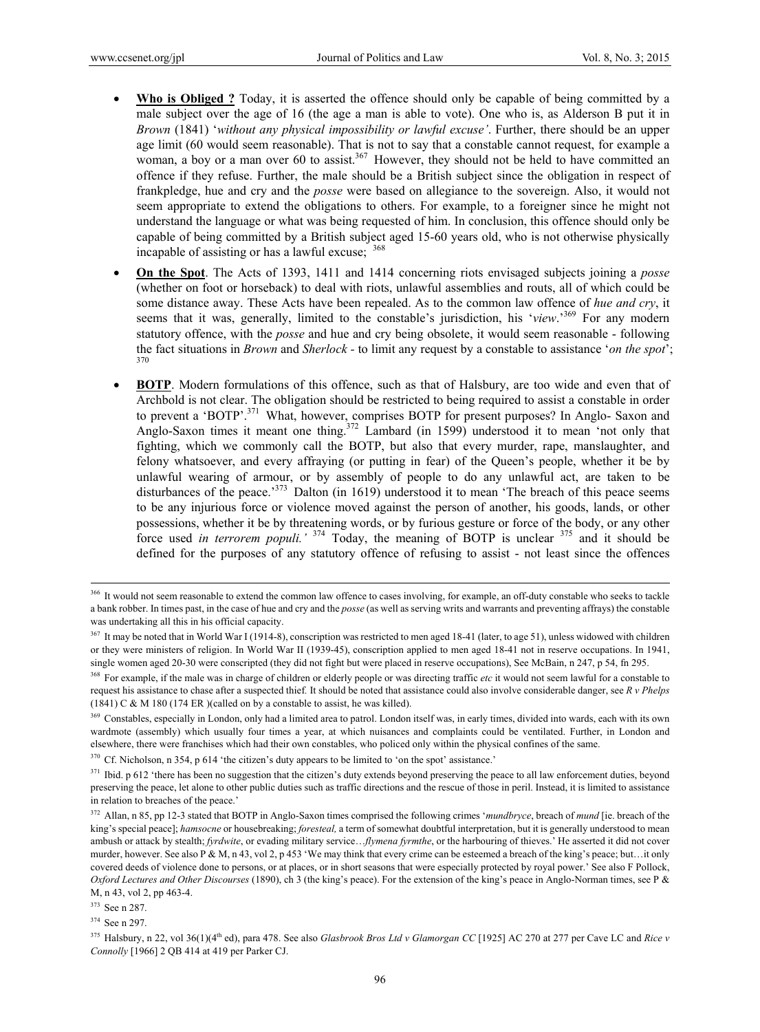- **Who is Obliged ?** Today, it is asserted the offence should only be capable of being committed by a male subject over the age of 16 (the age a man is able to vote). One who is, as Alderson B put it in *Brown* (1841) '*without any physical impossibility or lawful excuse'*. Further, there should be an upper age limit (60 would seem reasonable). That is not to say that a constable cannot request, for example a woman, a boy or a man over 60 to assist.[367] However, they should not be held to have committed an offence if they refuse. Further, the male should be a British subject since the obligation in respect of frankpledge, hue and cry and the *posse* were based on allegiance to the sovereign. Also, it would not seem appropriate to extend the obligations to others. For example, to a foreigner since he might not understand the language or what was being requested of him. In conclusion, this offence should only be capable of being committed by a British subject aged 15-60 years old, who is not otherwise physically incapable of assisting or has a lawful excuse; [368]

- **On the Spot**. The Acts of 1393, 1411 and 1414 concerning riots envisaged subjects joining a *posse* (whether on foot or horseback) to deal with riots, unlawful assemblies and routs, all of which could be some distance away. These Acts have been repealed. As to the common law offence of *hue and cry*, it seems that it was, generally, limited to the constable's jurisdiction, his '*view*.'[369] For any modern statutory offence, with the *posse* and hue and cry being obsolete, it would seem reasonable - following the fact situations in *Brown* and *Sherlock* - to limit any request by a constable to assistance '*on the spot*'; [370]

- **BOTP**. Modern formulations of this offence, such as that of Halsbury, are too wide and even that of Archbold is not clear. The obligation should be restricted to being required to assist a constable in order to prevent a 'BOTP'.[371] What, however, comprises BOTP for present purposes? In Anglo- Saxon and Anglo-Saxon times it meant one thing.[372] Lambard (in 1599) understood it to mean 'not only that fighting, which we commonly call the BOTP, but also that every murder, rape, manslaughter, and felony whatsoever, and every affraying (or putting in fear) of the Queen's people, whether it be by unlawful wearing of armour, or by assembly of people to do any unlawful act, are taken to be disturbances of the peace.'[373] Dalton (in 1619) understood it to mean 'The breach of this peace seems to be any injurious force or violence moved against the person of another, his goods, lands, or other possessions, whether it be by threatening words, or by furious gesture or force of the body, or any other force used *in terrorem populi.'* [374] Today, the meaning of BOTP is unclear [375] and it should be defined for the purposes of any statutory offence of refusing to assist - not least since the offences

---

[366] It would not seem reasonable to extend the common law offence to cases involving, for example, an off-duty constable who seeks to tackle a bank robber. In times past, in the case of hue and cry and the *posse* (as well as serving writs and warrants and preventing affrays) the constable was undertaking all this in his official capacity.

[367] It may be noted that in World War I (1914-8), conscription was restricted to men aged 18-41 (later, to age 51), unless widowed with children or they were ministers of religion. In World War II (1939-45), conscription applied to men aged 18-41 not in reserve occupations. In 1941, single women aged 20-30 were conscripted (they did not fight but were placed in reserve occupations), See McBain, n 247, p 54, fn 295.

[368] For example, if the male was in charge of children or elderly people or was directing traffic *etc* it would not seem lawful for a constable to request his assistance to chase after a suspected thief. It should be noted that assistance could also involve considerable danger, see *R v Phelps* (1841) C & M 180 (174 ER )(called on by a constable to assist, he was killed).

[369] Constables, especially in London, only had a limited area to patrol. London itself was, in early times, divided into wards, each with its own wardmote (assembly) which usually four times a year, at which nuisances and complaints could be ventilated. Further, in London and elsewhere, there were franchises which had their own constables, who policed only within the physical confines of the same.

[370] Cf. Nicholson, n 354, p 614 'the citizen's duty appears to be limited to 'on the spot' assistance.'

[371] Ibid. p 612 'there has been no suggestion that the citizen's duty extends beyond preserving the peace to all law enforcement duties, beyond preserving the peace, let alone to other public duties such as traffic directions and the rescue of those in peril. Instead, it is limited to assistance in relation to breaches of the peace.'

[372] Allan, n 85, pp 12-3 stated that BOTP in Anglo-Saxon times comprised the following crimes '*mundbryce*, breach of *mund* [ie. breach of the king's special peace]; *hamsocne* or housebreaking; *foresteal,* a term of somewhat doubtful interpretation, but it is generally understood to mean ambush or attack by stealth; *fyrdwite*, or evading military service…*flymena fyrmthe*, or the harbouring of thieves.' He asserted it did not cover murder, however. See also P & M, n 43, vol 2, p 453 'We may think that every crime can be esteemed a breach of the king's peace; but…it only covered deeds of violence done to persons, or at places, or in short seasons that were especially protected by royal power.' See also F Pollock, *Oxford Lectures and Other Discourses* (1890), ch 3 (the king's peace). For the extension of the king's peace in Anglo-Norman times, see P & M, n 43, vol 2, pp 463-4.

[373] See n 287.

[374] See n 297.

[375] Halsbury, n 22, vol 36(1)(4th ed), para 478. See also *Glasbrook Bros Ltd v Glamorgan CC* [1925] AC 270 at 277 per Cave LC and *Rice v Connolly* [1966] 2 QB 414 at 419 per Parker CJ.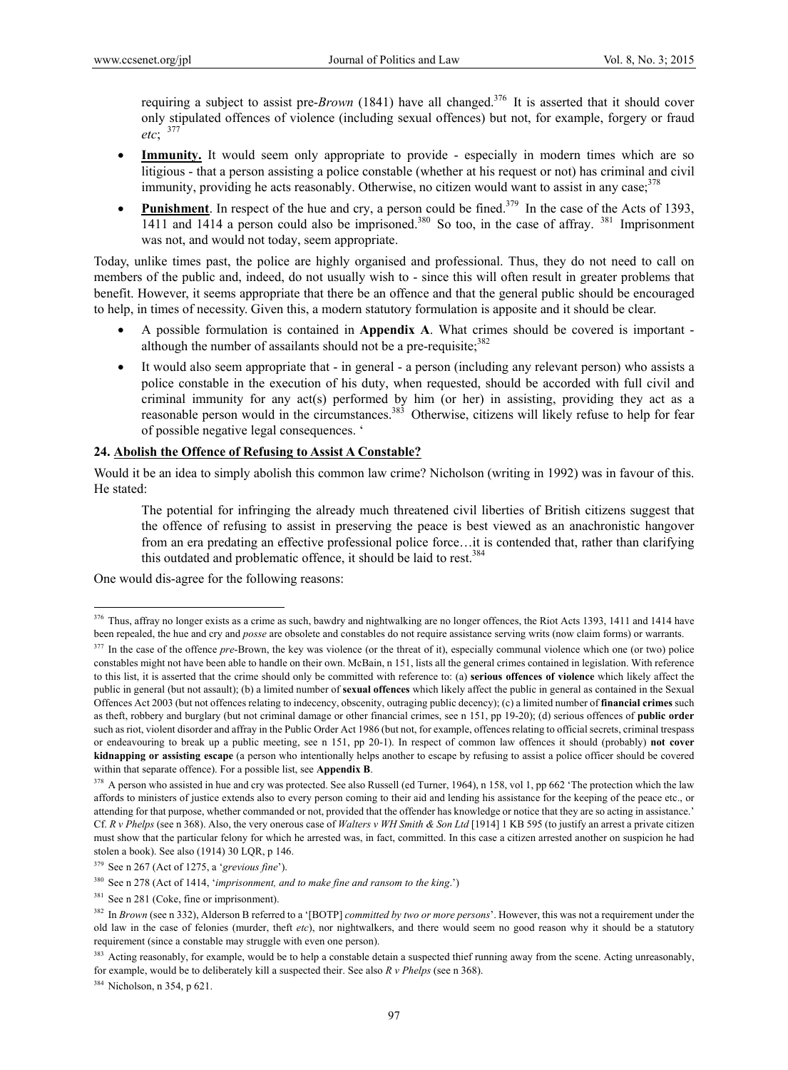requiring a subject to assist pre-*Brown* (1841) have all changed.[376] It is asserted that it should cover only stipulated offences of violence (including sexual offences) but not, for example, forgery or fraud *etc*; [377]

- **Immunity.** It would seem only appropriate to provide - especially in modern times which are so litigious - that a person assisting a police constable (whether at his request or not) has criminal and civil immunity, providing he acts reasonably. Otherwise, no citizen would want to assist in any case;[378]
- **Punishment**. In respect of the hue and cry, a person could be fined.[379] In the case of the Acts of 1393, 1411 and 1414 a person could also be imprisoned.[380] So too, in the case of affray. [381] Imprisonment was not, and would not today, seem appropriate.

Today, unlike times past, the police are highly organised and professional. Thus, they do not need to call on members of the public and, indeed, do not usually wish to - since this will often result in greater problems that benefit. However, it seems appropriate that there be an offence and that the general public should be encouraged to help, in times of necessity. Given this, a modern statutory formulation is apposite and it should be clear.

- A possible formulation is contained in **Appendix A**. What crimes should be covered is important - although the number of assailants should not be a pre-requisite;[382]
- It would also seem appropriate that - in general - a person (including any relevant person) who assists a police constable in the execution of his duty, when requested, should be accorded with full civil and criminal immunity for any act(s) performed by him (or her) in assisting, providing they act as a reasonable person would in the circumstances.[383] Otherwise, citizens will likely refuse to help for fear of possible negative legal consequences. '

**24. Abolish the Offence of Refusing to Assist A Constable?**

Would it be an idea to simply abolish this common law crime? Nicholson (writing in 1992) was in favour of this. He stated:

> The potential for infringing the already much threatened civil liberties of British citizens suggest that the offence of refusing to assist in preserving the peace is best viewed as an anachronistic hangover from an era predating an effective professional police force…it is contended that, rather than clarifying this outdated and problematic offence, it should be laid to rest.[384]

One would dis-agree for the following reasons:

---

[376] Thus, affray no longer exists as a crime as such, bawdry and nightwalking are no longer offences, the Riot Acts 1393, 1411 and 1414 have been repealed, the hue and cry and *posse* are obsolete and constables do not require assistance serving writs (now claim forms) or warrants.

[377] In the case of the offence *pre*-Brown, the key was violence (or the threat of it), especially communal violence which one (or two) police constables might not have been able to handle on their own. McBain, n 151, lists all the general crimes contained in legislation. With reference to this list, it is asserted that the crime should only be committed with reference to: (a) **serious offences of violence** which likely affect the public in general (but not assault); (b) a limited number of **sexual offences** which likely affect the public in general as contained in the Sexual Offences Act 2003 (but not offences relating to indecency, obscenity, outraging public decency); (c) a limited number of **financial crimes** such as theft, robbery and burglary (but not criminal damage or other financial crimes, see n 151, pp 19-20); (d) serious offences of **public order** such as riot, violent disorder and affray in the Public Order Act 1986 (but not, for example, offences relating to official secrets, criminal trespass or endeavouring to break up a public meeting, see n 151, pp 20-1). In respect of common law offences it should (probably) **not cover kidnapping or assisting escape** (a person who intentionally helps another to escape by refusing to assist a police officer should be covered within that separate offence). For a possible list, see **Appendix B**.

[378] A person who assisted in hue and cry was protected. See also Russell (ed Turner, 1964), n 158, vol 1, pp 662 'The protection which the law affords to ministers of justice extends also to every person coming to their aid and lending his assistance for the keeping of the peace etc., or attending for that purpose, whether commanded or not, provided that the offender has knowledge or notice that they are so acting in assistance.' Cf. *R v Phelps* (see n 368). Also, the very onerous case of *Walters v WH Smith & Son Ltd* [1914] 1 KB 595 (to justify an arrest a private citizen must show that the particular felony for which he arrested was, in fact, committed. In this case a citizen arrested another on suspicion he had stolen a book). See also (1914) 30 LQR, p 146.

[379] See n 267 (Act of 1275, a '*grevious fine*').

[380] See n 278 (Act of 1414, '*imprisonment, and to make fine and ransom to the king*.')

[381] See n 281 (Coke, fine or imprisonment).

[382] In *Brown* (see n 332), Alderson B referred to a '[BOTP] *committed by two or more persons*'. However, this was not a requirement under the old law in the case of felonies (murder, theft *etc*), nor nightwalkers, and there would seem no good reason why it should be a statutory requirement (since a constable may struggle with even one person).

[383] Acting reasonably, for example, would be to help a constable detain a suspected thief running away from the scene. Acting unreasonably, for example, would be to deliberately kill a suspected their. See also *R v Phelps* (see n 368).

[384] Nicholson, n 354, p 621.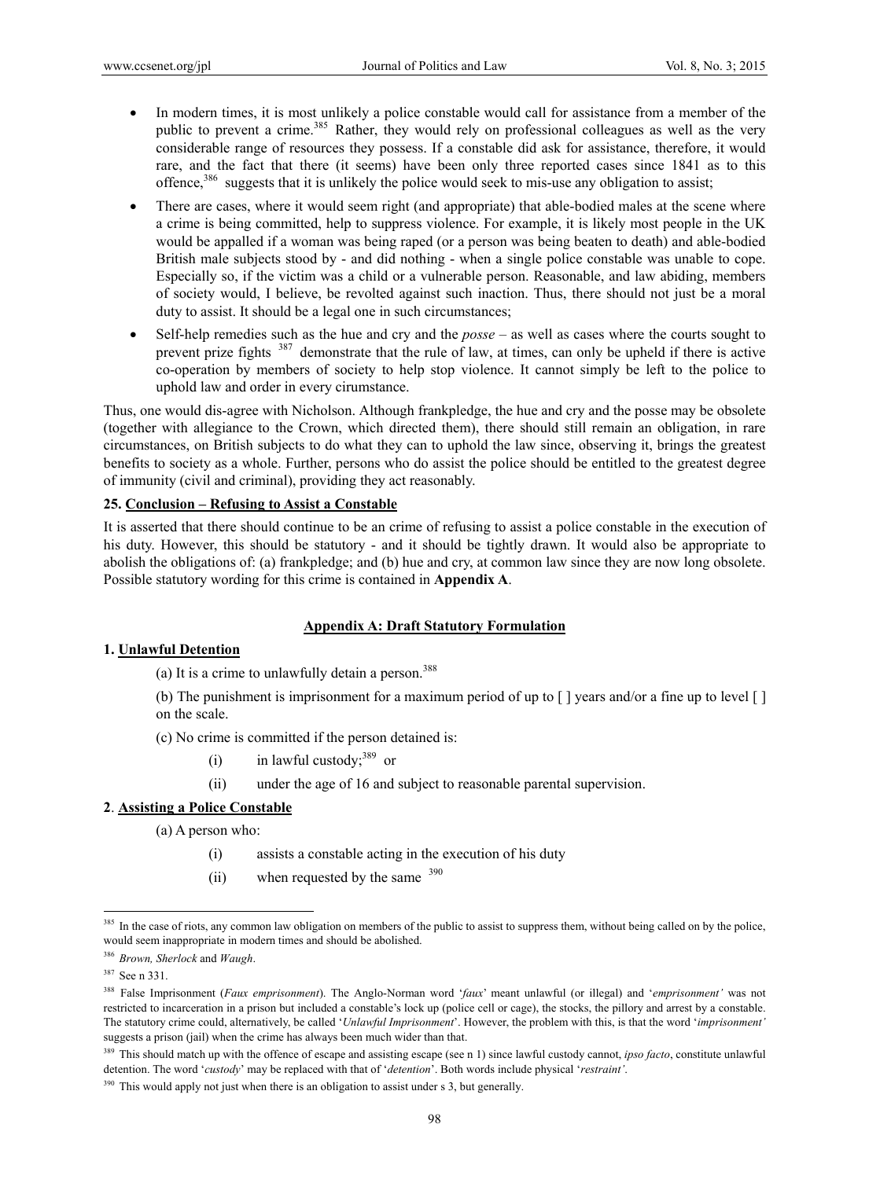- In modern times, it is most unlikely a police constable would call for assistance from a member of the public to prevent a crime.[385] Rather, they would rely on professional colleagues as well as the very considerable range of resources they possess. If a constable did ask for assistance, therefore, it would rare, and the fact that there (it seems) have been only three reported cases since 1841 as to this offence,[386] suggests that it is unlikely the police would seek to mis-use any obligation to assist;
- There are cases, where it would seem right (and appropriate) that able-bodied males at the scene where a crime is being committed, help to suppress violence. For example, it is likely most people in the UK would be appalled if a woman was being raped (or a person was being beaten to death) and able-bodied British male subjects stood by - and did nothing - when a single police constable was unable to cope. Especially so, if the victim was a child or a vulnerable person. Reasonable, and law abiding, members of society would, I believe, be revolted against such inaction. Thus, there should not just be a moral duty to assist. It should be a legal one in such circumstances;
- Self-help remedies such as the hue and cry and the *posse* – as well as cases where the courts sought to prevent prize fights [387] demonstrate that the rule of law, at times, can only be upheld if there is active co-operation by members of society to help stop violence. It cannot simply be left to the police to uphold law and order in every cirumstance.

Thus, one would dis-agree with Nicholson. Although frankpledge, the hue and cry and the posse may be obsolete (together with allegiance to the Crown, which directed them), there should still remain an obligation, in rare circumstances, on British subjects to do what they can to uphold the law since, observing it, brings the greatest benefits to society as a whole. Further, persons who do assist the police should be entitled to the greatest degree of immunity (civil and criminal), providing they act reasonably.

## 25. Conclusion – Refusing to Assist a Constable

It is asserted that there should continue to be an crime of refusing to assist a police constable in the execution of his duty. However, this should be statutory - and it should be tightly drawn. It would also be appropriate to abolish the obligations of: (a) frankpledge; and (b) hue and cry, at common law since they are now long obsolete. Possible statutory wording for this crime is contained in **Appendix A**.

## Appendix A: Draft Statutory Formulation

### 1. Unlawful Detention

(a) It is a crime to unlawfully detain a person.[388]

(b) The punishment is imprisonment for a maximum period of up to [ ] years and/or a fine up to level [ ] on the scale.

(c) No crime is committed if the person detained is:

(i) in lawful custody;[389] or

(ii) under the age of 16 and subject to reasonable parental supervision.

### 2. Assisting a Police Constable

(a) A person who:

(i) assists a constable acting in the execution of his duty

(ii) when requested by the same [390]

---

[385] In the case of riots, any common law obligation on members of the public to assist to suppress them, without being called on by the police, would seem inappropriate in modern times and should be abolished.

[386] *Brown, Sherlock* and *Waugh*.

[387] See n 331.

[388] False Imprisonment (*Faux emprisonment*). The Anglo-Norman word '*faux*' meant unlawful (or illegal) and '*emprisonment'* was not restricted to incarceration in a prison but included a constable's lock up (police cell or cage), the stocks, the pillory and arrest by a constable. The statutory crime could, alternatively, be called '*Unlawful Imprisonment*'. However, the problem with this, is that the word '*imprisonment'* suggests a prison (jail) when the crime has always been much wider than that.

[389] This should match up with the offence of escape and assisting escape (see n 1) since lawful custody cannot, *ipso facto*, constitute unlawful detention. The word '*custody*' may be replaced with that of '*detention*'. Both words include physical '*restraint'*.

[390] This would apply not just when there is an obligation to assist under s 3, but generally.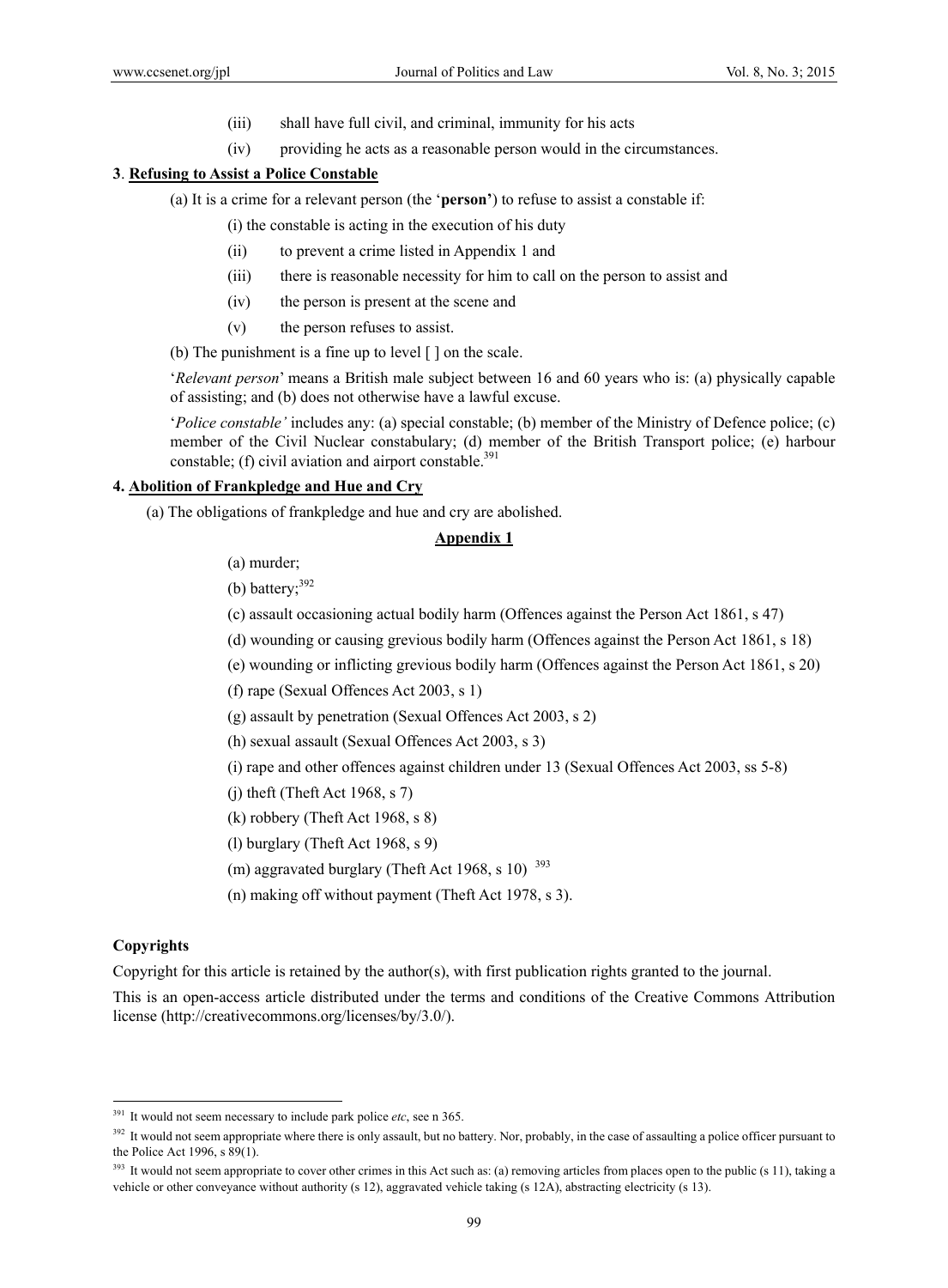(iii) shall have full civil, and criminal, immunity for his acts

(iv) providing he acts as a reasonable person would in the circumstances.

**3**. **Refusing to Assist a Police Constable**

(a) It is a crime for a relevant person (the '**person'**) to refuse to assist a constable if:

(i) the constable is acting in the execution of his duty

(ii) to prevent a crime listed in Appendix 1 and

(iii) there is reasonable necessity for him to call on the person to assist and

(iv) the person is present at the scene and

(v) the person refuses to assist.

(b) The punishment is a fine up to level [ ] on the scale.

'*Relevant person*' means a British male subject between 16 and 60 years who is: (a) physically capable of assisting; and (b) does not otherwise have a lawful excuse.

'*Police constable'* includes any: (a) special constable; (b) member of the Ministry of Defence police; (c) member of the Civil Nuclear constabulary; (d) member of the British Transport police; (e) harbour constable; (f) civil aviation and airport constable.[391]

**4. Abolition of Frankpledge and Hue and Cry**

(a) The obligations of frankpledge and hue and cry are abolished.

**Appendix 1**

(a) murder;

(b) battery;[392]

(c) assault occasioning actual bodily harm (Offences against the Person Act 1861, s 47)

(d) wounding or causing grevious bodily harm (Offences against the Person Act 1861, s 18)

(e) wounding or inflicting grevious bodily harm (Offences against the Person Act 1861, s 20)

(f) rape (Sexual Offences Act 2003, s 1)

(g) assault by penetration (Sexual Offences Act 2003, s 2)

(h) sexual assault (Sexual Offences Act 2003, s 3)

(i) rape and other offences against children under 13 (Sexual Offences Act 2003, ss 5-8)

(j) theft (Theft Act 1968, s 7)

(k) robbery (Theft Act 1968, s 8)

(l) burglary (Theft Act 1968, s 9)

(m) aggravated burglary (Theft Act 1968, s 10) [393]

(n) making off without payment (Theft Act 1978, s 3).

**Copyrights**

Copyright for this article is retained by the author(s), with first publication rights granted to the journal.

This is an open-access article distributed under the terms and conditions of the Creative Commons Attribution license (http://creativecommons.org/licenses/by/3.0/).

---

[391] It would not seem necessary to include park police *etc*, see n 365.

[392] It would not seem appropriate where there is only assault, but no battery. Nor, probably, in the case of assaulting a police officer pursuant to the Police Act 1996, s 89(1).

[393] It would not seem appropriate to cover other crimes in this Act such as: (a) removing articles from places open to the public (s 11), taking a vehicle or other conveyance without authority (s 12), aggravated vehicle taking (s 12A), abstracting electricity (s 13).